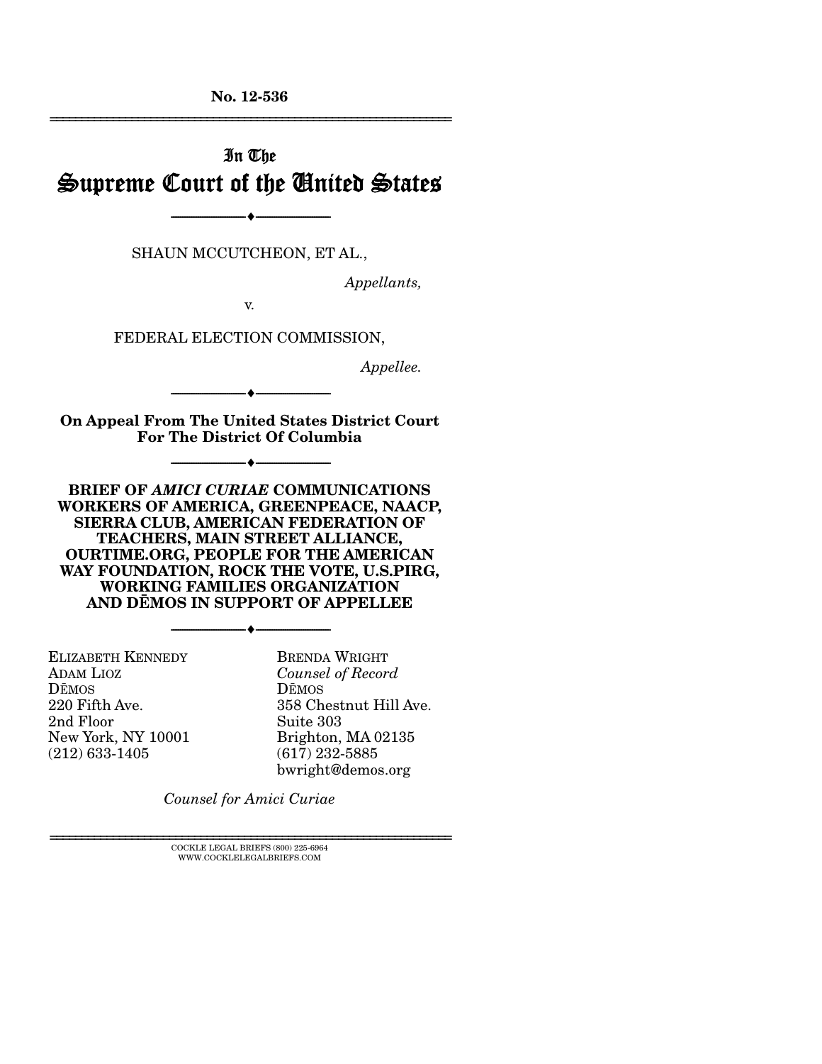**No. 12-536**

---

In The
# Supreme Court of the United States

---

SHAUN MCCUTCHEON, ET AL.,

*Appellants,*

v.

FEDERAL ELECTION COMMISSION,

*Appellee.*

---

**On Appeal From The United States District Court For The District Of Columbia**

---

**BRIEF OF *AMICI CURIAE* COMMUNICATIONS WORKERS OF AMERICA, GREENPEACE, NAACP, SIERRA CLUB, AMERICAN FEDERATION OF TEACHERS, MAIN STREET ALLIANCE, OURTIME.ORG, PEOPLE FOR THE AMERICAN WAY FOUNDATION, ROCK THE VOTE, U.S.PIRG, WORKING FAMILIES ORGANIZATION AND DĒMOS IN SUPPORT OF APPELLEE**

---

ELIZABETH KENNEDY
ADAM LIOZ
DĒMOS
220 Fifth Ave.
2nd Floor
New York, NY 10001
(212) 633-1405

BRENDA WRIGHT
*Counsel of Record*
DĒMOS
358 Chestnut Hill Ave.
Suite 303
Brighton, MA 02135
(617) 232-5885
bwright@demos.org

*Counsel for Amici Curiae*

---

COCKLE LEGAL BRIEFS (800) 225-6964
WWW.COCKLELEGALBRIEFS.COM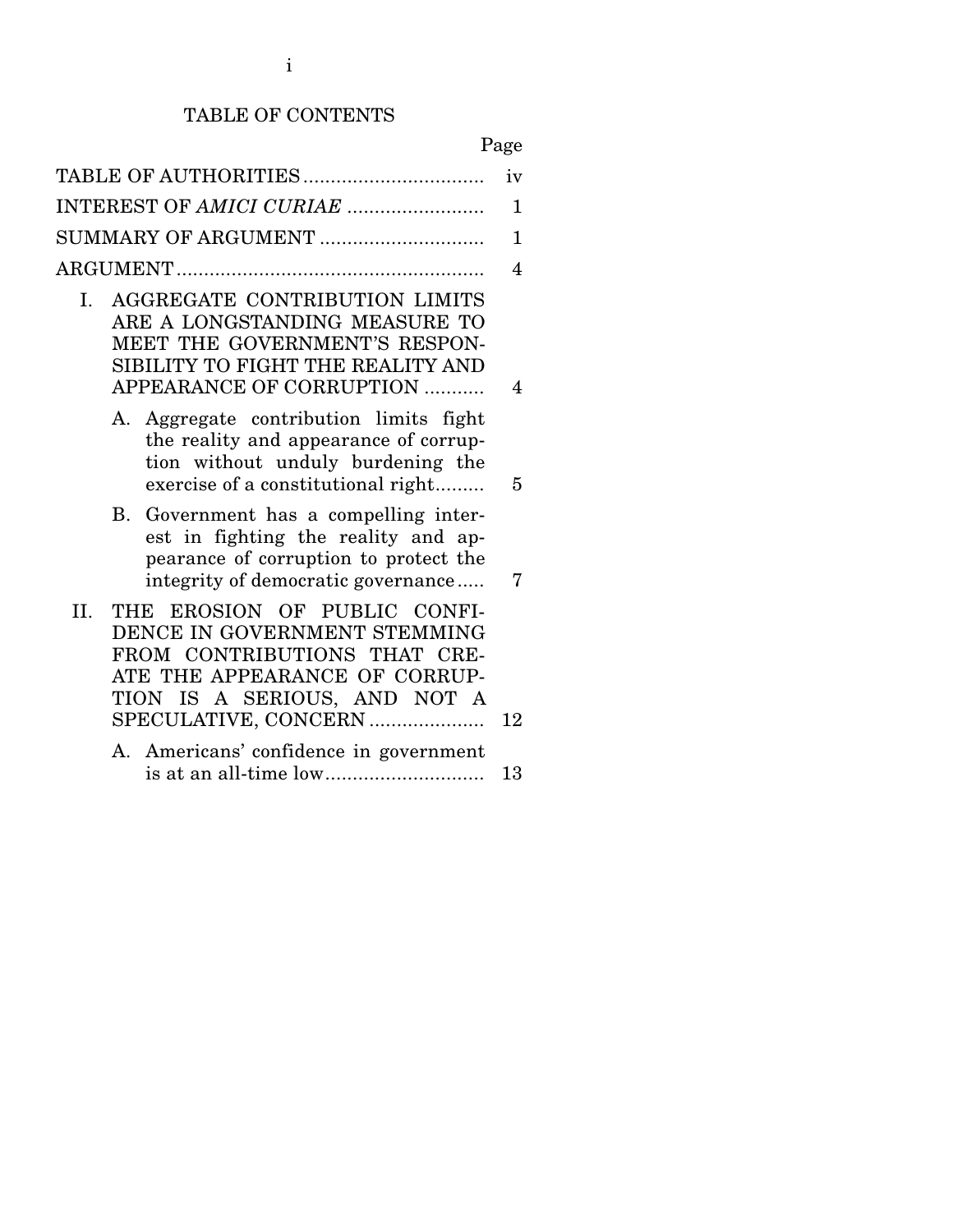# TABLE OF CONTENTS

| | Page |
|---|---|
| TABLE OF AUTHORITIES | iv |
| INTEREST OF *AMICI CURIAE* | 1 |
| SUMMARY OF ARGUMENT | 1 |
| ARGUMENT | 4 |
| I. AGGREGATE CONTRIBUTION LIMITS ARE A LONGSTANDING MEASURE TO MEET THE GOVERNMENT'S RESPONSIBILITY TO FIGHT THE REALITY AND APPEARANCE OF CORRUPTION | 4 |
| A. Aggregate contribution limits fight the reality and appearance of corruption without unduly burdening the exercise of a constitutional right | 5 |
| B. Government has a compelling interest in fighting the reality and appearance of corruption to protect the integrity of democratic governance | 7 |
| II. THE EROSION OF PUBLIC CONFIDENCE IN GOVERNMENT STEMMING FROM CONTRIBUTIONS THAT CREATE THE APPEARANCE OF CORRUPTION IS A SERIOUS, AND NOT A SPECULATIVE, CONCERN | 12 |
| A. Americans' confidence in government is at an all-time low | 13 |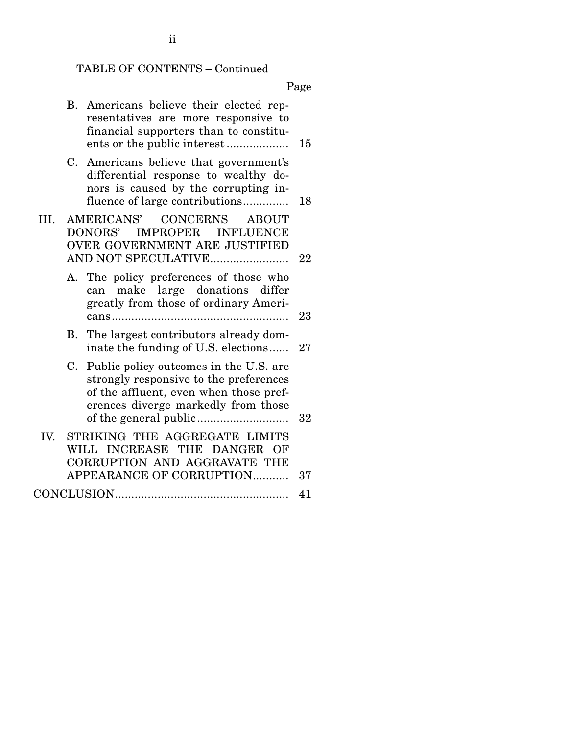TABLE OF CONTENTS – Continued

| | Page |
|---|---|
| B. Americans believe their elected representatives are more responsive to financial supporters than to constituents or the public interest | 15 |
| C. Americans believe that government's differential response to wealthy donors is caused by the corrupting influence of large contributions | 18 |
| III. AMERICANS' CONCERNS ABOUT DONORS' IMPROPER INFLUENCE OVER GOVERNMENT ARE JUSTIFIED AND NOT SPECULATIVE | 22 |
| A. The policy preferences of those who can make large donations differ greatly from those of ordinary Americans | 23 |
| B. The largest contributors already dominate the funding of U.S. elections | 27 |
| C. Public policy outcomes in the U.S. are strongly responsive to the preferences of the affluent, even when those preferences diverge markedly from those of the general public | 32 |
| IV. STRIKING THE AGGREGATE LIMITS WILL INCREASE THE DANGER OF CORRUPTION AND AGGRAVATE THE APPEARANCE OF CORRUPTION | 37 |
| CONCLUSION | 41 |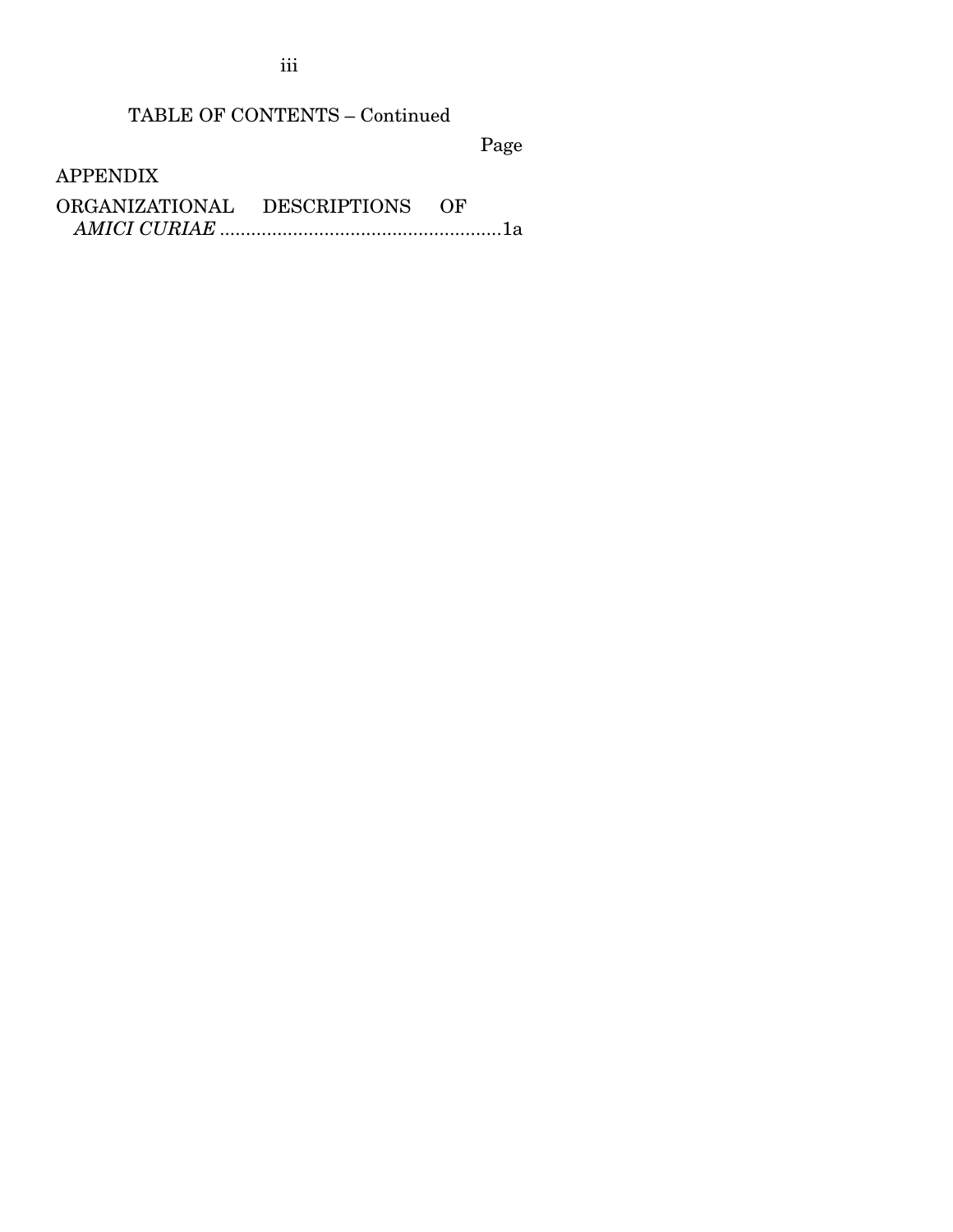TABLE OF CONTENTS – Continued

| | Page |
|---|---|
| APPENDIX | |
| ORGANIZATIONAL DESCRIPTIONS OF *AMICI CURIAE* | 1a |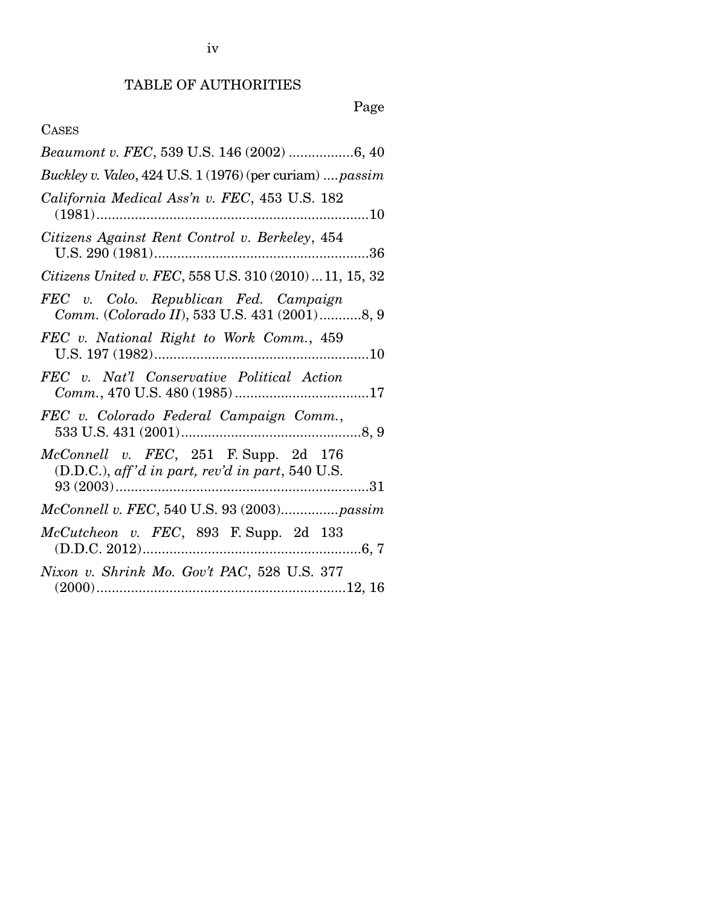# TABLE OF AUTHORITIES

Page

CASES

*Beaumont v. FEC*, 539 U.S. 146 (2002) .................6, 40

*Buckley v. Valeo*, 424 U.S. 1 (1976) (per curiam) ....*passim*

*California Medical Ass'n v. FEC*, 453 U.S. 182 (1981)........................................................................10

*Citizens Against Rent Control v. Berkeley*, 454 U.S. 290 (1981).........................................................36

*Citizens United v. FEC*, 558 U.S. 310 (2010) ... 11, 15, 32

*FEC v. Colo. Republican Fed. Campaign Comm. (Colorado II)*, 533 U.S. 431 (2001)...........8, 9

*FEC v. National Right to Work Comm.*, 459 U.S. 197 (1982).........................................................10

*FEC v. Nat'l Conservative Political Action Comm.*, 470 U.S. 480 (1985) ...................................17

*FEC v. Colorado Federal Campaign Comm.*, 533 U.S. 431 (2001)...............................................8, 9

*McConnell v. FEC*, 251 F. Supp. 2d 176 (D.D.C.), *aff'd in part, rev'd in part*, 540 U.S. 93 (2003)...................................................................31

*McConnell v. FEC*, 540 U.S. 93 (2003)...............*passim*

*McCutcheon v. FEC*, 893 F. Supp. 2d 133 (D.D.C. 2012).........................................................6, 7

*Nixon v. Shrink Mo. Gov't PAC*, 528 U.S. 377 (2000).................................................................12, 16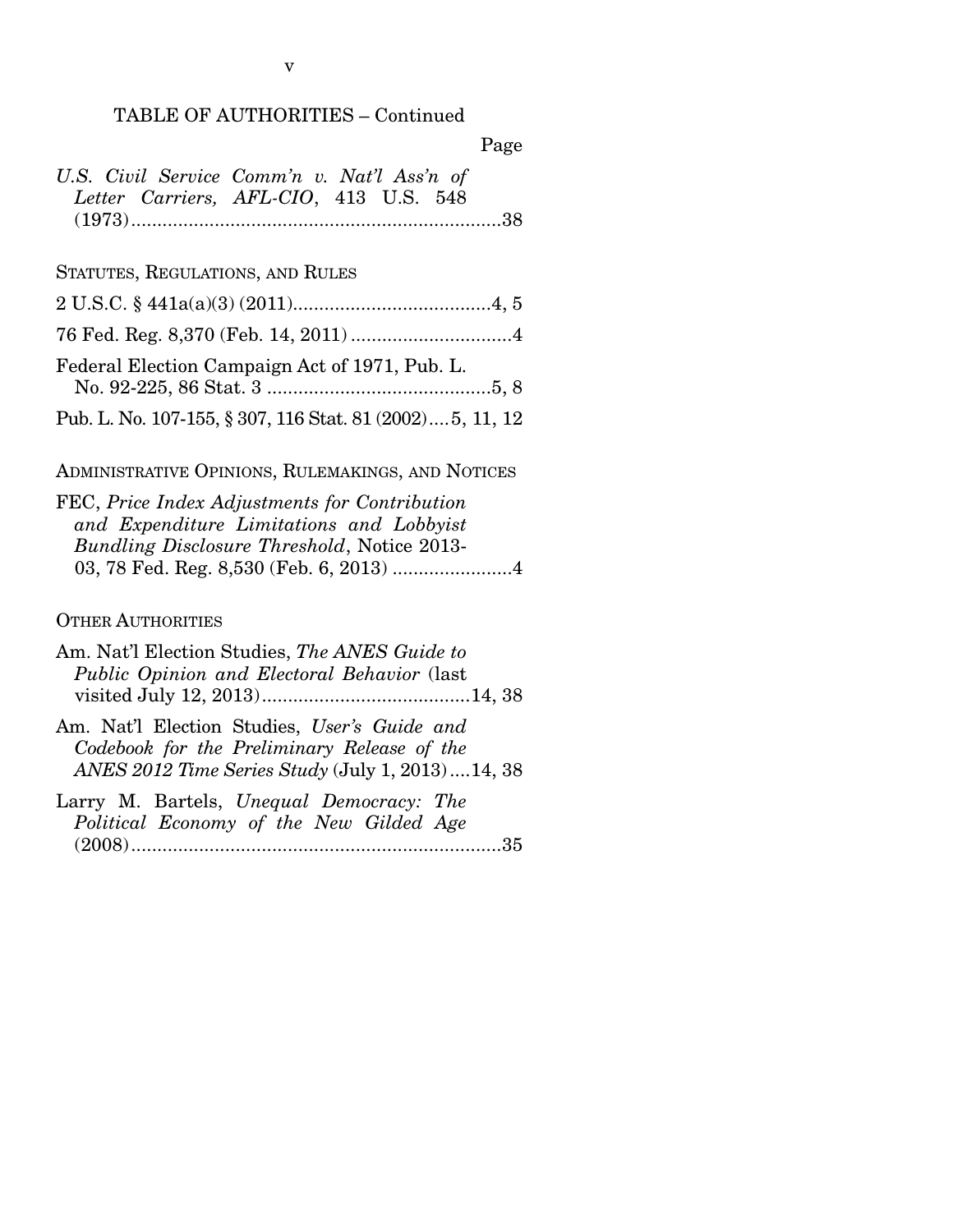TABLE OF AUTHORITIES – Continued

Page

*U.S. Civil Service Comm'n v. Nat'l Ass'n of Letter Carriers, AFL-CIO*, 413 U.S. 548 (1973) ....... 38

STATUTES, REGULATIONS, AND RULES

2 U.S.C. § 441a(a)(3) (2011) ....... 4, 5

76 Fed. Reg. 8,370 (Feb. 14, 2011) ....... 4

Federal Election Campaign Act of 1971, Pub. L. No. 92-225, 86 Stat. 3 ....... 5, 8

Pub. L. No. 107-155, § 307, 116 Stat. 81 (2002) ....... 5, 11, 12

ADMINISTRATIVE OPINIONS, RULEMAKINGS, AND NOTICES

FEC, *Price Index Adjustments for Contribution and Expenditure Limitations and Lobbyist Bundling Disclosure Threshold*, Notice 2013-03, 78 Fed. Reg. 8,530 (Feb. 6, 2013) ....... 4

OTHER AUTHORITIES

Am. Nat'l Election Studies, *The ANES Guide to Public Opinion and Electoral Behavior* (last visited July 12, 2013) ....... 14, 38

Am. Nat'l Election Studies, *User's Guide and Codebook for the Preliminary Release of the ANES 2012 Time Series Study* (July 1, 2013) ....... 14, 38

Larry M. Bartels, *Unequal Democracy: The Political Economy of the New Gilded Age* (2008) ....... 35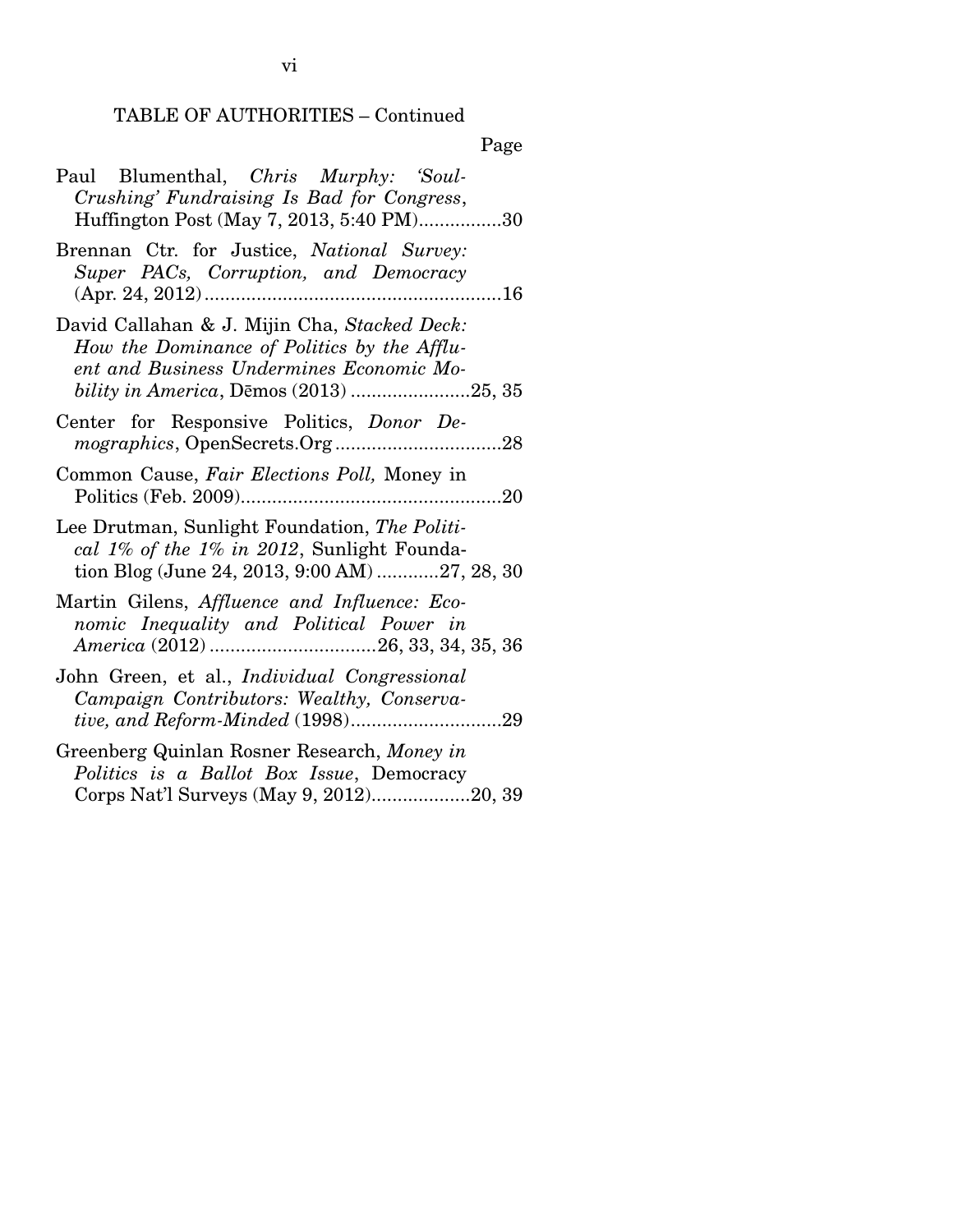TABLE OF AUTHORITIES – Continued

Page

Paul Blumenthal, *Chris Murphy: 'Soul-Crushing' Fundraising Is Bad for Congress*, Huffington Post (May 7, 2013, 5:40 PM)................30

Brennan Ctr. for Justice, *National Survey: Super PACs, Corruption, and Democracy* (Apr. 24, 2012)..........................................................16

David Callahan & J. Mijin Cha, *Stacked Deck: How the Dominance of Politics by the Affluent and Business Undermines Economic Mobility in America*, Dēmos (2013) .......................25, 35

Center for Responsive Politics, *Donor Demographics*, OpenSecrets.Org ................................28

Common Cause, *Fair Elections Poll,* Money in Politics (Feb. 2009)..................................................20

Lee Drutman, Sunlight Foundation, *The Political 1% of the 1% in 2012*, Sunlight Foundation Blog (June 24, 2013, 9:00 AM) ............27, 28, 30

Martin Gilens, *Affluence and Influence: Economic Inequality and Political Power in America* (2012) ................................26, 33, 34, 35, 36

John Green, et al., *Individual Congressional Campaign Contributors: Wealthy, Conservative, and Reform-Minded* (1998).............................29

Greenberg Quinlan Rosner Research, *Money in Politics is a Ballot Box Issue*, Democracy Corps Nat'l Surveys (May 9, 2012)...................20, 39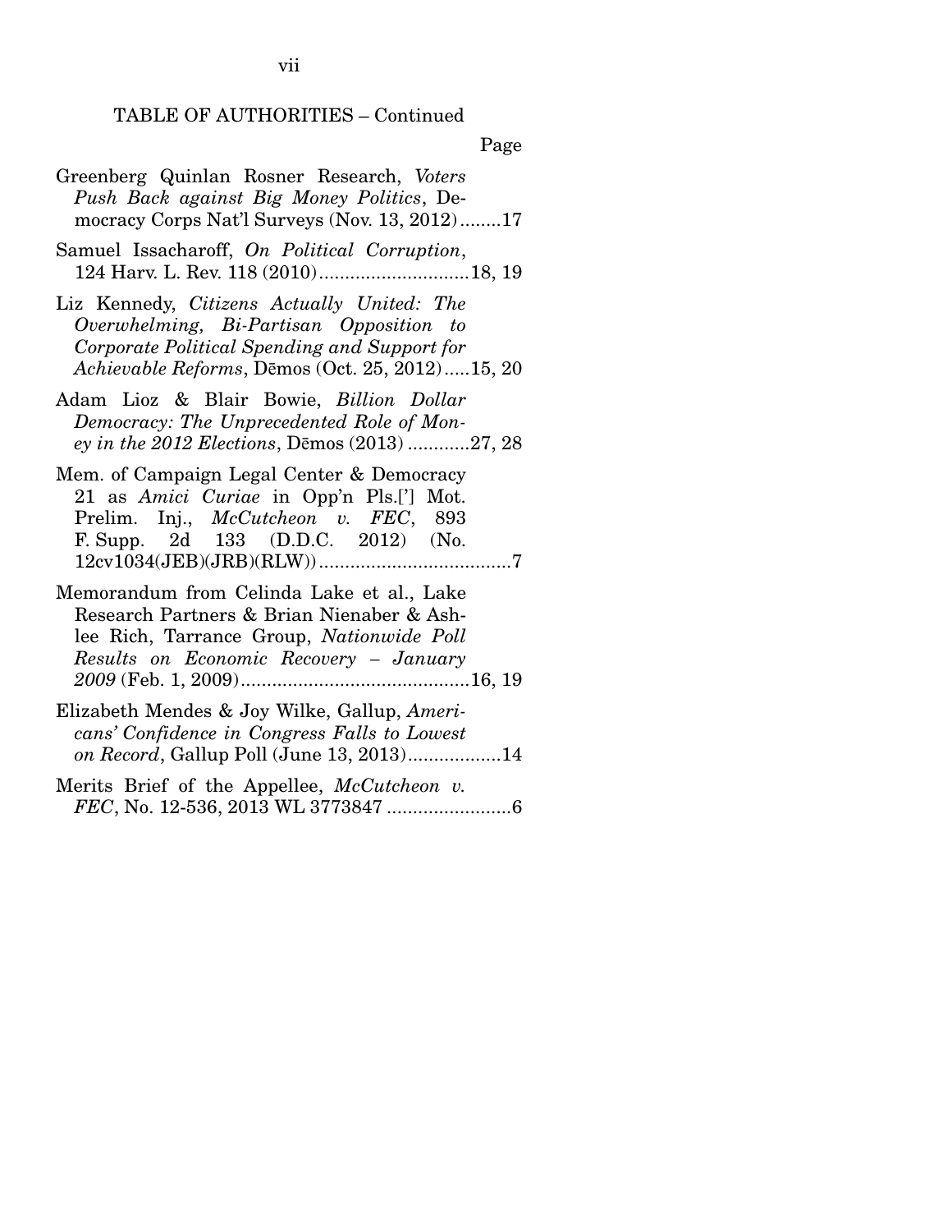TABLE OF AUTHORITIES – Continued

Page

Greenberg Quinlan Rosner Research, *Voters Push Back against Big Money Politics*, Democracy Corps Nat'l Surveys (Nov. 13, 2012)........17

Samuel Issacharoff, *On Political Corruption*, 124 Harv. L. Rev. 118 (2010).............................18, 19

Liz Kennedy, *Citizens Actually United: The Overwhelming, Bi-Partisan Opposition to Corporate Political Spending and Support for Achievable Reforms*, Dēmos (Oct. 25, 2012).....15, 20

Adam Lioz & Blair Bowie, *Billion Dollar Democracy: The Unprecedented Role of Money in the 2012 Elections*, Dēmos (2013) ............27, 28

Mem. of Campaign Legal Center & Democracy 21 as *Amici Curiae* in Opp'n Pls.['] Mot. Prelim. Inj., *McCutcheon v. FEC*, 893 F. Supp. 2d 133 (D.D.C. 2012) (No. 12cv1034(JEB)(JRB)(RLW)).....................................7

Memorandum from Celinda Lake et al., Lake Research Partners & Brian Nienaber & Ashlee Rich, Tarrance Group, *Nationwide Poll Results on Economic Recovery – January 2009* (Feb. 1, 2009)............................................16, 19

Elizabeth Mendes & Joy Wilke, Gallup, *Americans' Confidence in Congress Falls to Lowest on Record*, Gallup Poll (June 13, 2013)..................14

Merits Brief of the Appellee, *McCutcheon v. FEC*, No. 12-536, 2013 WL 3773847 ........................6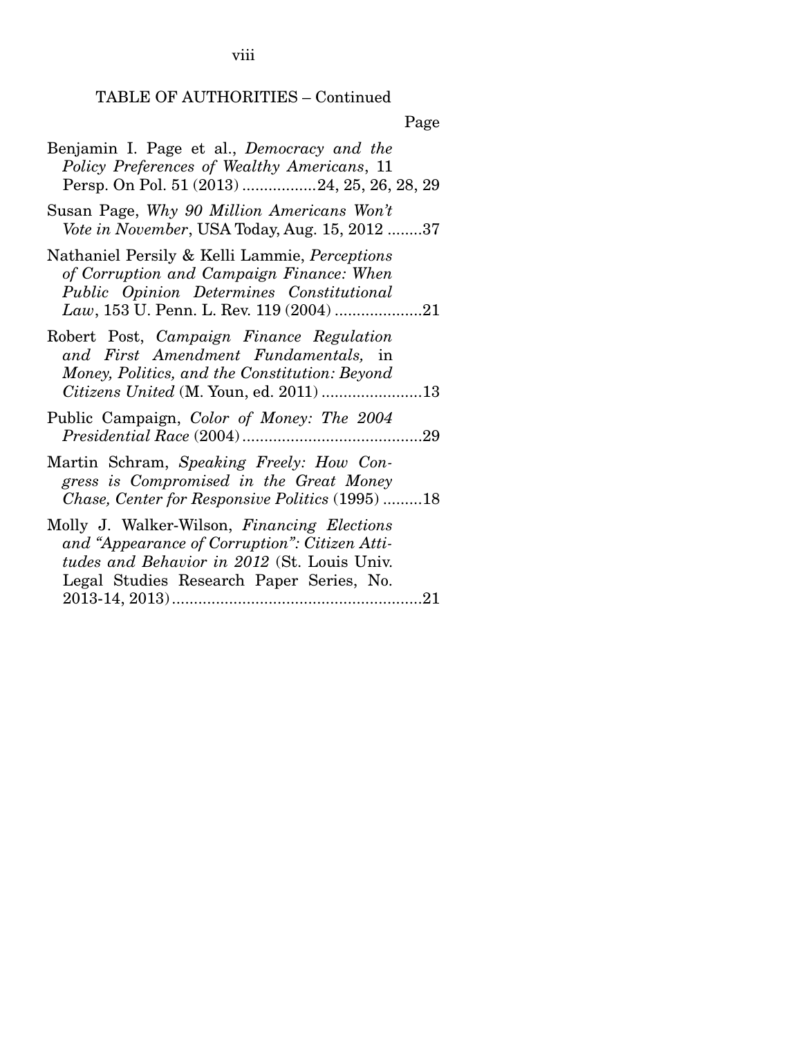TABLE OF AUTHORITIES – Continued

Page

Benjamin I. Page et al., *Democracy and the Policy Preferences of Wealthy Americans*, 11 Persp. On Pol. 51 (2013) .................24, 25, 26, 28, 29

Susan Page, *Why 90 Million Americans Won't Vote in November*, USA Today, Aug. 15, 2012 ........37

Nathaniel Persily & Kelli Lammie, *Perceptions of Corruption and Campaign Finance: When Public Opinion Determines Constitutional Law*, 153 U. Penn. L. Rev. 119 (2004) ....................21

Robert Post, *Campaign Finance Regulation and First Amendment Fundamentals,* in *Money, Politics, and the Constitution: Beyond Citizens United* (M. Youn, ed. 2011) .......................13

Public Campaign, *Color of Money: The 2004 Presidential Race* (2004).........................................29

Martin Schram, *Speaking Freely: How Congress is Compromised in the Great Money Chase, Center for Responsive Politics* (1995) .........18

Molly J. Walker-Wilson, *Financing Elections and "Appearance of Corruption": Citizen Attitudes and Behavior in 2012* (St. Louis Univ. Legal Studies Research Paper Series, No. 2013-14, 2013).........................................................21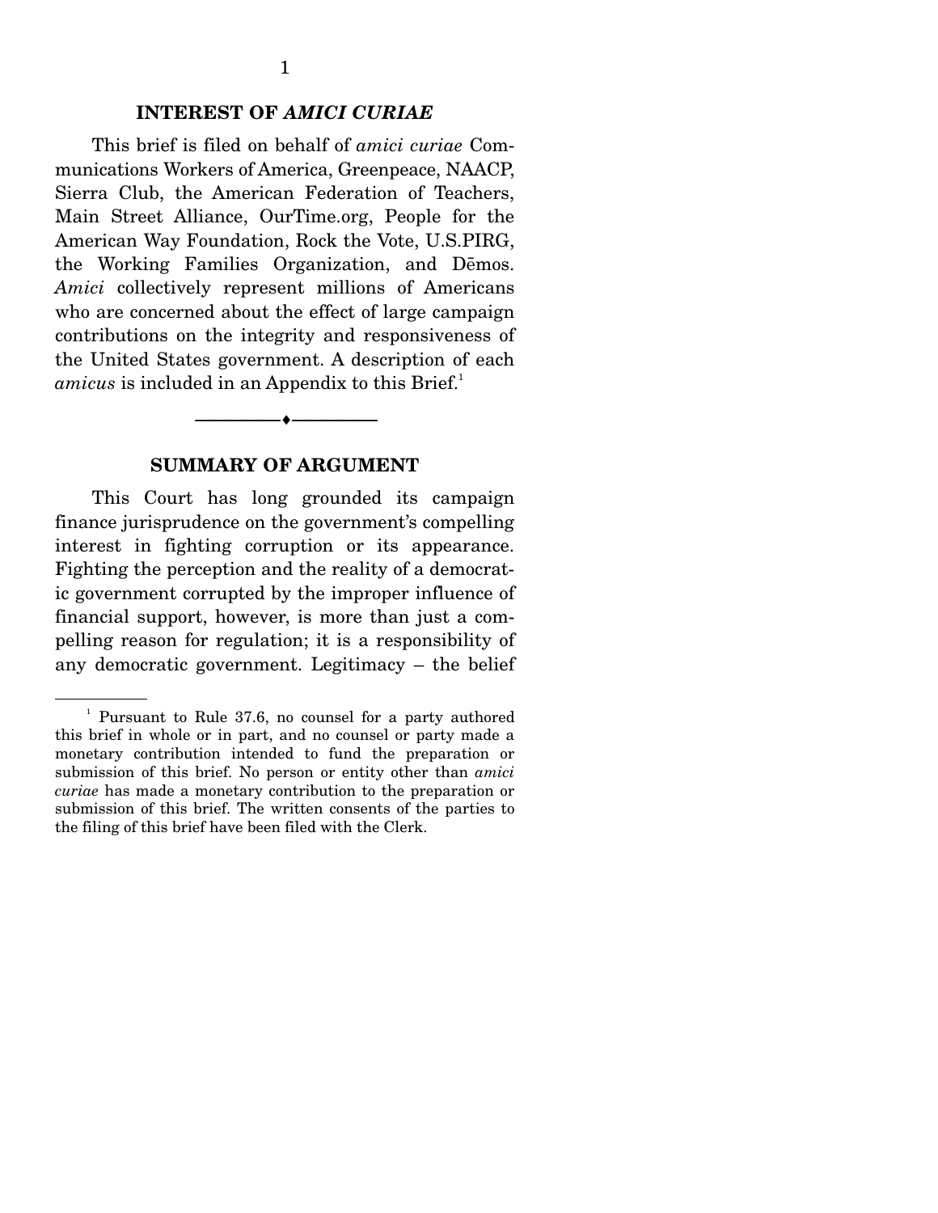## INTEREST OF *AMICI CURIAE*

This brief is filed on behalf of *amici curiae* Communications Workers of America, Greenpeace, NAACP, Sierra Club, the American Federation of Teachers, Main Street Alliance, OurTime.org, People for the American Way Foundation, Rock the Vote, U.S.PIRG, the Working Families Organization, and Dēmos. *Amici* collectively represent millions of Americans who are concerned about the effect of large campaign contributions on the integrity and responsiveness of the United States government. A description of each *amicus* is included in an Appendix to this Brief.[1]

---

## SUMMARY OF ARGUMENT

This Court has long grounded its campaign finance jurisprudence on the government's compelling interest in fighting corruption or its appearance. Fighting the perception and the reality of a democratic government corrupted by the improper influence of financial support, however, is more than just a compelling reason for regulation; it is a responsibility of any democratic government. Legitimacy – the belief

---

[1] Pursuant to Rule 37.6, no counsel for a party authored this brief in whole or in part, and no counsel or party made a monetary contribution intended to fund the preparation or submission of this brief. No person or entity other than *amici curiae* has made a monetary contribution to the preparation or submission of this brief. The written consents of the parties to the filing of this brief have been filed with the Clerk.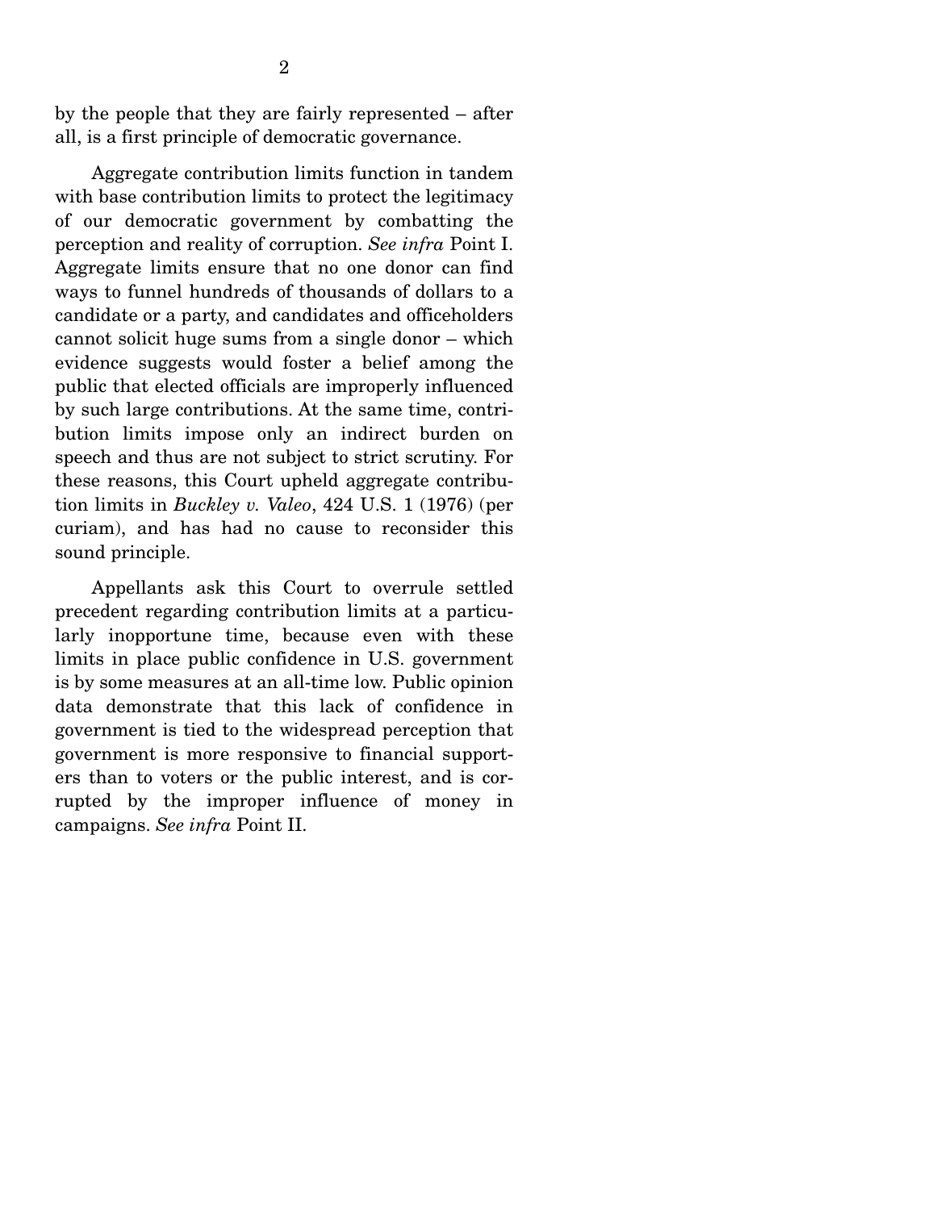by the people that they are fairly represented – after all, is a first principle of democratic governance.

Aggregate contribution limits function in tandem with base contribution limits to protect the legitimacy of our democratic government by combatting the perception and reality of corruption. *See infra* Point I. Aggregate limits ensure that no one donor can find ways to funnel hundreds of thousands of dollars to a candidate or a party, and candidates and officeholders cannot solicit huge sums from a single donor – which evidence suggests would foster a belief among the public that elected officials are improperly influenced by such large contributions. At the same time, contribution limits impose only an indirect burden on speech and thus are not subject to strict scrutiny. For these reasons, this Court upheld aggregate contribution limits in *Buckley v. Valeo*, 424 U.S. 1 (1976) (per curiam), and has had no cause to reconsider this sound principle.

Appellants ask this Court to overrule settled precedent regarding contribution limits at a particularly inopportune time, because even with these limits in place public confidence in U.S. government is by some measures at an all-time low. Public opinion data demonstrate that this lack of confidence in government is tied to the widespread perception that government is more responsive to financial supporters than to voters or the public interest, and is corrupted by the improper influence of money in campaigns. *See infra* Point II.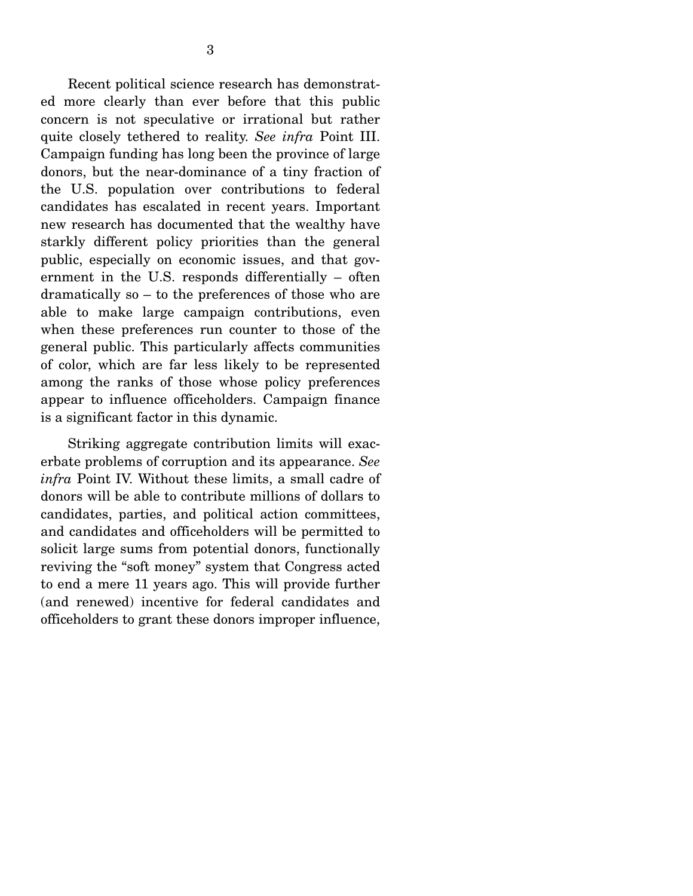Recent political science research has demonstrated more clearly than ever before that this public concern is not speculative or irrational but rather quite closely tethered to reality. *See infra* Point III. Campaign funding has long been the province of large donors, but the near-dominance of a tiny fraction of the U.S. population over contributions to federal candidates has escalated in recent years. Important new research has documented that the wealthy have starkly different policy priorities than the general public, especially on economic issues, and that government in the U.S. responds differentially – often dramatically so – to the preferences of those who are able to make large campaign contributions, even when these preferences run counter to those of the general public. This particularly affects communities of color, which are far less likely to be represented among the ranks of those whose policy preferences appear to influence officeholders. Campaign finance is a significant factor in this dynamic.

Striking aggregate contribution limits will exacerbate problems of corruption and its appearance. *See infra* Point IV. Without these limits, a small cadre of donors will be able to contribute millions of dollars to candidates, parties, and political action committees, and candidates and officeholders will be permitted to solicit large sums from potential donors, functionally reviving the "soft money" system that Congress acted to end a mere 11 years ago. This will provide further (and renewed) incentive for federal candidates and officeholders to grant these donors improper influence,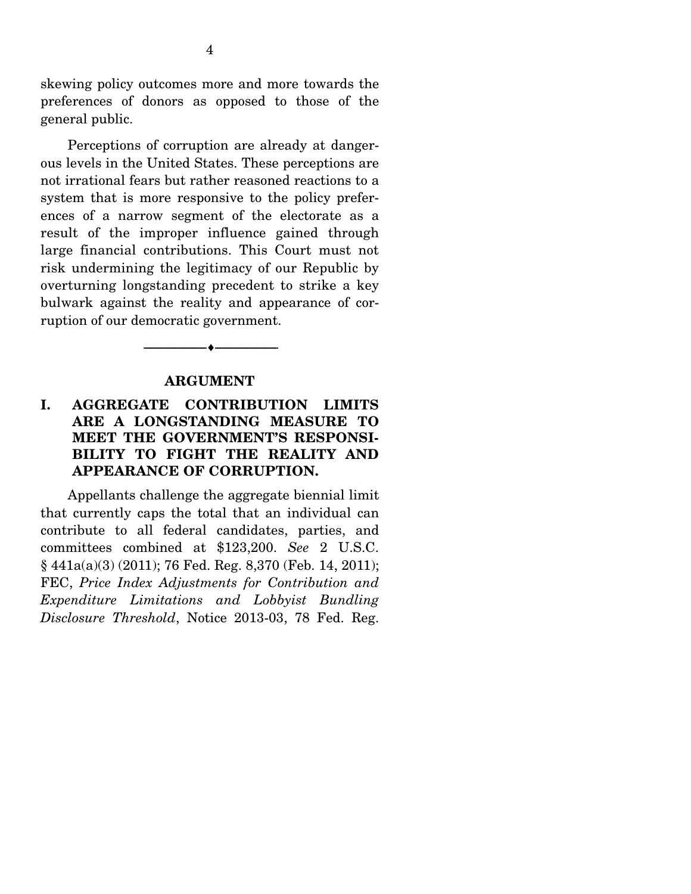skewing policy outcomes more and more towards the preferences of donors as opposed to those of the general public.

Perceptions of corruption are already at dangerous levels in the United States. These perceptions are not irrational fears but rather reasoned reactions to a system that is more responsive to the policy preferences of a narrow segment of the electorate as a result of the improper influence gained through large financial contributions. This Court must not risk undermining the legitimacy of our Republic by overturning longstanding precedent to strike a key bulwark against the reality and appearance of corruption of our democratic government.

---

## ARGUMENT

### I. AGGREGATE CONTRIBUTION LIMITS ARE A LONGSTANDING MEASURE TO MEET THE GOVERNMENT'S RESPONSIBILITY TO FIGHT THE REALITY AND APPEARANCE OF CORRUPTION.

Appellants challenge the aggregate biennial limit that currently caps the total that an individual can contribute to all federal candidates, parties, and committees combined at $123,200. *See* 2 U.S.C. § 441a(a)(3) (2011); 76 Fed. Reg. 8,370 (Feb. 14, 2011); FEC, *Price Index Adjustments for Contribution and Expenditure Limitations and Lobbyist Bundling Disclosure Threshold*, Notice 2013-03, 78 Fed. Reg.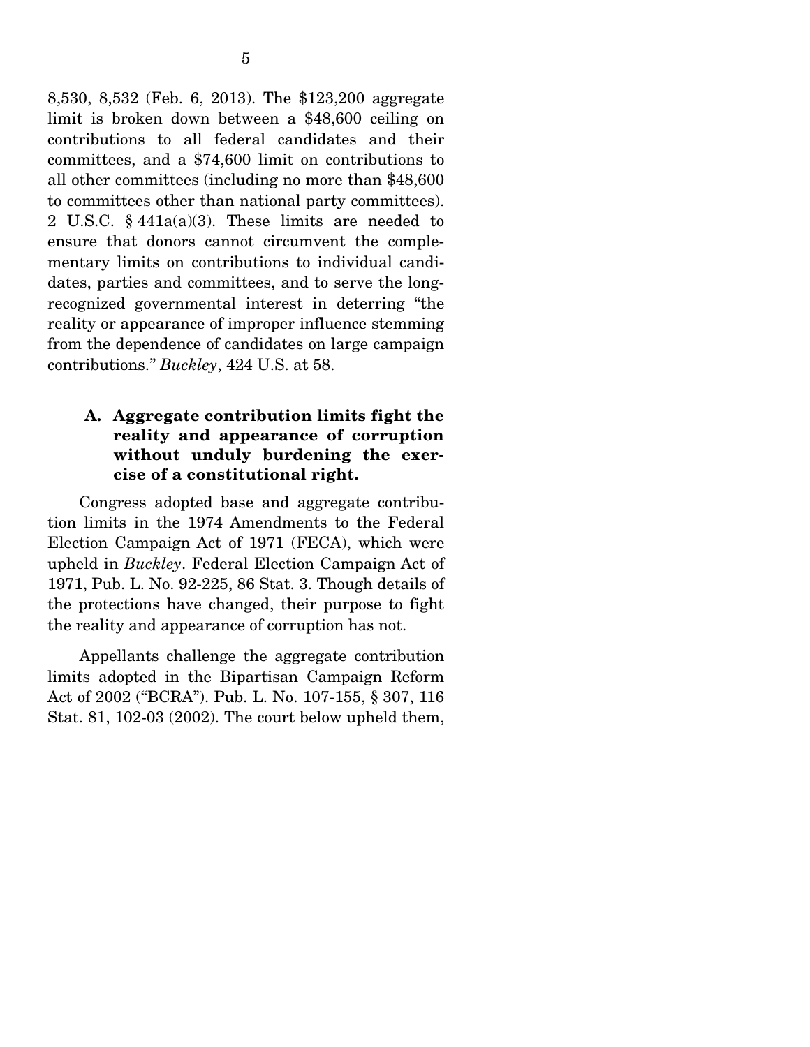8,530, 8,532 (Feb. 6, 2013). The $123,200 aggregate limit is broken down between a $48,600 ceiling on contributions to all federal candidates and their committees, and a $74,600 limit on contributions to all other committees (including no more than $48,600 to committees other than national party committees). 2 U.S.C. § 441a(a)(3). These limits are needed to ensure that donors cannot circumvent the complementary limits on contributions to individual candidates, parties and committees, and to serve the long-recognized governmental interest in deterring "the reality or appearance of improper influence stemming from the dependence of candidates on large campaign contributions." *Buckley*, 424 U.S. at 58.

### A. Aggregate contribution limits fight the reality and appearance of corruption without unduly burdening the exercise of a constitutional right.

Congress adopted base and aggregate contribution limits in the 1974 Amendments to the Federal Election Campaign Act of 1971 (FECA), which were upheld in *Buckley*. Federal Election Campaign Act of 1971, Pub. L. No. 92-225, 86 Stat. 3. Though details of the protections have changed, their purpose to fight the reality and appearance of corruption has not.

Appellants challenge the aggregate contribution limits adopted in the Bipartisan Campaign Reform Act of 2002 ("BCRA"). Pub. L. No. 107-155, § 307, 116 Stat. 81, 102-03 (2002). The court below upheld them,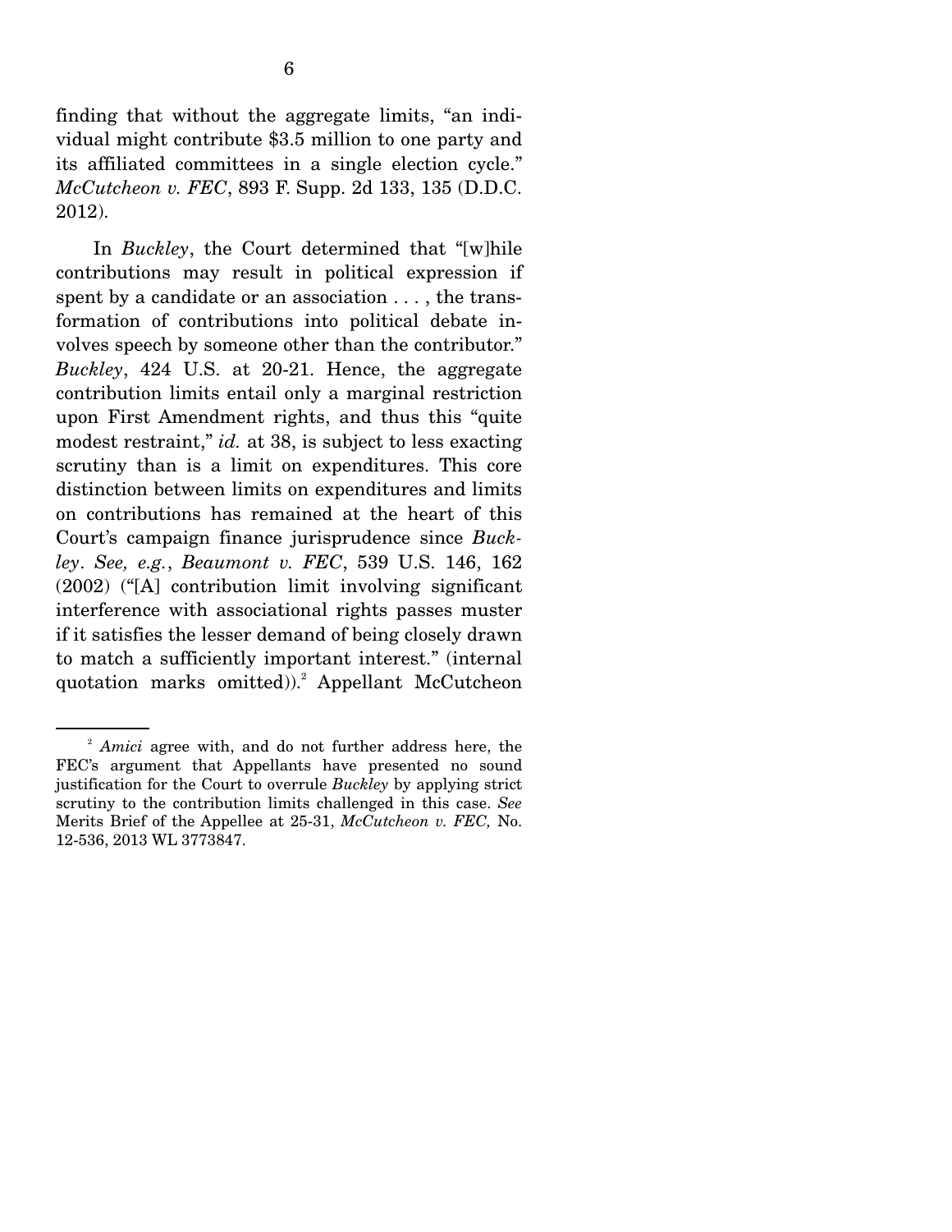finding that without the aggregate limits, "an individual might contribute $3.5 million to one party and its affiliated committees in a single election cycle." *McCutcheon v. FEC*, 893 F. Supp. 2d 133, 135 (D.D.C. 2012).

In *Buckley*, the Court determined that "[w]hile contributions may result in political expression if spent by a candidate or an association . . . , the transformation of contributions into political debate involves speech by someone other than the contributor." *Buckley*, 424 U.S. at 20-21. Hence, the aggregate contribution limits entail only a marginal restriction upon First Amendment rights, and thus this "quite modest restraint," *id.* at 38, is subject to less exacting scrutiny than is a limit on expenditures. This core distinction between limits on expenditures and limits on contributions has remained at the heart of this Court's campaign finance jurisprudence since *Buckley*. *See, e.g.*, *Beaumont v. FEC*, 539 U.S. 146, 162 (2002) ("[A] contribution limit involving significant interference with associational rights passes muster if it satisfies the lesser demand of being closely drawn to match a sufficiently important interest." (internal quotation marks omitted)).[2] Appellant McCutcheon

---

[2] *Amici* agree with, and do not further address here, the FEC's argument that Appellants have presented no sound justification for the Court to overrule *Buckley* by applying strict scrutiny to the contribution limits challenged in this case. *See* Merits Brief of the Appellee at 25-31, *McCutcheon v. FEC,* No. 12-536, 2013 WL 3773847.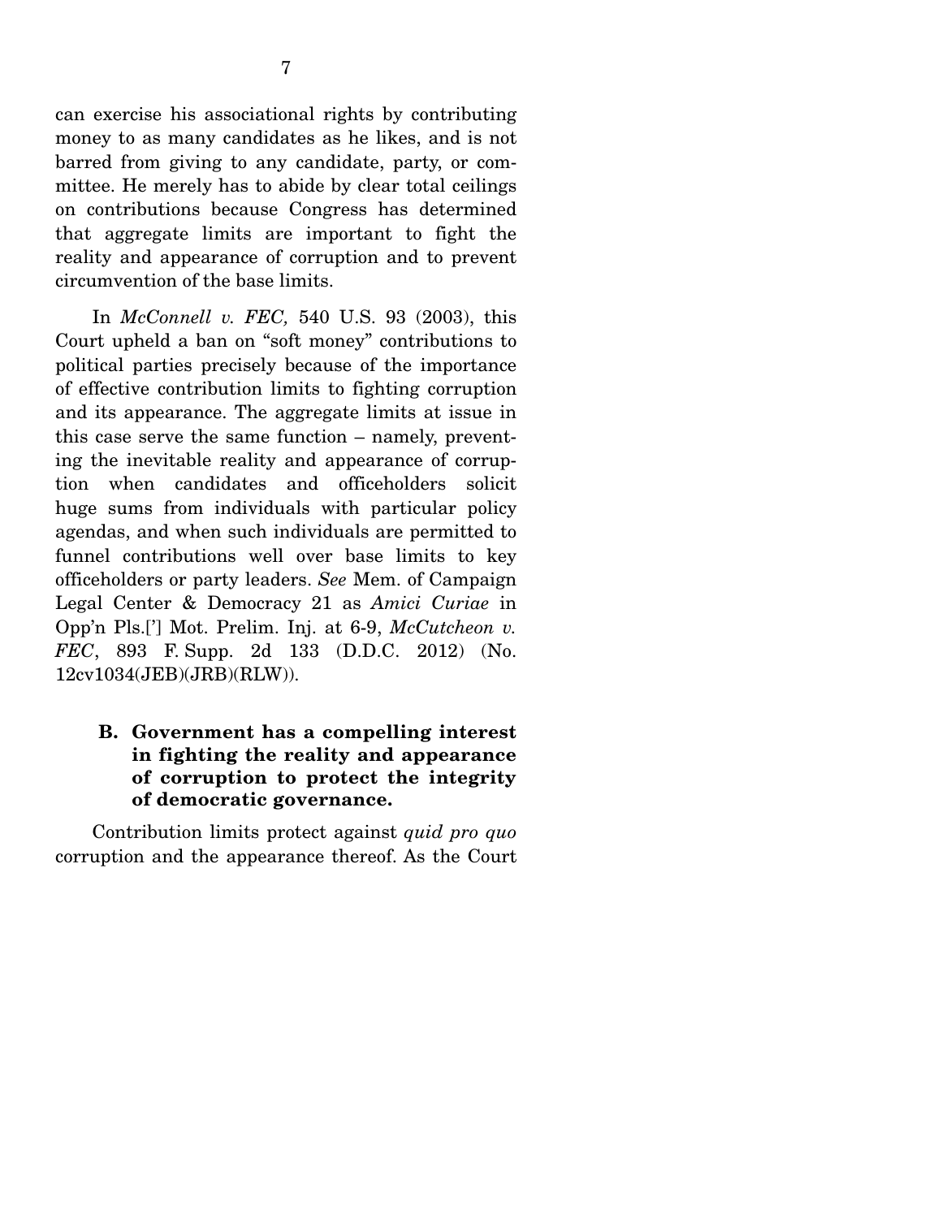can exercise his associational rights by contributing money to as many candidates as he likes, and is not barred from giving to any candidate, party, or committee. He merely has to abide by clear total ceilings on contributions because Congress has determined that aggregate limits are important to fight the reality and appearance of corruption and to prevent circumvention of the base limits.

In *McConnell v. FEC,* 540 U.S. 93 (2003), this Court upheld a ban on "soft money" contributions to political parties precisely because of the importance of effective contribution limits to fighting corruption and its appearance. The aggregate limits at issue in this case serve the same function – namely, preventing the inevitable reality and appearance of corruption when candidates and officeholders solicit huge sums from individuals with particular policy agendas, and when such individuals are permitted to funnel contributions well over base limits to key officeholders or party leaders. *See* Mem. of Campaign Legal Center & Democracy 21 as *Amici Curiae* in Opp'n Pls.['] Mot. Prelim. Inj. at 6-9, *McCutcheon v. FEC*, 893 F. Supp. 2d 133 (D.D.C. 2012) (No. 12cv1034(JEB)(JRB)(RLW)).

### B. Government has a compelling interest in fighting the reality and appearance of corruption to protect the integrity of democratic governance.

Contribution limits protect against *quid pro quo* corruption and the appearance thereof. As the Court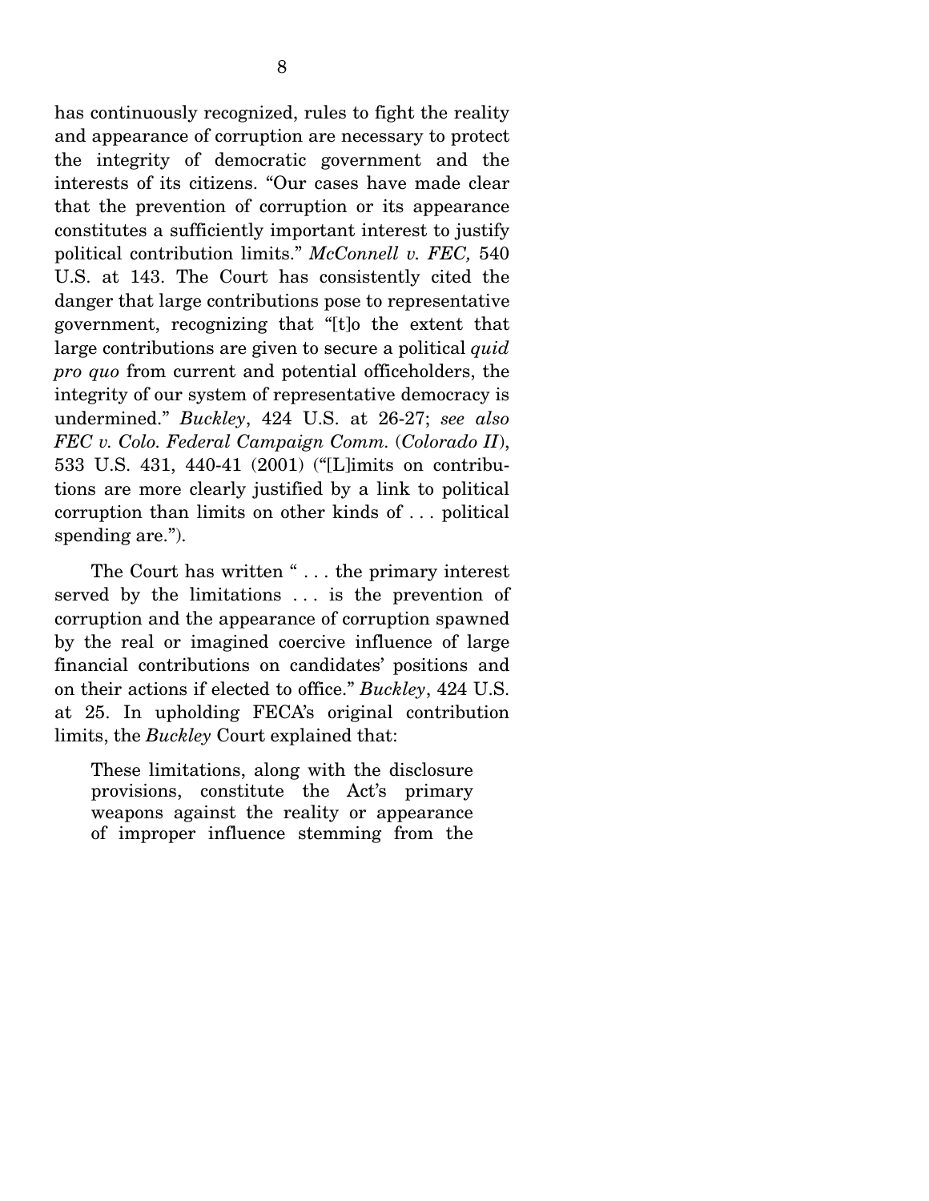has continuously recognized, rules to fight the reality and appearance of corruption are necessary to protect the integrity of democratic government and the interests of its citizens. "Our cases have made clear that the prevention of corruption or its appearance constitutes a sufficiently important interest to justify political contribution limits." *McConnell v. FEC,* 540 U.S. at 143. The Court has consistently cited the danger that large contributions pose to representative government, recognizing that "[t]o the extent that large contributions are given to secure a political *quid pro quo* from current and potential officeholders, the integrity of our system of representative democracy is undermined." *Buckley*, 424 U.S. at 26-27; *see also FEC v. Colo. Federal Campaign Comm.* (*Colorado II*), 533 U.S. 431, 440-41 (2001) ("[L]imits on contributions are more clearly justified by a link to political corruption than limits on other kinds of . . . political spending are.").

The Court has written " . . . the primary interest served by the limitations . . . is the prevention of corruption and the appearance of corruption spawned by the real or imagined coercive influence of large financial contributions on candidates' positions and on their actions if elected to office." *Buckley*, 424 U.S. at 25. In upholding FECA's original contribution limits, the *Buckley* Court explained that:

> These limitations, along with the disclosure provisions, constitute the Act's primary weapons against the reality or appearance of improper influence stemming from the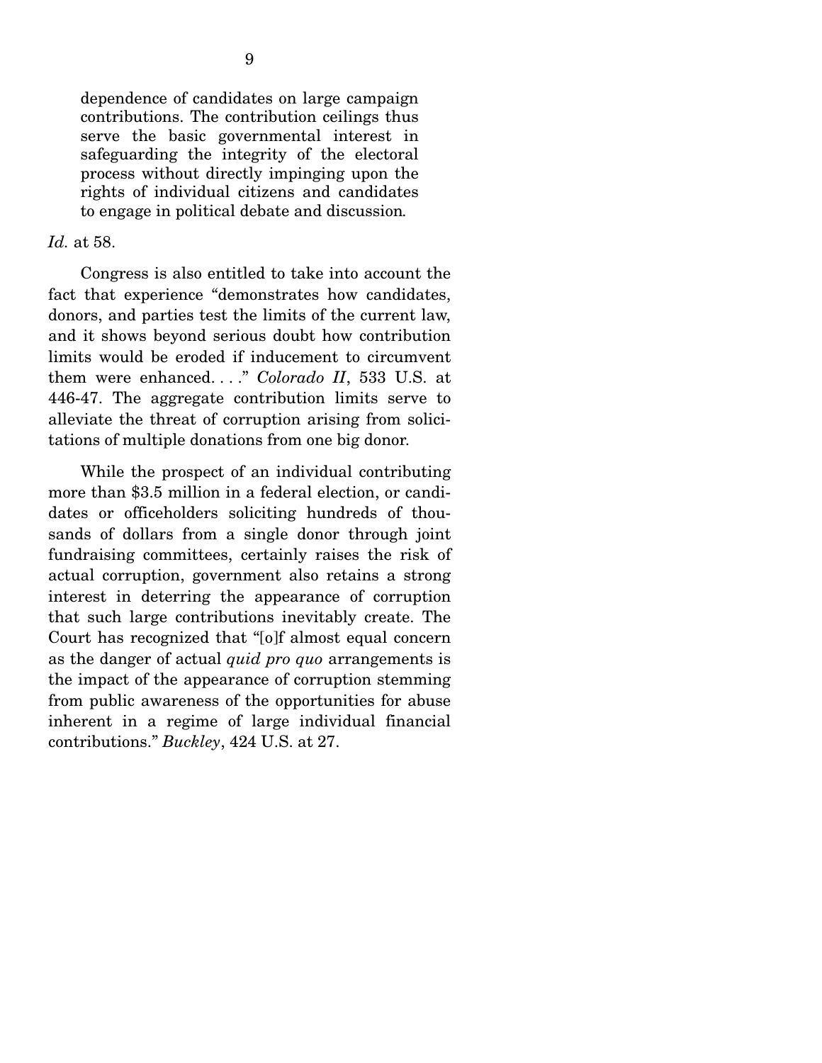> dependence of candidates on large campaign contributions. The contribution ceilings thus serve the basic governmental interest in safeguarding the integrity of the electoral process without directly impinging upon the rights of individual citizens and candidates to engage in political debate and discussion.

*Id.* at 58.

Congress is also entitled to take into account the fact that experience "demonstrates how candidates, donors, and parties test the limits of the current law, and it shows beyond serious doubt how contribution limits would be eroded if inducement to circumvent them were enhanced. . . ." *Colorado II*, 533 U.S. at 446-47. The aggregate contribution limits serve to alleviate the threat of corruption arising from solicitations of multiple donations from one big donor.

While the prospect of an individual contributing more than $3.5 million in a federal election, or candidates or officeholders soliciting hundreds of thousands of dollars from a single donor through joint fundraising committees, certainly raises the risk of actual corruption, government also retains a strong interest in deterring the appearance of corruption that such large contributions inevitably create. The Court has recognized that "[o]f almost equal concern as the danger of actual *quid pro quo* arrangements is the impact of the appearance of corruption stemming from public awareness of the opportunities for abuse inherent in a regime of large individual financial contributions." *Buckley*, 424 U.S. at 27.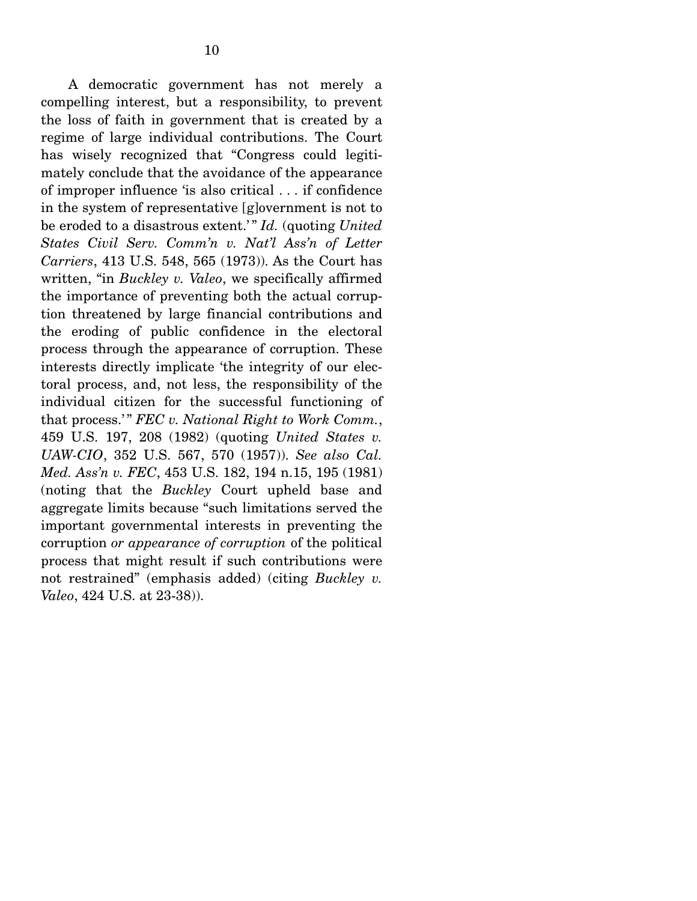A democratic government has not merely a compelling interest, but a responsibility, to prevent the loss of faith in government that is created by a regime of large individual contributions. The Court has wisely recognized that "Congress could legitimately conclude that the avoidance of the appearance of improper influence 'is also critical . . . if confidence in the system of representative [g]overnment is not to be eroded to a disastrous extent.'" *Id.* (quoting *United States Civil Serv. Comm'n v. Nat'l Ass'n of Letter Carriers*, 413 U.S. 548, 565 (1973)). As the Court has written, "in *Buckley v. Valeo*, we specifically affirmed the importance of preventing both the actual corruption threatened by large financial contributions and the eroding of public confidence in the electoral process through the appearance of corruption. These interests directly implicate 'the integrity of our electoral process, and, not less, the responsibility of the individual citizen for the successful functioning of that process.'" *FEC v. National Right to Work Comm.*, 459 U.S. 197, 208 (1982) (quoting *United States v. UAW-CIO*, 352 U.S. 567, 570 (1957)). *See also Cal. Med. Ass'n v. FEC*, 453 U.S. 182, 194 n.15, 195 (1981) (noting that the *Buckley* Court upheld base and aggregate limits because "such limitations served the important governmental interests in preventing the corruption *or appearance of corruption* of the political process that might result if such contributions were not restrained" (emphasis added) (citing *Buckley v. Valeo*, 424 U.S. at 23-38)).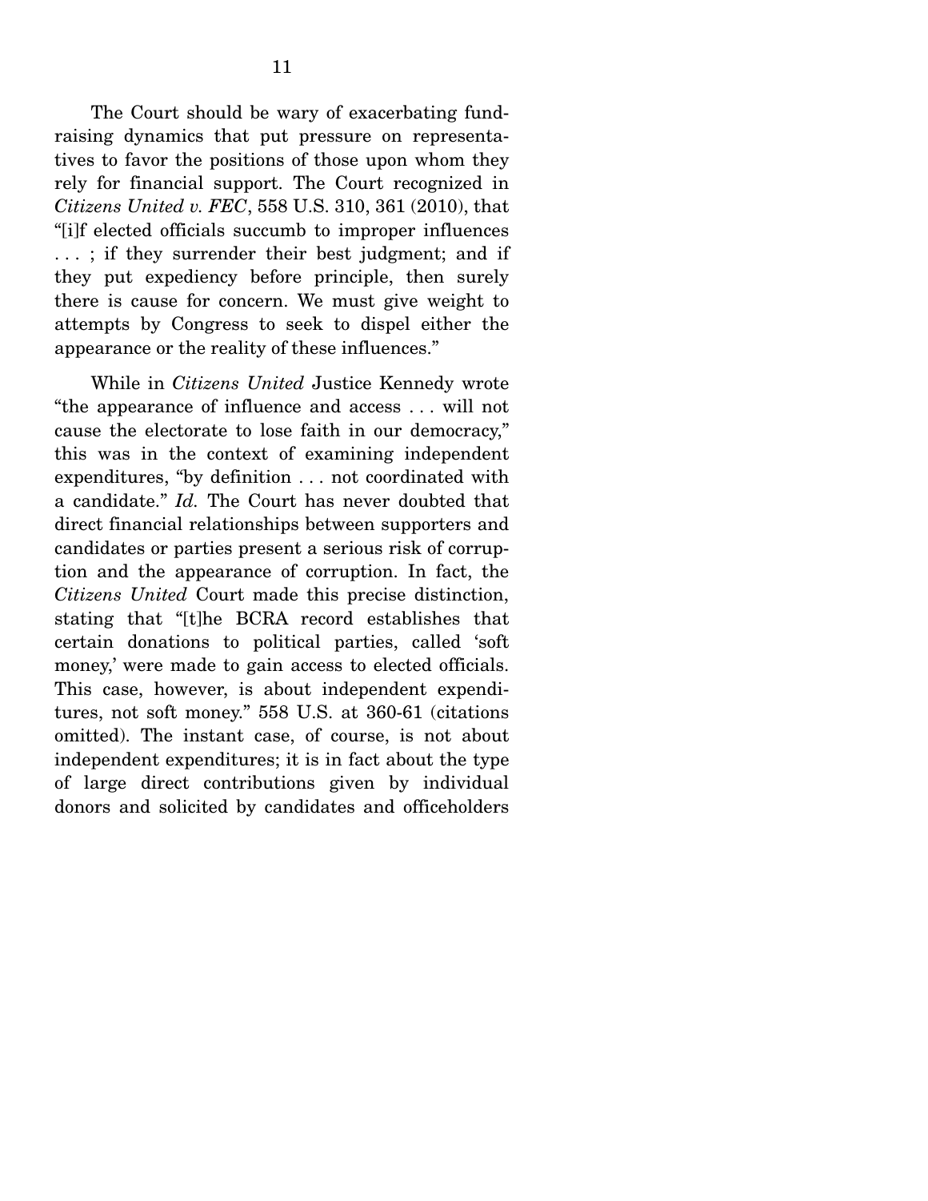The Court should be wary of exacerbating fundraising dynamics that put pressure on representatives to favor the positions of those upon whom they rely for financial support. The Court recognized in *Citizens United v. FEC*, 558 U.S. 310, 361 (2010), that "[i]f elected officials succumb to improper influences . . . ; if they surrender their best judgment; and if they put expediency before principle, then surely there is cause for concern. We must give weight to attempts by Congress to seek to dispel either the appearance or the reality of these influences."

While in *Citizens United* Justice Kennedy wrote "the appearance of influence and access . . . will not cause the electorate to lose faith in our democracy," this was in the context of examining independent expenditures, "by definition . . . not coordinated with a candidate." *Id.* The Court has never doubted that direct financial relationships between supporters and candidates or parties present a serious risk of corruption and the appearance of corruption. In fact, the *Citizens United* Court made this precise distinction, stating that "[t]he BCRA record establishes that certain donations to political parties, called 'soft money,' were made to gain access to elected officials. This case, however, is about independent expenditures, not soft money." 558 U.S. at 360-61 (citations omitted). The instant case, of course, is not about independent expenditures; it is in fact about the type of large direct contributions given by individual donors and solicited by candidates and officeholders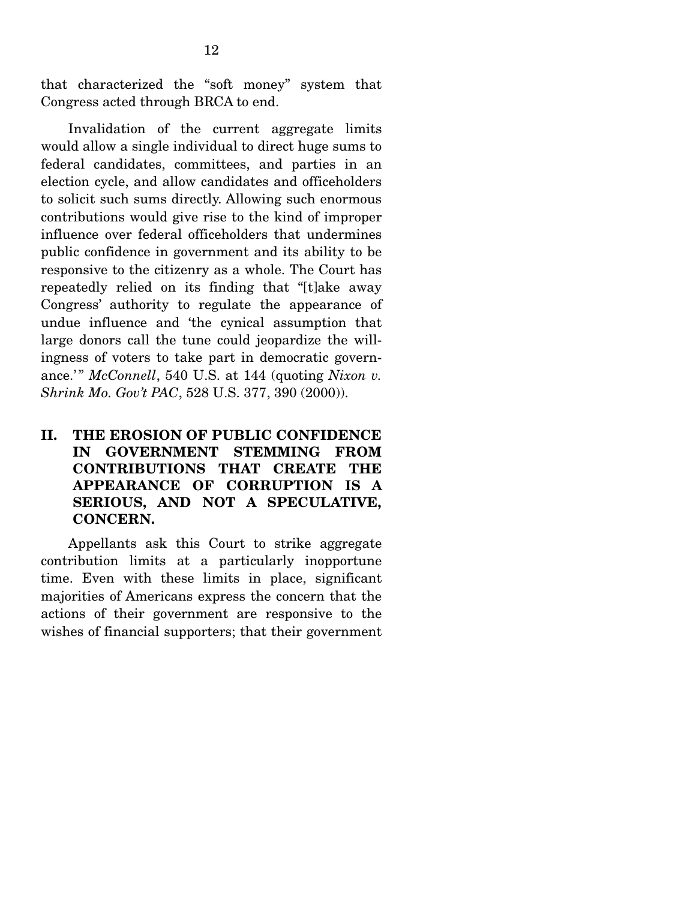that characterized the "soft money" system that Congress acted through BRCA to end.

Invalidation of the current aggregate limits would allow a single individual to direct huge sums to federal candidates, committees, and parties in an election cycle, and allow candidates and officeholders to solicit such sums directly. Allowing such enormous contributions would give rise to the kind of improper influence over federal officeholders that undermines public confidence in government and its ability to be responsive to the citizenry as a whole. The Court has repeatedly relied on its finding that "[t]ake away Congress' authority to regulate the appearance of undue influence and 'the cynical assumption that large donors call the tune could jeopardize the willingness of voters to take part in democratic governance.'" *McConnell*, 540 U.S. at 144 (quoting *Nixon v. Shrink Mo. Gov't PAC*, 528 U.S. 377, 390 (2000)).

## II. THE EROSION OF PUBLIC CONFIDENCE IN GOVERNMENT STEMMING FROM CONTRIBUTIONS THAT CREATE THE APPEARANCE OF CORRUPTION IS A SERIOUS, AND NOT A SPECULATIVE, CONCERN.

Appellants ask this Court to strike aggregate contribution limits at a particularly inopportune time. Even with these limits in place, significant majorities of Americans express the concern that the actions of their government are responsive to the wishes of financial supporters; that their government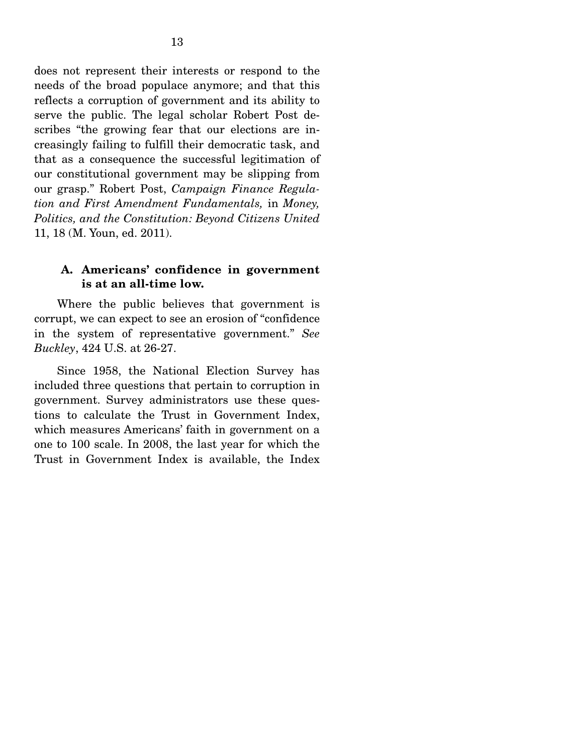does not represent their interests or respond to the needs of the broad populace anymore; and that this reflects a corruption of government and its ability to serve the public. The legal scholar Robert Post describes "the growing fear that our elections are increasingly failing to fulfill their democratic task, and that as a consequence the successful legitimation of our constitutional government may be slipping from our grasp." Robert Post, *Campaign Finance Regulation and First Amendment Fundamentals,* in *Money, Politics, and the Constitution: Beyond Citizens United* 11, 18 (M. Youn, ed. 2011).

### A. Americans' confidence in government is at an all-time low.

Where the public believes that government is corrupt, we can expect to see an erosion of "confidence in the system of representative government." *See Buckley*, 424 U.S. at 26-27.

Since 1958, the National Election Survey has included three questions that pertain to corruption in government. Survey administrators use these questions to calculate the Trust in Government Index, which measures Americans' faith in government on a one to 100 scale. In 2008, the last year for which the Trust in Government Index is available, the Index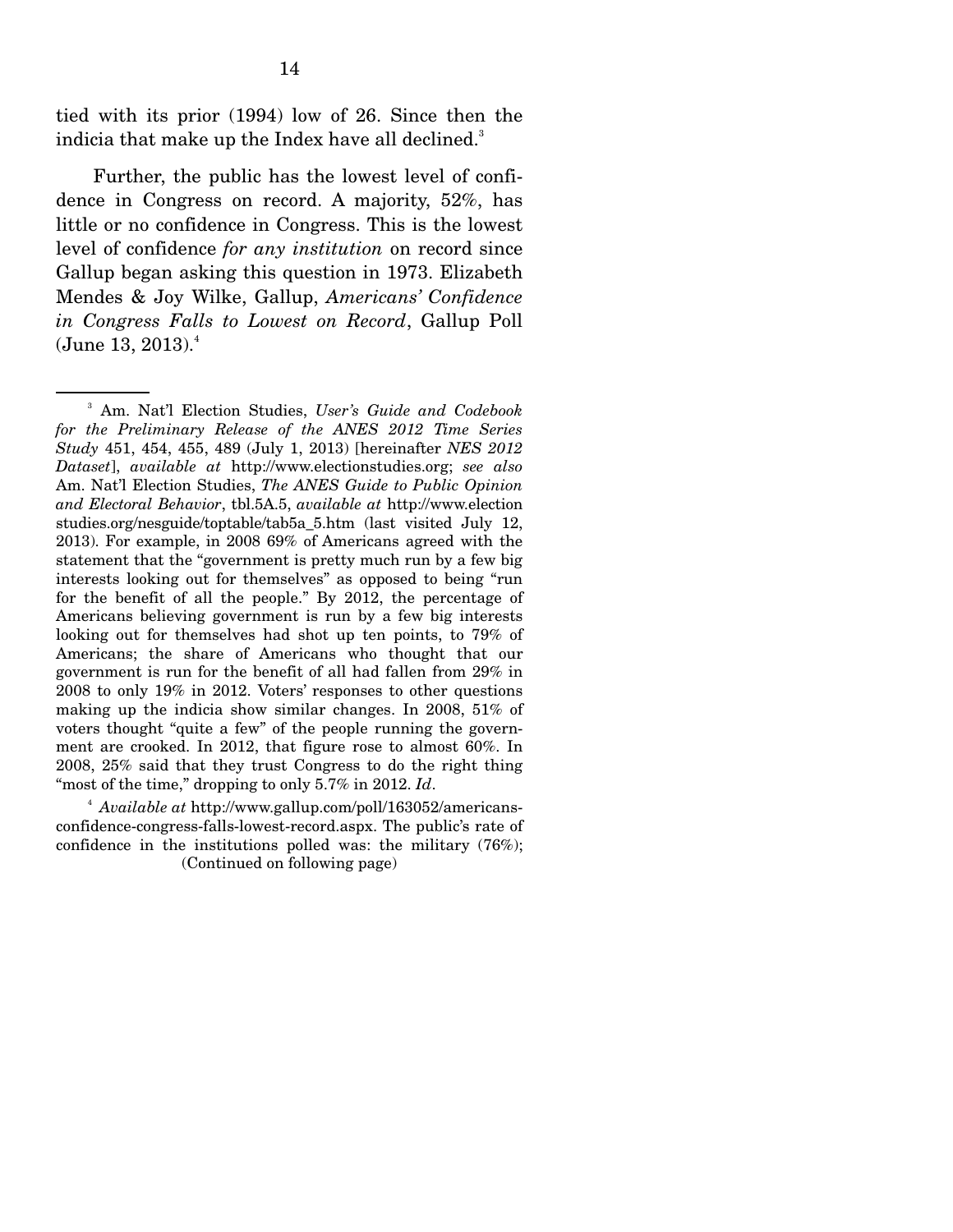tied with its prior (1994) low of 26. Since then the indicia that make up the Index have all declined.[3]

Further, the public has the lowest level of confidence in Congress on record. A majority, 52%, has little or no confidence in Congress. This is the lowest level of confidence *for any institution* on record since Gallup began asking this question in 1973. Elizabeth Mendes & Joy Wilke, Gallup, *Americans' Confidence in Congress Falls to Lowest on Record*, Gallup Poll (June 13, 2013).[4]

---

[3] Am. Nat'l Election Studies, *User's Guide and Codebook for the Preliminary Release of the ANES 2012 Time Series Study* 451, 454, 455, 489 (July 1, 2013) [hereinafter *NES 2012 Dataset*], *available at* http://www.electionstudies.org; *see also* Am. Nat'l Election Studies, *The ANES Guide to Public Opinion and Electoral Behavior*, tbl.5A.5, *available at* http://www.electionstudies.org/nesguide/toptable/tab5a_5.htm (last visited July 12, 2013). For example, in 2008 69% of Americans agreed with the statement that the "government is pretty much run by a few big interests looking out for themselves" as opposed to being "run for the benefit of all the people." By 2012, the percentage of Americans believing government is run by a few big interests looking out for themselves had shot up ten points, to 79% of Americans; the share of Americans who thought that our government is run for the benefit of all had fallen from 29% in 2008 to only 19% in 2012. Voters' responses to other questions making up the indicia show similar changes. In 2008, 51% of voters thought "quite a few" of the people running the government are crooked. In 2012, that figure rose to almost 60%. In 2008, 25% said that they trust Congress to do the right thing "most of the time," dropping to only 5.7% in 2012. *Id*.

[4] *Available at* http://www.gallup.com/poll/163052/americans-confidence-congress-falls-lowest-record.aspx. The public's rate of confidence in the institutions polled was: the military (76%);

(Continued on following page)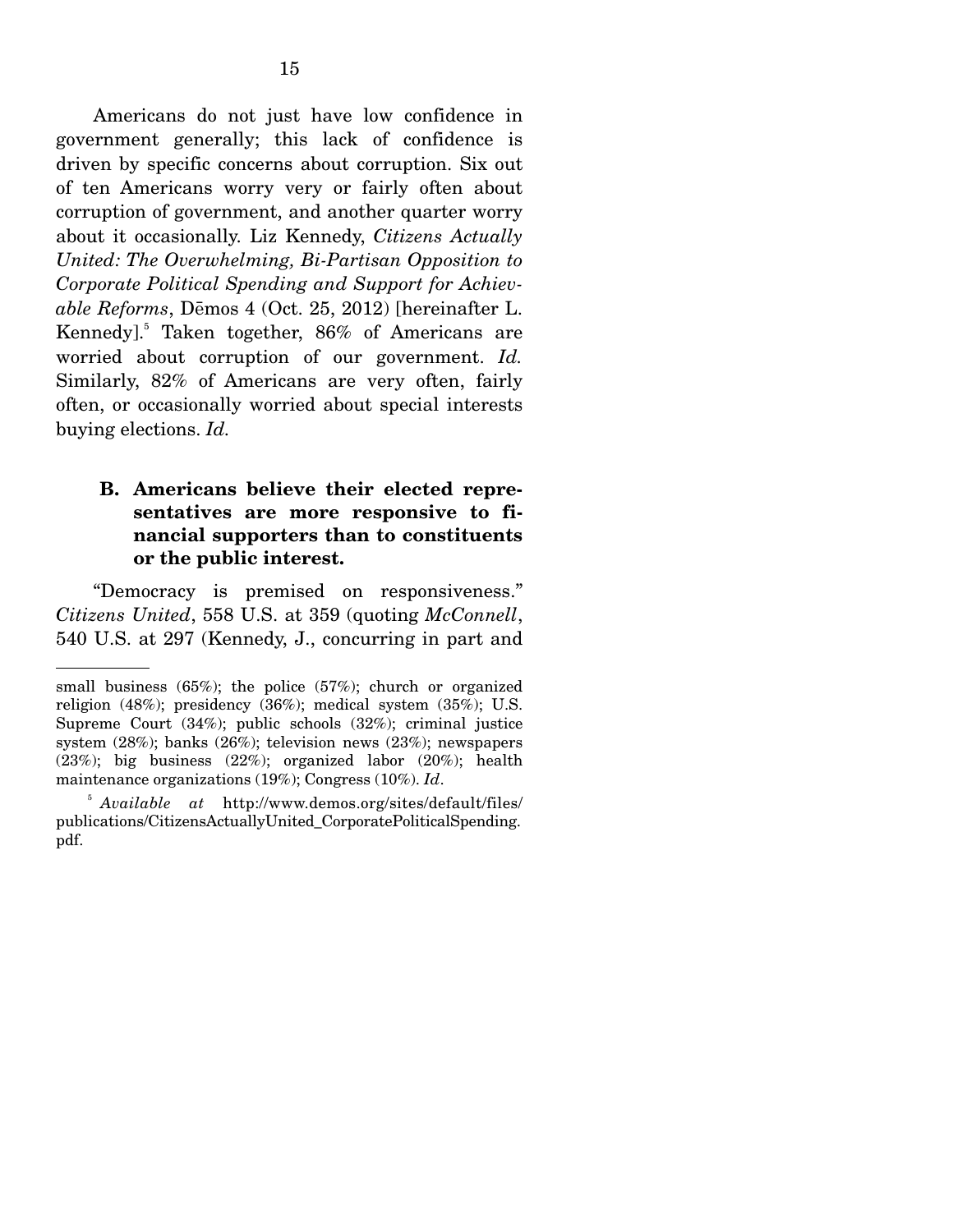Americans do not just have low confidence in government generally; this lack of confidence is driven by specific concerns about corruption. Six out of ten Americans worry very or fairly often about corruption of government, and another quarter worry about it occasionally. Liz Kennedy, *Citizens Actually United: The Overwhelming, Bi-Partisan Opposition to Corporate Political Spending and Support for Achievable Reforms*, Dēmos 4 (Oct. 25, 2012) [hereinafter L. Kennedy].[5] Taken together, 86% of Americans are worried about corruption of our government. *Id.* Similarly, 82% of Americans are very often, fairly often, or occasionally worried about special interests buying elections. *Id.*

### B. Americans believe their elected representatives are more responsive to financial supporters than to constituents or the public interest.

"Democracy is premised on responsiveness." *Citizens United*, 558 U.S. at 359 (quoting *McConnell*, 540 U.S. at 297 (Kennedy, J., concurring in part and

---

small business (65%); the police (57%); church or organized religion (48%); presidency (36%); medical system (35%); U.S. Supreme Court (34%); public schools (32%); criminal justice system (28%); banks (26%); television news (23%); newspapers (23%); big business (22%); organized labor (20%); health maintenance organizations (19%); Congress (10%). *Id*.

[5] *Available at* http://www.demos.org/sites/default/files/publications/CitizensActuallyUnited_CorporatePoliticalSpending.pdf.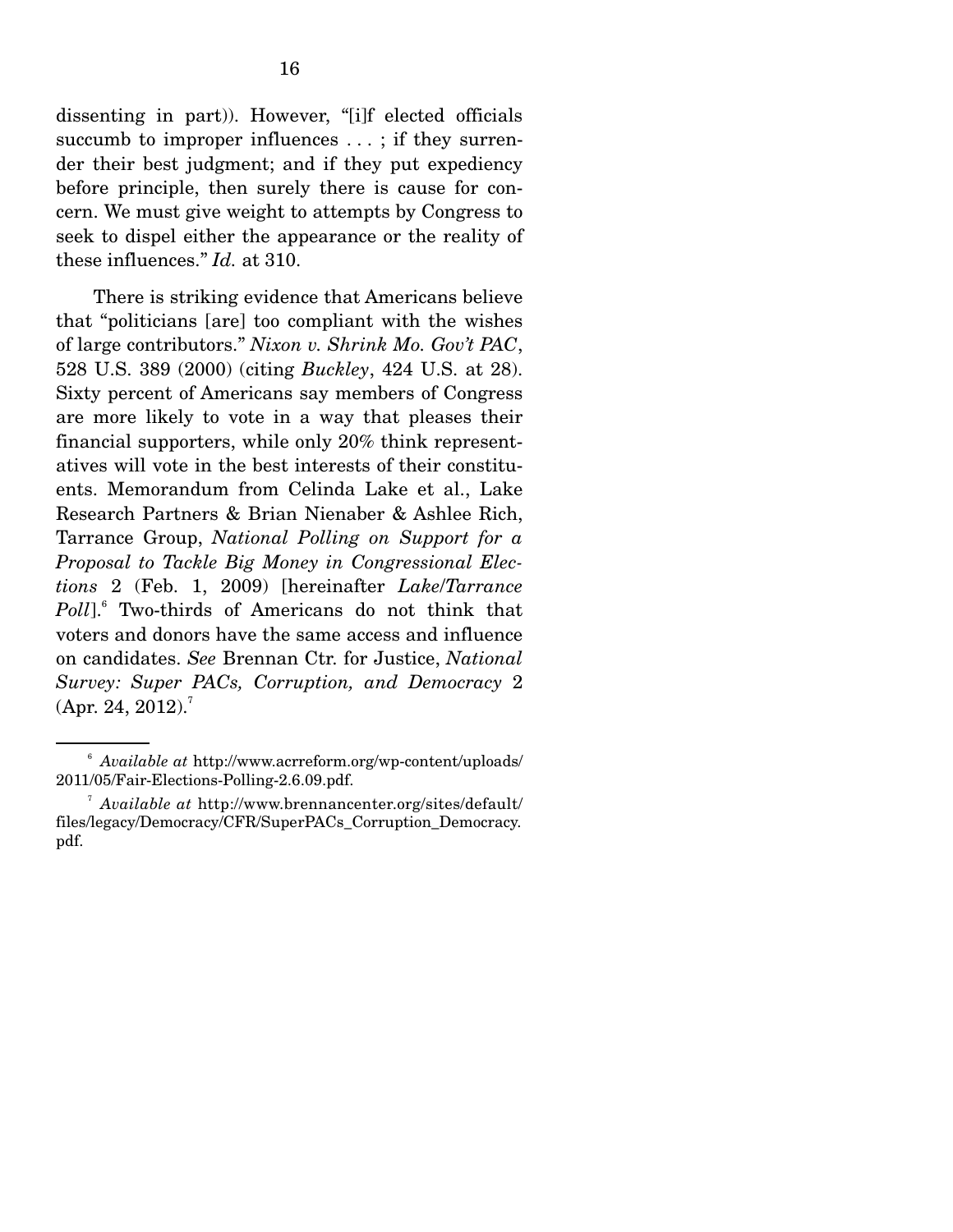dissenting in part)). However, "[i]f elected officials succumb to improper influences . . . ; if they surrender their best judgment; and if they put expediency before principle, then surely there is cause for concern. We must give weight to attempts by Congress to seek to dispel either the appearance or the reality of these influences." *Id.* at 310.

There is striking evidence that Americans believe that "politicians [are] too compliant with the wishes of large contributors." *Nixon v. Shrink Mo. Gov't PAC*, 528 U.S. 389 (2000) (citing *Buckley*, 424 U.S. at 28). Sixty percent of Americans say members of Congress are more likely to vote in a way that pleases their financial supporters, while only 20% think representatives will vote in the best interests of their constituents. Memorandum from Celinda Lake et al., Lake Research Partners & Brian Nienaber & Ashlee Rich, Tarrance Group, *National Polling on Support for a Proposal to Tackle Big Money in Congressional Elections* 2 (Feb. 1, 2009) [hereinafter *Lake/Tarrance Poll*].[6] Two-thirds of Americans do not think that voters and donors have the same access and influence on candidates. *See* Brennan Ctr. for Justice, *National Survey: Super PACs, Corruption, and Democracy* 2 (Apr. 24, 2012).[7]

---

[6] *Available at* http://www.acrreform.org/wp-content/uploads/2011/05/Fair-Elections-Polling-2.6.09.pdf.

[7] *Available at* http://www.brennancenter.org/sites/default/files/legacy/Democracy/CFR/SuperPACs_Corruption_Democracy.pdf.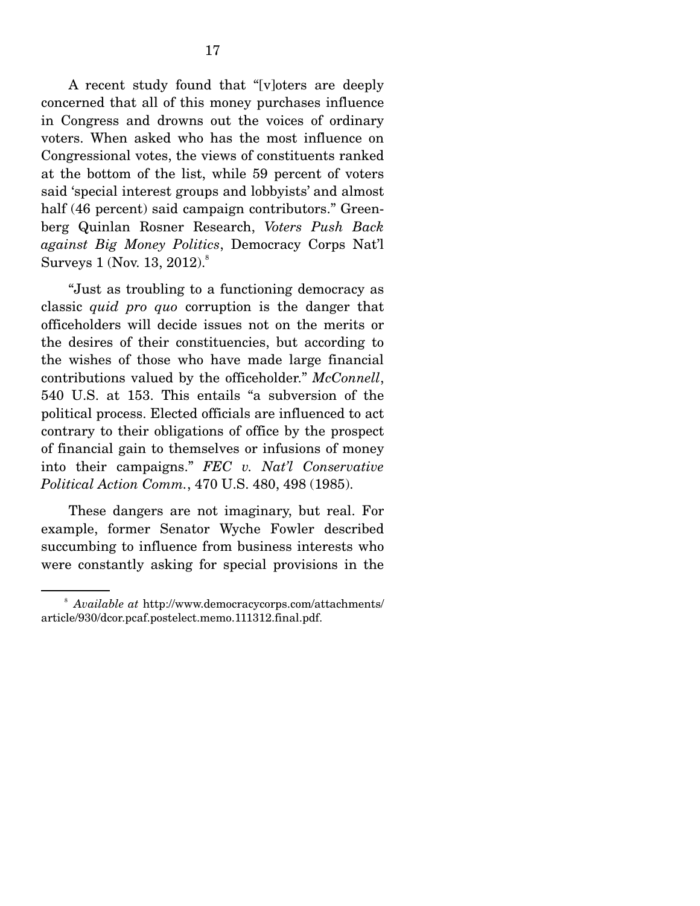A recent study found that "[v]oters are deeply concerned that all of this money purchases influence in Congress and drowns out the voices of ordinary voters. When asked who has the most influence on Congressional votes, the views of constituents ranked at the bottom of the list, while 59 percent of voters said 'special interest groups and lobbyists' and almost half (46 percent) said campaign contributors." Greenberg Quinlan Rosner Research, *Voters Push Back against Big Money Politics*, Democracy Corps Nat'l Surveys 1 (Nov. 13, 2012).[8]

"Just as troubling to a functioning democracy as classic *quid pro quo* corruption is the danger that officeholders will decide issues not on the merits or the desires of their constituencies, but according to the wishes of those who have made large financial contributions valued by the officeholder." *McConnell*, 540 U.S. at 153. This entails "a subversion of the political process. Elected officials are influenced to act contrary to their obligations of office by the prospect of financial gain to themselves or infusions of money into their campaigns." *FEC v. Nat'l Conservative Political Action Comm.*, 470 U.S. 480, 498 (1985).

These dangers are not imaginary, but real. For example, former Senator Wyche Fowler described succumbing to influence from business interests who were constantly asking for special provisions in the

---

[8] *Available at* http://www.democracycorps.com/attachments/article/930/dcor.pcaf.postelect.memo.111312.final.pdf.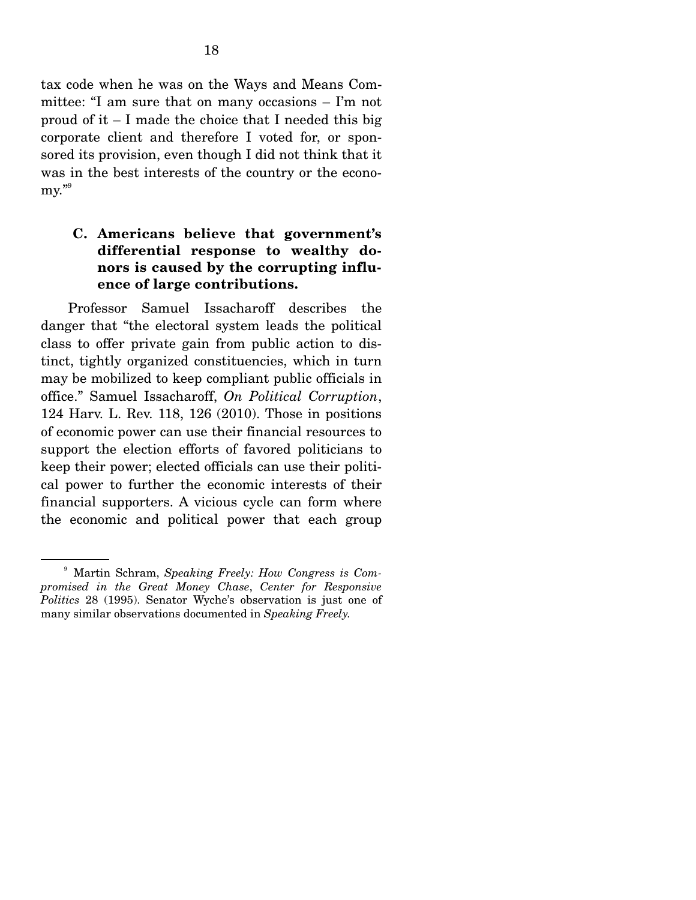tax code when he was on the Ways and Means Committee: "I am sure that on many occasions – I'm not proud of it – I made the choice that I needed this big corporate client and therefore I voted for, or sponsored its provision, even though I did not think that it was in the best interests of the country or the economy."[9]

### C. Americans believe that government's differential response to wealthy donors is caused by the corrupting influence of large contributions.

Professor Samuel Issacharoff describes the danger that "the electoral system leads the political class to offer private gain from public action to distinct, tightly organized constituencies, which in turn may be mobilized to keep compliant public officials in office." Samuel Issacharoff, *On Political Corruption*, 124 Harv. L. Rev. 118, 126 (2010). Those in positions of economic power can use their financial resources to support the election efforts of favored politicians to keep their power; elected officials can use their political power to further the economic interests of their financial supporters. A vicious cycle can form where the economic and political power that each group

[9] Martin Schram, *Speaking Freely: How Congress is Compromised in the Great Money Chase*, *Center for Responsive Politics* 28 (1995). Senator Wyche's observation is just one of many similar observations documented in *Speaking Freely.*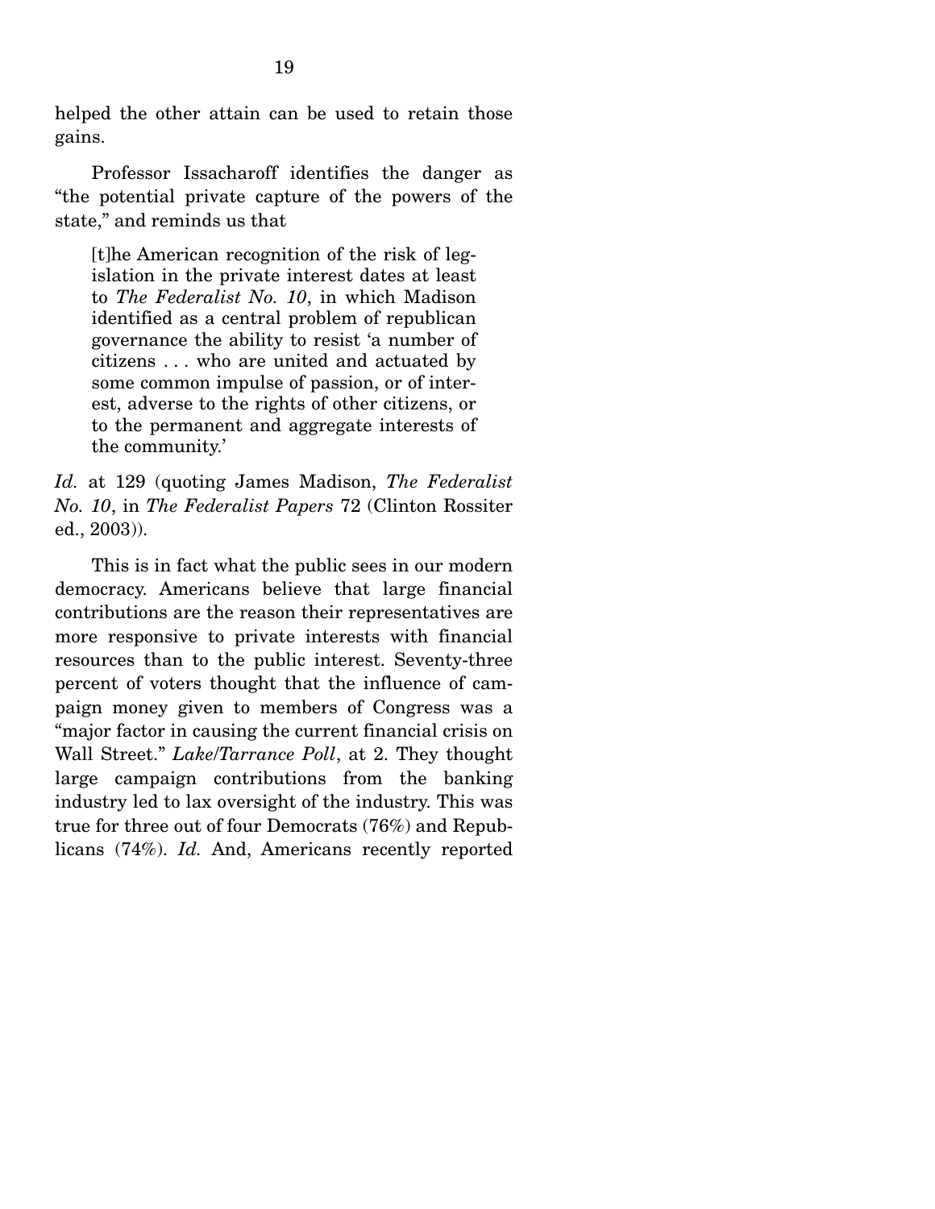helped the other attain can be used to retain those gains.

Professor Issacharoff identifies the danger as "the potential private capture of the powers of the state," and reminds us that

> [t]he American recognition of the risk of legislation in the private interest dates at least to *The Federalist No. 10*, in which Madison identified as a central problem of republican governance the ability to resist 'a number of citizens . . . who are united and actuated by some common impulse of passion, or of interest, adverse to the rights of other citizens, or to the permanent and aggregate interests of the community.'

*Id.* at 129 (quoting James Madison, *The Federalist No. 10*, in *The Federalist Papers* 72 (Clinton Rossiter ed., 2003)).

This is in fact what the public sees in our modern democracy. Americans believe that large financial contributions are the reason their representatives are more responsive to private interests with financial resources than to the public interest. Seventy-three percent of voters thought that the influence of campaign money given to members of Congress was a "major factor in causing the current financial crisis on Wall Street." *Lake/Tarrance Poll*, at 2. They thought large campaign contributions from the banking industry led to lax oversight of the industry. This was true for three out of four Democrats (76%) and Republicans (74%). *Id.* And, Americans recently reported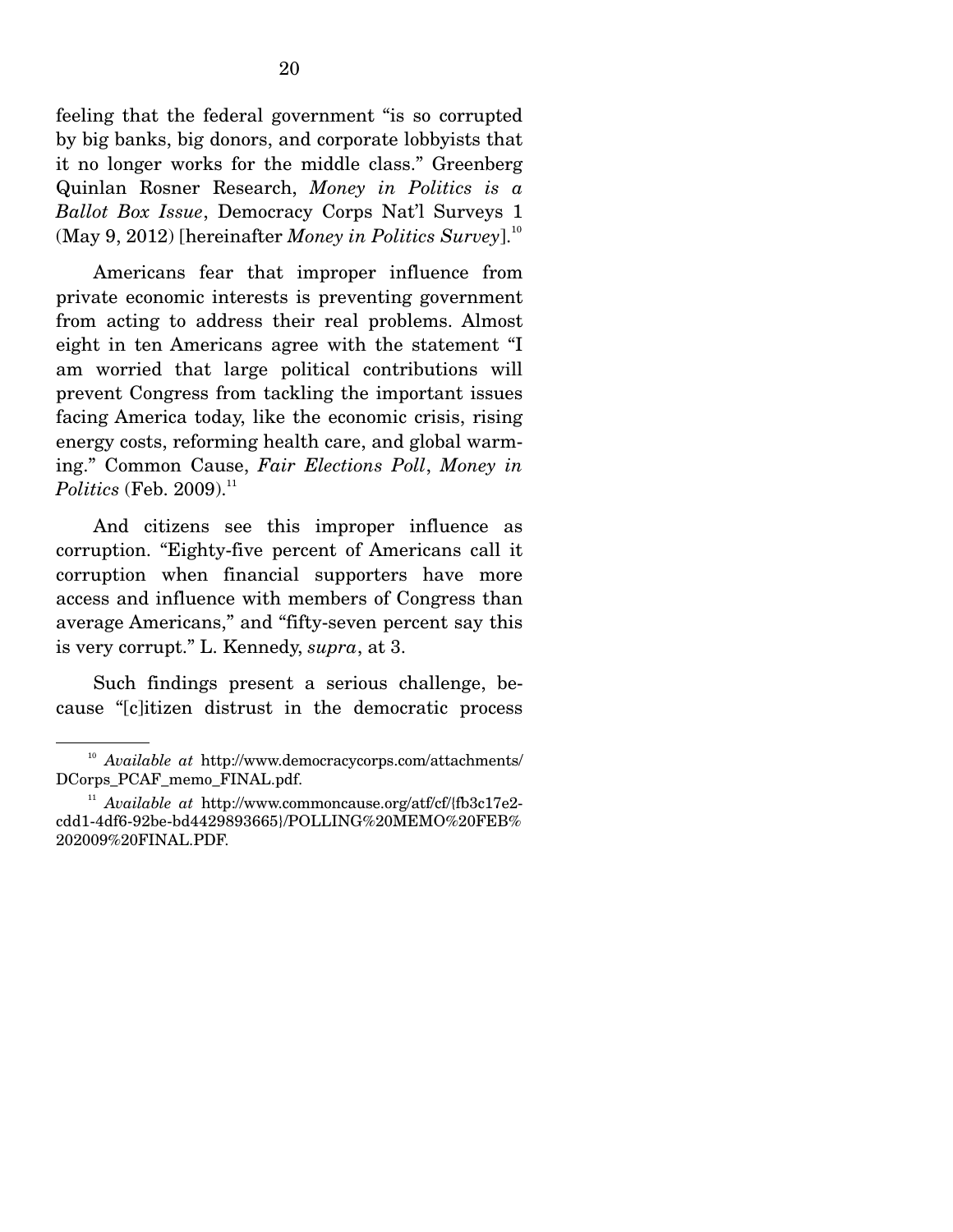feeling that the federal government "is so corrupted by big banks, big donors, and corporate lobbyists that it no longer works for the middle class." Greenberg Quinlan Rosner Research, *Money in Politics is a Ballot Box Issue*, Democracy Corps Nat'l Surveys 1 (May 9, 2012) [hereinafter *Money in Politics Survey*].[10]

Americans fear that improper influence from private economic interests is preventing government from acting to address their real problems. Almost eight in ten Americans agree with the statement "I am worried that large political contributions will prevent Congress from tackling the important issues facing America today, like the economic crisis, rising energy costs, reforming health care, and global warming." Common Cause, *Fair Elections Poll*, *Money in Politics* (Feb. 2009).[11]

And citizens see this improper influence as corruption. "Eighty-five percent of Americans call it corruption when financial supporters have more access and influence with members of Congress than average Americans," and "fifty-seven percent say this is very corrupt." L. Kennedy, *supra*, at 3.

Such findings present a serious challenge, because "[c]itizen distrust in the democratic process

---

[10] *Available at* http://www.democracycorps.com/attachments/DCorps_PCAF_memo_FINAL.pdf.

[11] *Available at* http://www.commoncause.org/atf/cf/{fb3c17e2-cdd1-4df6-92be-bd4429893665}/POLLING%20MEMO%20FEB%202009%20FINAL.PDF.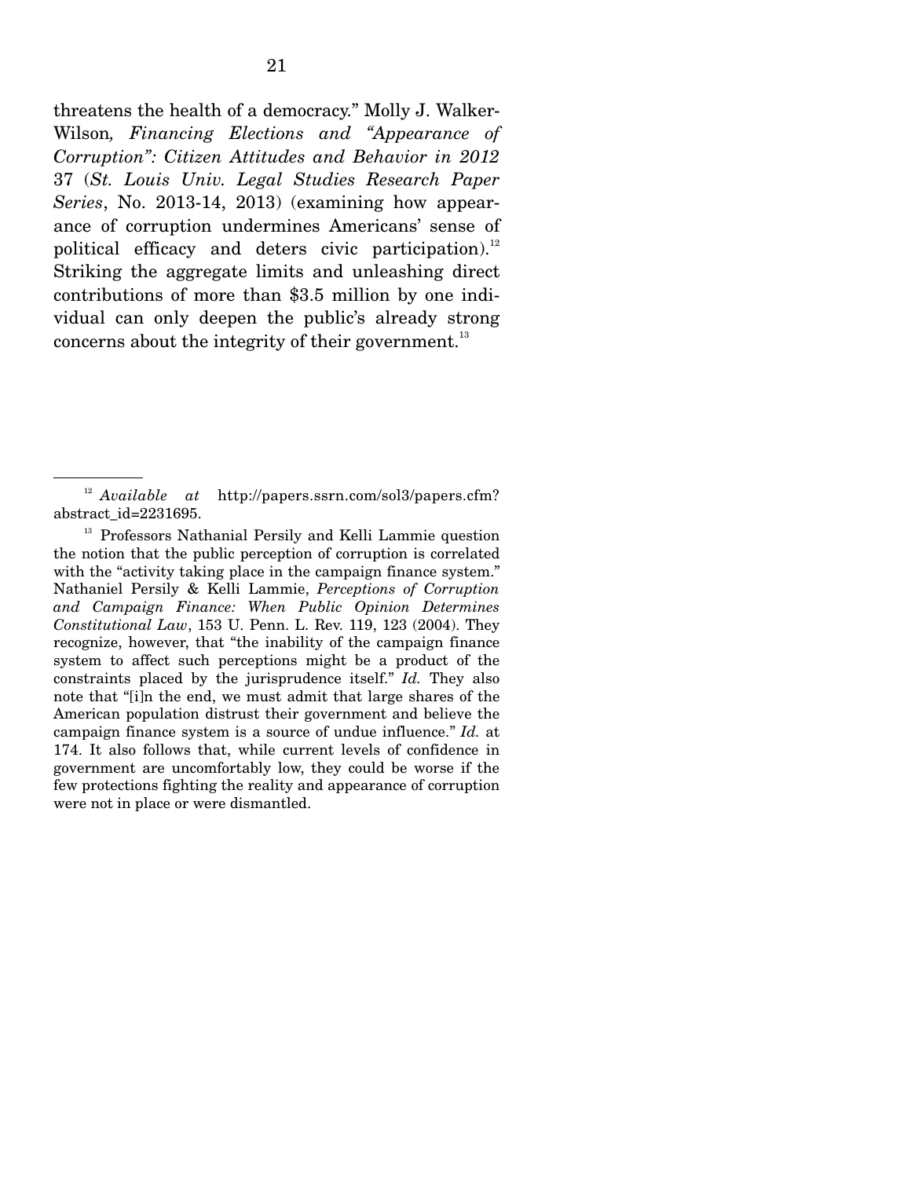threatens the health of a democracy." Molly J. Walker-Wilson*, Financing Elections and "Appearance of Corruption": Citizen Attitudes and Behavior in 2012* 37 (*St. Louis Univ. Legal Studies Research Paper Series*, No. 2013-14, 2013) (examining how appearance of corruption undermines Americans' sense of political efficacy and deters civic participation).[12] Striking the aggregate limits and unleashing direct contributions of more than $3.5 million by one individual can only deepen the public's already strong concerns about the integrity of their government.[13]

---

[12] *Available at* http://papers.ssrn.com/sol3/papers.cfm?abstract_id=2231695.

[13] Professors Nathanial Persily and Kelli Lammie question the notion that the public perception of corruption is correlated with the "activity taking place in the campaign finance system." Nathaniel Persily & Kelli Lammie, *Perceptions of Corruption and Campaign Finance: When Public Opinion Determines Constitutional Law*, 153 U. Penn. L. Rev. 119, 123 (2004). They recognize, however, that "the inability of the campaign finance system to affect such perceptions might be a product of the constraints placed by the jurisprudence itself." *Id.* They also note that "[i]n the end, we must admit that large shares of the American population distrust their government and believe the campaign finance system is a source of undue influence." *Id.* at 174. It also follows that, while current levels of confidence in government are uncomfortably low, they could be worse if the few protections fighting the reality and appearance of corruption were not in place or were dismantled.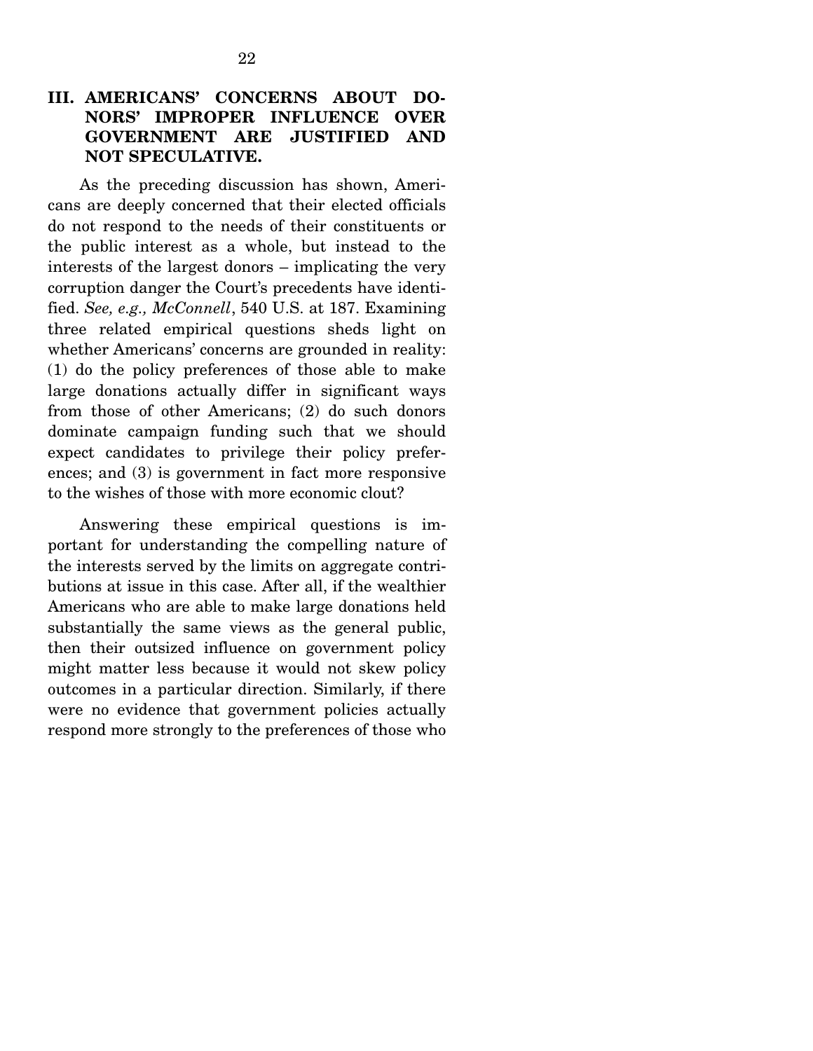## III. AMERICANS' CONCERNS ABOUT DONORS' IMPROPER INFLUENCE OVER GOVERNMENT ARE JUSTIFIED AND NOT SPECULATIVE.

As the preceding discussion has shown, Americans are deeply concerned that their elected officials do not respond to the needs of their constituents or the public interest as a whole, but instead to the interests of the largest donors – implicating the very corruption danger the Court's precedents have identified. *See, e.g., McConnell*, 540 U.S. at 187. Examining three related empirical questions sheds light on whether Americans' concerns are grounded in reality: (1) do the policy preferences of those able to make large donations actually differ in significant ways from those of other Americans; (2) do such donors dominate campaign funding such that we should expect candidates to privilege their policy preferences; and (3) is government in fact more responsive to the wishes of those with more economic clout?

Answering these empirical questions is important for understanding the compelling nature of the interests served by the limits on aggregate contributions at issue in this case. After all, if the wealthier Americans who are able to make large donations held substantially the same views as the general public, then their outsized influence on government policy might matter less because it would not skew policy outcomes in a particular direction. Similarly, if there were no evidence that government policies actually respond more strongly to the preferences of those who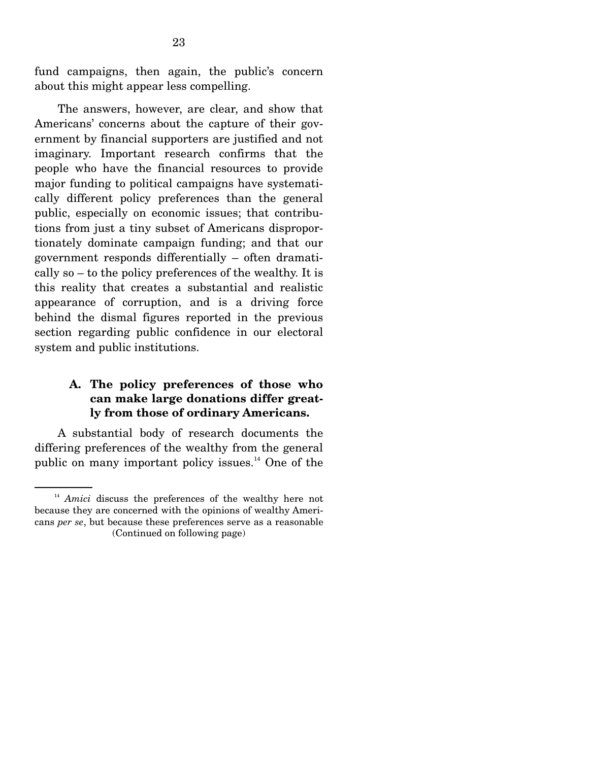fund campaigns, then again, the public's concern about this might appear less compelling.

The answers, however, are clear, and show that Americans' concerns about the capture of their government by financial supporters are justified and not imaginary. Important research confirms that the people who have the financial resources to provide major funding to political campaigns have systematically different policy preferences than the general public, especially on economic issues; that contributions from just a tiny subset of Americans disproportionately dominate campaign funding; and that our government responds differentially – often dramatically so – to the policy preferences of the wealthy. It is this reality that creates a substantial and realistic appearance of corruption, and is a driving force behind the dismal figures reported in the previous section regarding public confidence in our electoral system and public institutions.

### A. The policy preferences of those who can make large donations differ greatly from those of ordinary Americans.

A substantial body of research documents the differing preferences of the wealthy from the general public on many important policy issues.[14] One of the

---

[14] *Amici* discuss the preferences of the wealthy here not because they are concerned with the opinions of wealthy Americans *per se*, but because these preferences serve as a reasonable (Continued on following page)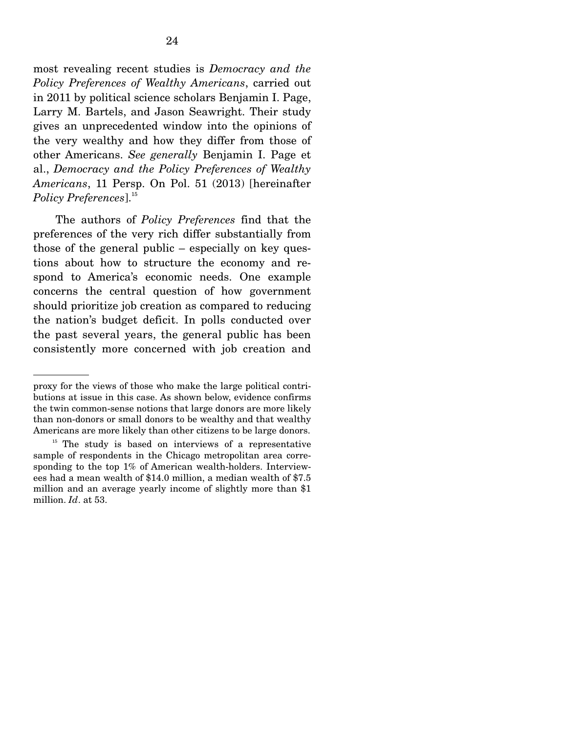most revealing recent studies is *Democracy and the Policy Preferences of Wealthy Americans*, carried out in 2011 by political science scholars Benjamin I. Page, Larry M. Bartels, and Jason Seawright. Their study gives an unprecedented window into the opinions of the very wealthy and how they differ from those of other Americans. *See generally* Benjamin I. Page et al., *Democracy and the Policy Preferences of Wealthy Americans*, 11 Persp. On Pol. 51 (2013) [hereinafter *Policy Preferences*].[15]

The authors of *Policy Preferences* find that the preferences of the very rich differ substantially from those of the general public – especially on key questions about how to structure the economy and respond to America's economic needs. One example concerns the central question of how government should prioritize job creation as compared to reducing the nation's budget deficit. In polls conducted over the past several years, the general public has been consistently more concerned with job creation and

---

proxy for the views of those who make the large political contributions at issue in this case. As shown below, evidence confirms the twin common-sense notions that large donors are more likely than non-donors or small donors to be wealthy and that wealthy Americans are more likely than other citizens to be large donors.

[15] The study is based on interviews of a representative sample of respondents in the Chicago metropolitan area corresponding to the top 1% of American wealth-holders. Interviewees had a mean wealth of $14.0 million, a median wealth of $7.5 million and an average yearly income of slightly more than $1 million. *Id*. at 53.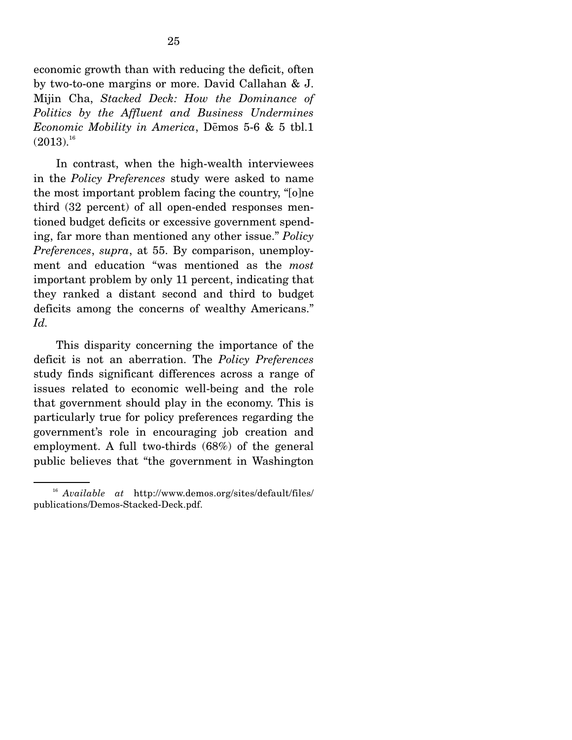economic growth than with reducing the deficit, often by two-to-one margins or more. David Callahan & J. Mijin Cha, *Stacked Deck: How the Dominance of Politics by the Affluent and Business Undermines Economic Mobility in America*, Dēmos 5-6 & 5 tbl.1 (2013).[16]

In contrast, when the high-wealth interviewees in the *Policy Preferences* study were asked to name the most important problem facing the country, "[o]ne third (32 percent) of all open-ended responses mentioned budget deficits or excessive government spending, far more than mentioned any other issue." *Policy Preferences*, *supra*, at 55. By comparison, unemployment and education "was mentioned as the *most* important problem by only 11 percent, indicating that they ranked a distant second and third to budget deficits among the concerns of wealthy Americans." *Id.*

This disparity concerning the importance of the deficit is not an aberration. The *Policy Preferences* study finds significant differences across a range of issues related to economic well-being and the role that government should play in the economy. This is particularly true for policy preferences regarding the government's role in encouraging job creation and employment. A full two-thirds (68%) of the general public believes that "the government in Washington

---

[16] *Available at* http://www.demos.org/sites/default/files/publications/Demos-Stacked-Deck.pdf.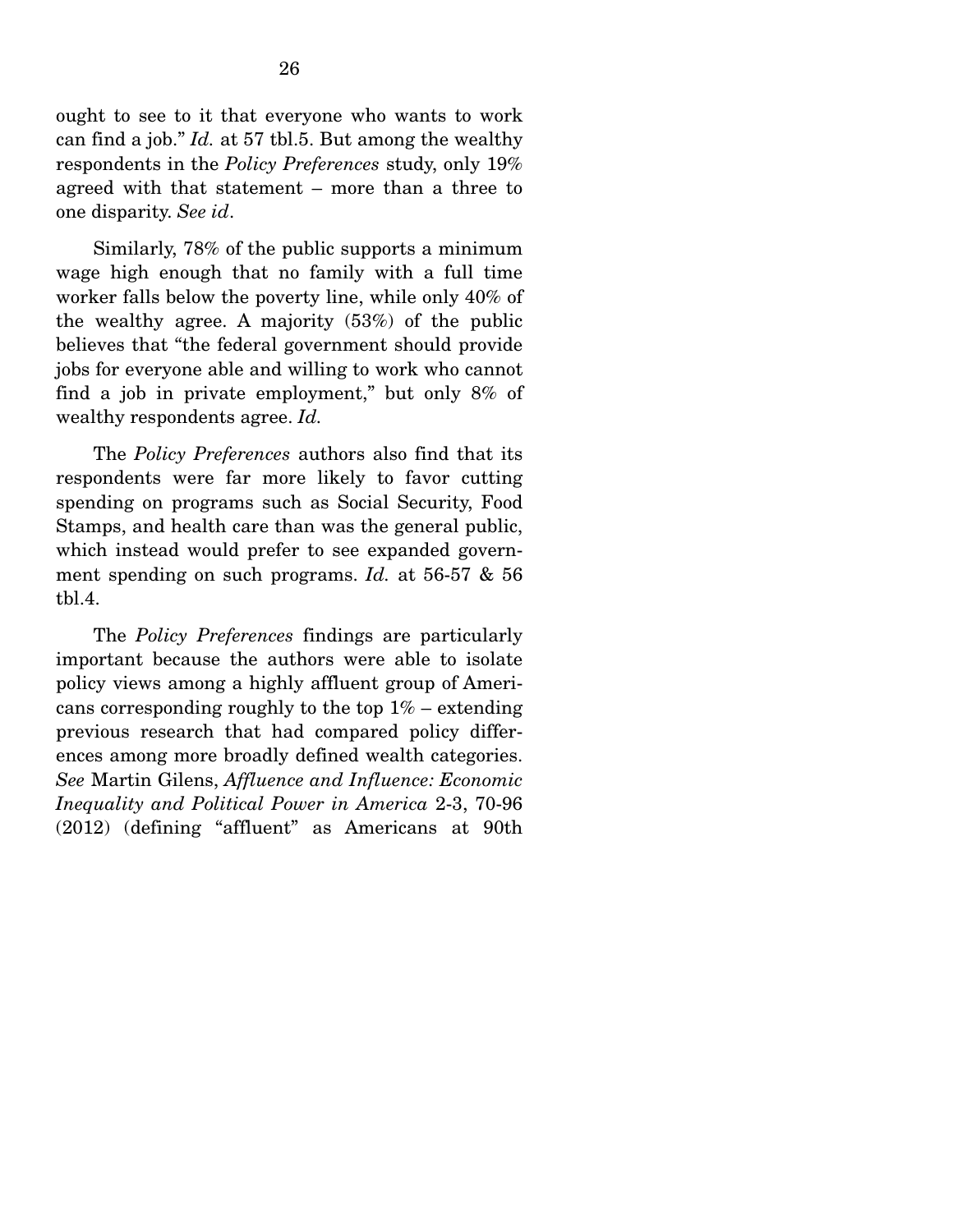ought to see to it that everyone who wants to work can find a job." *Id.* at 57 tbl.5. But among the wealthy respondents in the *Policy Preferences* study, only 19% agreed with that statement – more than a three to one disparity. *See id*.

Similarly, 78% of the public supports a minimum wage high enough that no family with a full time worker falls below the poverty line, while only 40% of the wealthy agree. A majority (53%) of the public believes that "the federal government should provide jobs for everyone able and willing to work who cannot find a job in private employment," but only 8% of wealthy respondents agree. *Id.*

The *Policy Preferences* authors also find that its respondents were far more likely to favor cutting spending on programs such as Social Security, Food Stamps, and health care than was the general public, which instead would prefer to see expanded government spending on such programs. *Id.* at 56-57 & 56 tbl.4.

The *Policy Preferences* findings are particularly important because the authors were able to isolate policy views among a highly affluent group of Americans corresponding roughly to the top 1% – extending previous research that had compared policy differences among more broadly defined wealth categories. *See* Martin Gilens, *Affluence and Influence: Economic Inequality and Political Power in America* 2-3, 70-96 (2012) (defining "affluent" as Americans at 90th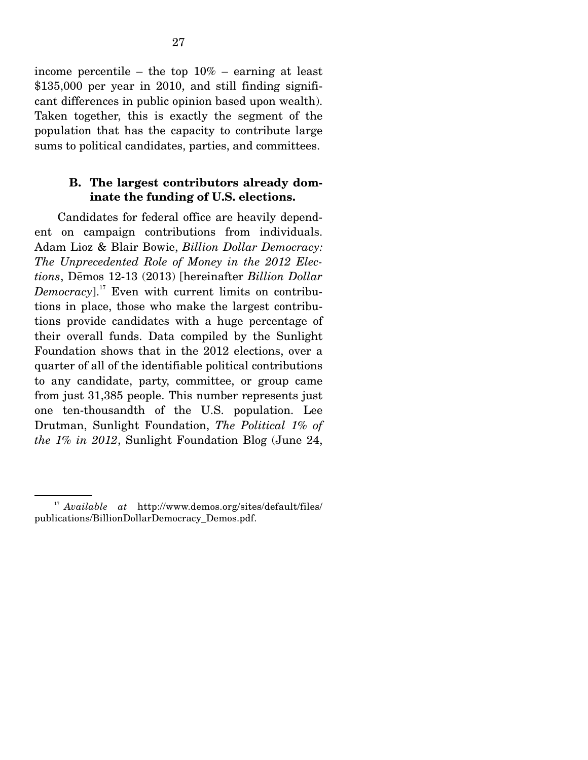income percentile – the top 10% – earning at least $135,000 per year in 2010, and still finding significant differences in public opinion based upon wealth). Taken together, this is exactly the segment of the population that has the capacity to contribute large sums to political candidates, parties, and committees.

### B. The largest contributors already dominate the funding of U.S. elections.

Candidates for federal office are heavily dependent on campaign contributions from individuals. Adam Lioz & Blair Bowie, *Billion Dollar Democracy: The Unprecedented Role of Money in the 2012 Elections*, Dēmos 12-13 (2013) [hereinafter *Billion Dollar Democracy*].[17] Even with current limits on contributions in place, those who make the largest contributions provide candidates with a huge percentage of their overall funds. Data compiled by the Sunlight Foundation shows that in the 2012 elections, over a quarter of all of the identifiable political contributions to any candidate, party, committee, or group came from just 31,385 people. This number represents just one ten-thousandth of the U.S. population. Lee Drutman, Sunlight Foundation, *The Political 1% of the 1% in 2012*, Sunlight Foundation Blog (June 24,

---

[17] *Available at* http://www.demos.org/sites/default/files/publications/BillionDollarDemocracy_Demos.pdf.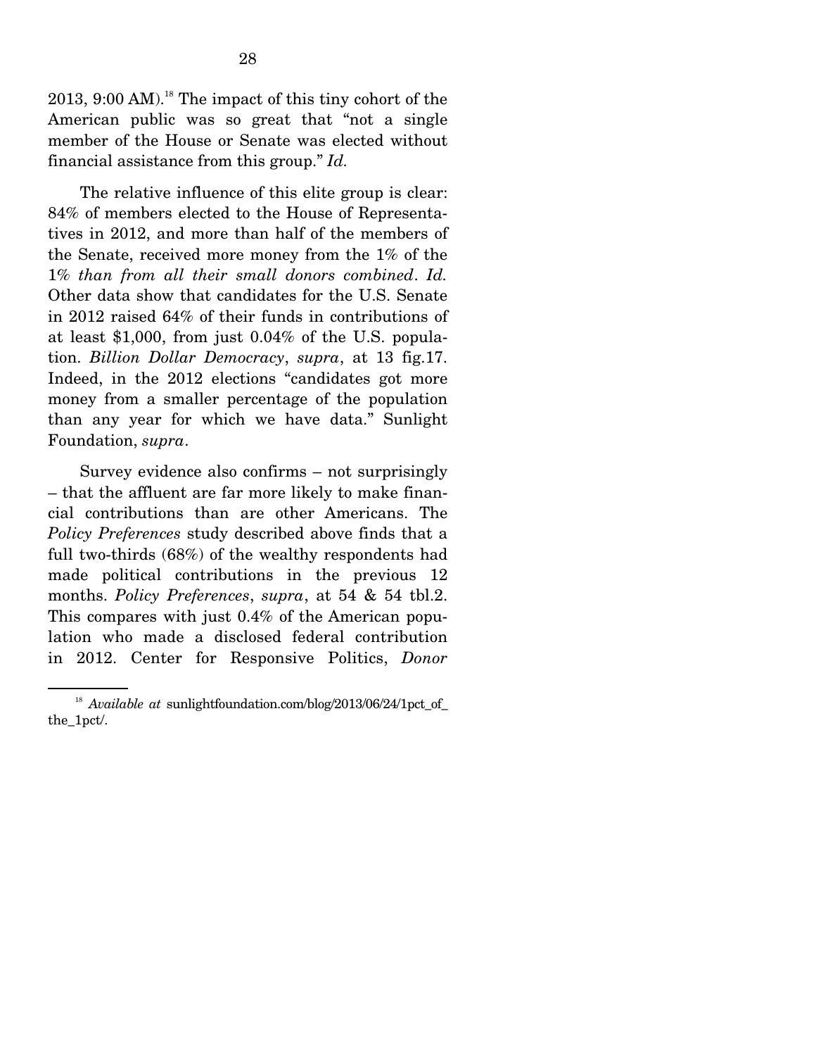2013, 9:00 AM).[18] The impact of this tiny cohort of the American public was so great that "not a single member of the House or Senate was elected without financial assistance from this group." *Id.*

The relative influence of this elite group is clear: 84% of members elected to the House of Representatives in 2012, and more than half of the members of the Senate, received more money from the 1% of the 1% *than from all their small donors combined*. *Id.* Other data show that candidates for the U.S. Senate in 2012 raised 64% of their funds in contributions of at least $1,000, from just 0.04% of the U.S. population. *Billion Dollar Democracy*, *supra*, at 13 fig.17. Indeed, in the 2012 elections "candidates got more money from a smaller percentage of the population than any year for which we have data." Sunlight Foundation, *supra*.

Survey evidence also confirms – not surprisingly – that the affluent are far more likely to make financial contributions than are other Americans. The *Policy Preferences* study described above finds that a full two-thirds (68%) of the wealthy respondents had made political contributions in the previous 12 months. *Policy Preferences*, *supra*, at 54 & 54 tbl.2. This compares with just 0.4% of the American population who made a disclosed federal contribution in 2012. Center for Responsive Politics, *Donor*

---

[18] *Available at* sunlightfoundation.com/blog/2013/06/24/1pct_of_the_1pct/.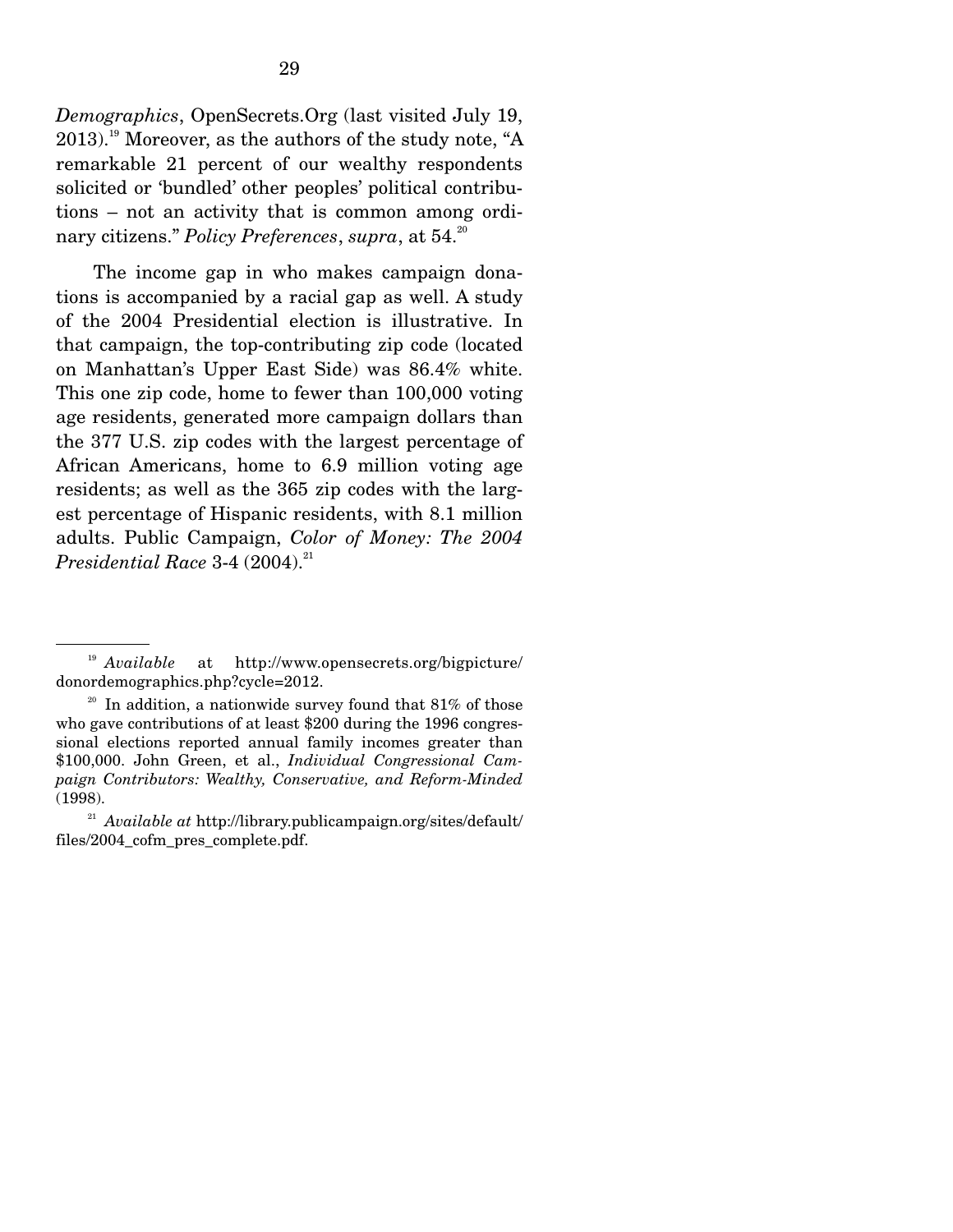*Demographics*, OpenSecrets.Org (last visited July 19, 2013).[19] Moreover, as the authors of the study note, "A remarkable 21 percent of our wealthy respondents solicited or 'bundled' other peoples' political contributions – not an activity that is common among ordinary citizens." *Policy Preferences*, *supra*, at 54.[20]

The income gap in who makes campaign donations is accompanied by a racial gap as well. A study of the 2004 Presidential election is illustrative. In that campaign, the top-contributing zip code (located on Manhattan's Upper East Side) was 86.4% white. This one zip code, home to fewer than 100,000 voting age residents, generated more campaign dollars than the 377 U.S. zip codes with the largest percentage of African Americans, home to 6.9 million voting age residents; as well as the 365 zip codes with the largest percentage of Hispanic residents, with 8.1 million adults. Public Campaign, *Color of Money: The 2004 Presidential Race* 3-4 (2004).[21]

---

[19] *Available* at http://www.opensecrets.org/bigpicture/donordemographics.php?cycle=2012.

[20] In addition, a nationwide survey found that 81% of those who gave contributions of at least $200 during the 1996 congressional elections reported annual family incomes greater than $100,000. John Green, et al., *Individual Congressional Campaign Contributors: Wealthy, Conservative, and Reform-Minded* (1998).

[21] *Available at* http://library.publiccampaign.org/sites/default/files/2004_cofm_pres_complete.pdf.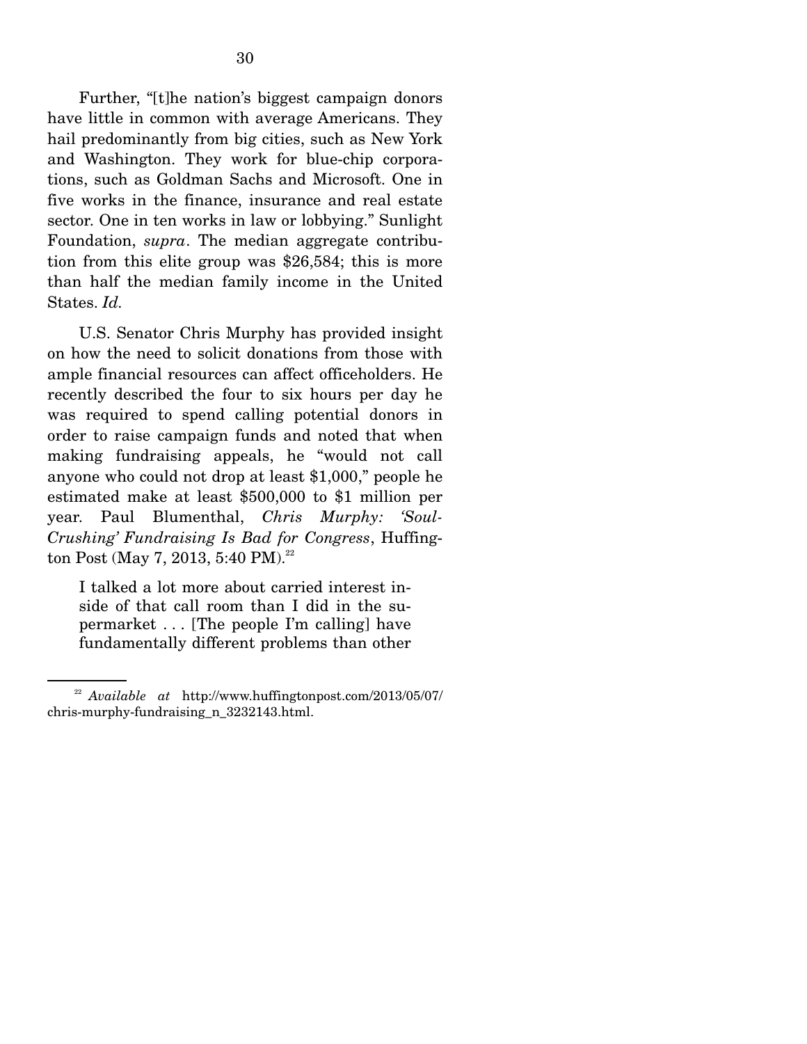Further, "[t]he nation's biggest campaign donors have little in common with average Americans. They hail predominantly from big cities, such as New York and Washington. They work for blue-chip corporations, such as Goldman Sachs and Microsoft. One in five works in the finance, insurance and real estate sector. One in ten works in law or lobbying." Sunlight Foundation, *supra*. The median aggregate contribution from this elite group was $26,584; this is more than half the median family income in the United States. *Id.*

U.S. Senator Chris Murphy has provided insight on how the need to solicit donations from those with ample financial resources can affect officeholders. He recently described the four to six hours per day he was required to spend calling potential donors in order to raise campaign funds and noted that when making fundraising appeals, he "would not call anyone who could not drop at least $1,000," people he estimated make at least $500,000 to $1 million per year. Paul Blumenthal, *Chris Murphy: 'Soul-Crushing' Fundraising Is Bad for Congress*, Huffington Post (May 7, 2013, 5:40 PM).[22]

> I talked a lot more about carried interest inside of that call room than I did in the supermarket . . . [The people I'm calling] have fundamentally different problems than other

---

[22] *Available at* http://www.huffingtonpost.com/2013/05/07/chris-murphy-fundraising_n_3232143.html.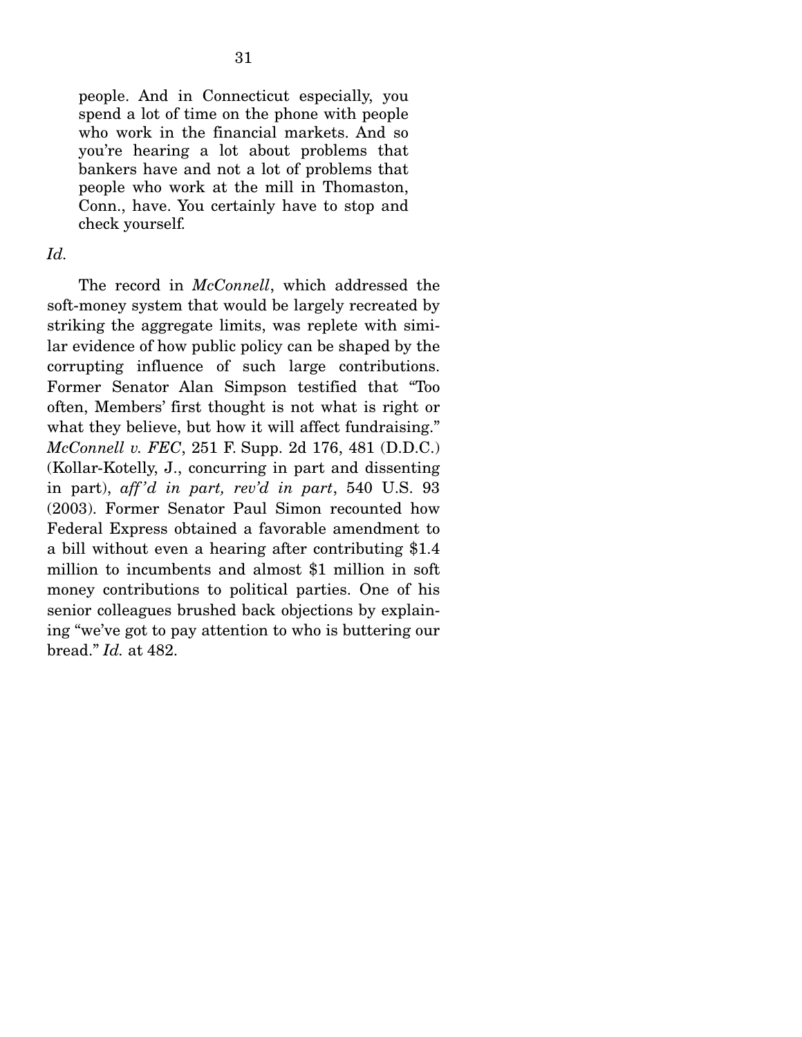> people. And in Connecticut especially, you spend a lot of time on the phone with people who work in the financial markets. And so you're hearing a lot about problems that bankers have and not a lot of problems that people who work at the mill in Thomaston, Conn., have. You certainly have to stop and check yourself.

*Id.*

The record in *McConnell*, which addressed the soft-money system that would be largely recreated by striking the aggregate limits, was replete with similar evidence of how public policy can be shaped by the corrupting influence of such large contributions. Former Senator Alan Simpson testified that "Too often, Members' first thought is not what is right or what they believe, but how it will affect fundraising." *McConnell v. FEC*, 251 F. Supp. 2d 176, 481 (D.D.C.) (Kollar-Kotelly, J., concurring in part and dissenting in part), *aff'd in part, rev'd in part*, 540 U.S. 93 (2003). Former Senator Paul Simon recounted how Federal Express obtained a favorable amendment to a bill without even a hearing after contributing \$1.4 million to incumbents and almost \$1 million in soft money contributions to political parties. One of his senior colleagues brushed back objections by explaining "we've got to pay attention to who is buttering our bread." *Id.* at 482.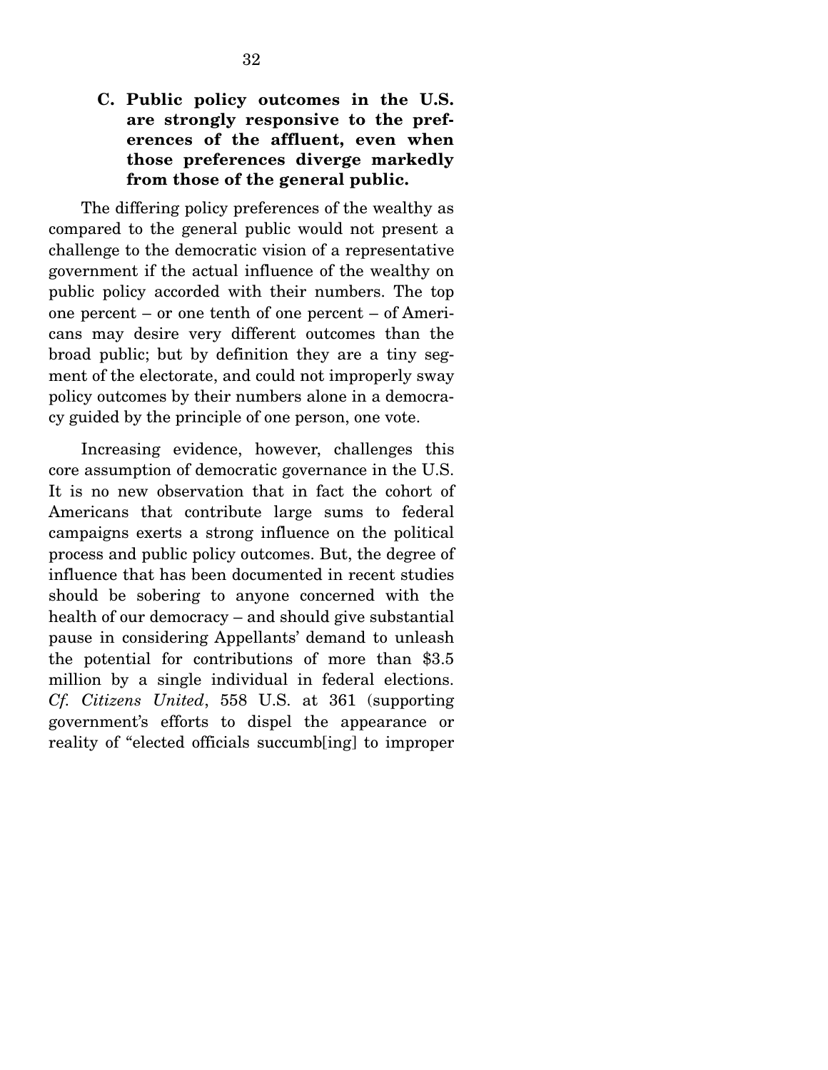### C. Public policy outcomes in the U.S. are strongly responsive to the preferences of the affluent, even when those preferences diverge markedly from those of the general public.

The differing policy preferences of the wealthy as compared to the general public would not present a challenge to the democratic vision of a representative government if the actual influence of the wealthy on public policy accorded with their numbers. The top one percent – or one tenth of one percent – of Americans may desire very different outcomes than the broad public; but by definition they are a tiny segment of the electorate, and could not improperly sway policy outcomes by their numbers alone in a democracy guided by the principle of one person, one vote.

Increasing evidence, however, challenges this core assumption of democratic governance in the U.S. It is no new observation that in fact the cohort of Americans that contribute large sums to federal campaigns exerts a strong influence on the political process and public policy outcomes. But, the degree of influence that has been documented in recent studies should be sobering to anyone concerned with the health of our democracy – and should give substantial pause in considering Appellants' demand to unleash the potential for contributions of more than $3.5 million by a single individual in federal elections. *Cf. Citizens United*, 558 U.S. at 361 (supporting government's efforts to dispel the appearance or reality of "elected officials succumb[ing] to improper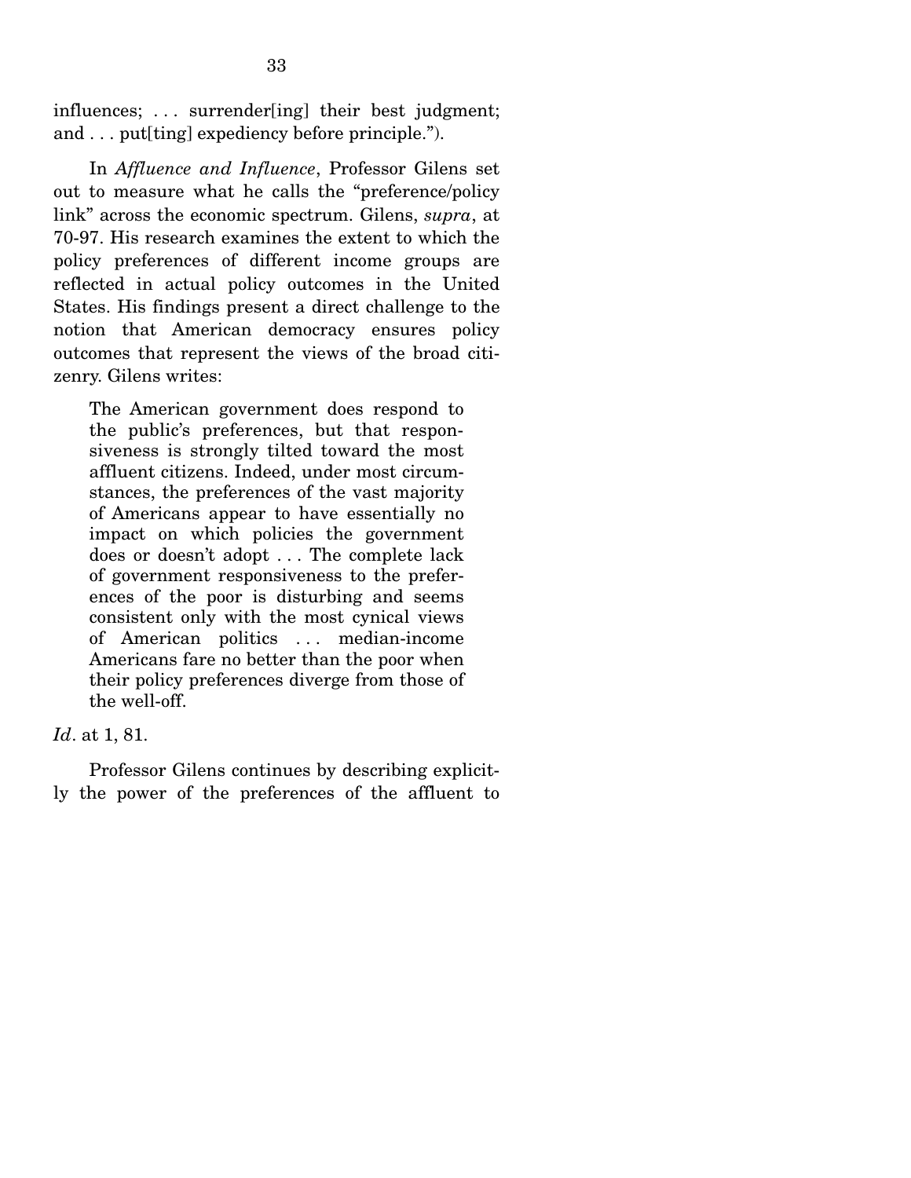influences; . . . surrender[ing] their best judgment; and . . . put[ting] expediency before principle.").

In *Affluence and Influence*, Professor Gilens set out to measure what he calls the "preference/policy link" across the economic spectrum. Gilens, *supra*, at 70-97. His research examines the extent to which the policy preferences of different income groups are reflected in actual policy outcomes in the United States. His findings present a direct challenge to the notion that American democracy ensures policy outcomes that represent the views of the broad citizenry. Gilens writes:

> The American government does respond to the public's preferences, but that responsiveness is strongly tilted toward the most affluent citizens. Indeed, under most circumstances, the preferences of the vast majority of Americans appear to have essentially no impact on which policies the government does or doesn't adopt . . . The complete lack of government responsiveness to the preferences of the poor is disturbing and seems consistent only with the most cynical views of American politics . . . median-income Americans fare no better than the poor when their policy preferences diverge from those of the well-off.

*Id*. at 1, 81.

Professor Gilens continues by describing explicitly the power of the preferences of the affluent to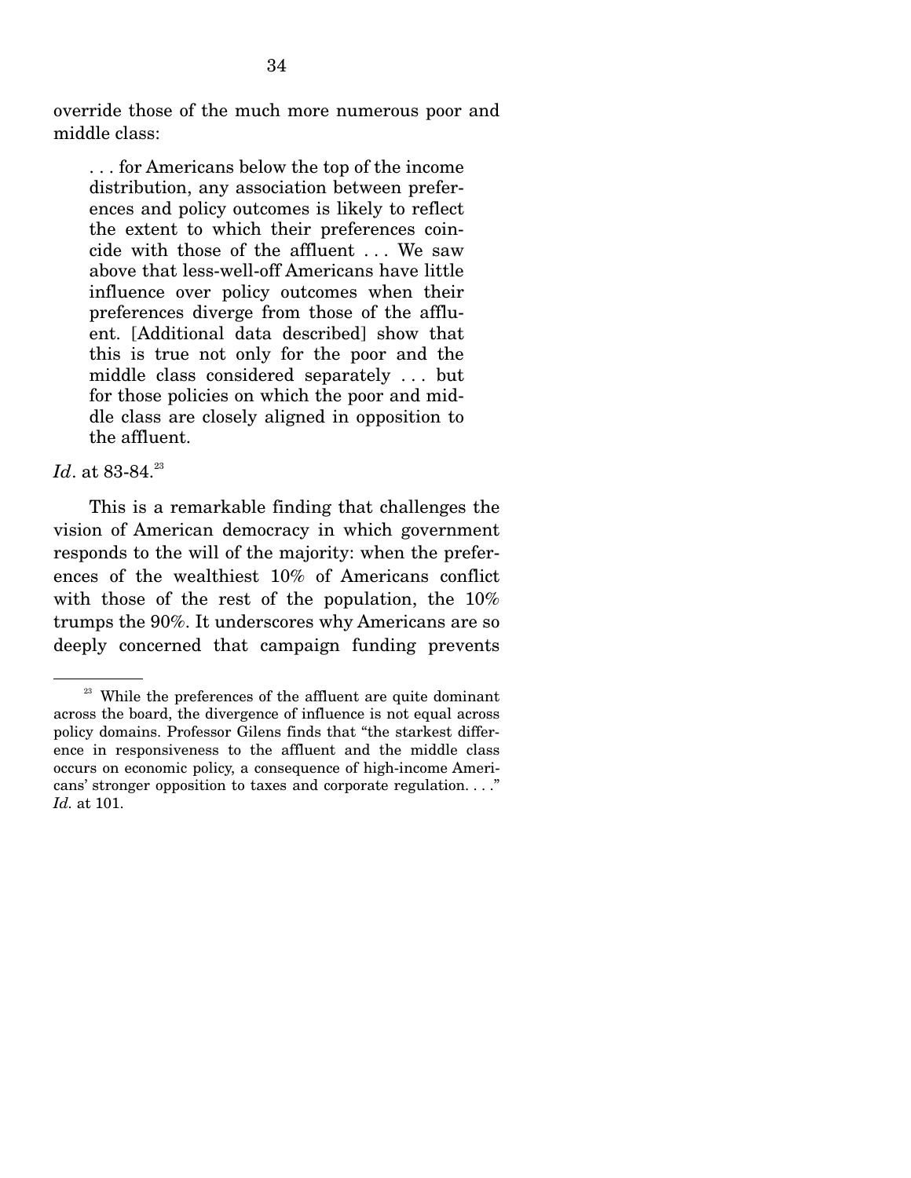override those of the much more numerous poor and middle class:

> . . . for Americans below the top of the income distribution, any association between preferences and policy outcomes is likely to reflect the extent to which their preferences coincide with those of the affluent . . . We saw above that less-well-off Americans have little influence over policy outcomes when their preferences diverge from those of the affluent. [Additional data described] show that this is true not only for the poor and the middle class considered separately . . . but for those policies on which the poor and middle class are closely aligned in opposition to the affluent.

*Id*. at 83-84.[23]

This is a remarkable finding that challenges the vision of American democracy in which government responds to the will of the majority: when the preferences of the wealthiest 10% of Americans conflict with those of the rest of the population, the 10% trumps the 90%. It underscores why Americans are so deeply concerned that campaign funding prevents

---

[23] While the preferences of the affluent are quite dominant across the board, the divergence of influence is not equal across policy domains. Professor Gilens finds that "the starkest difference in responsiveness to the affluent and the middle class occurs on economic policy, a consequence of high-income Americans' stronger opposition to taxes and corporate regulation. . . ." *Id.* at 101.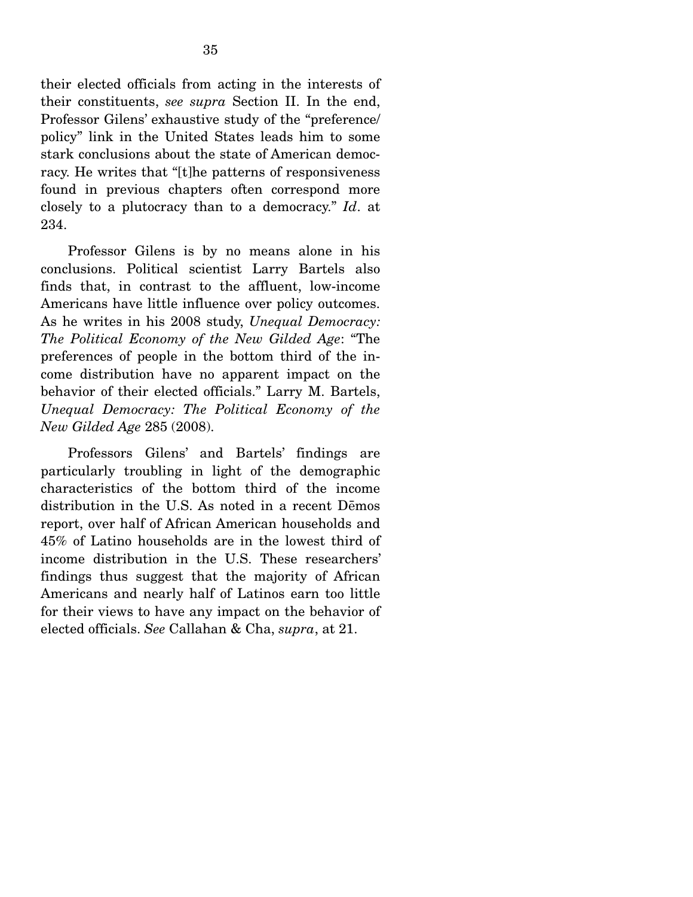their elected officials from acting in the interests of their constituents, *see supra* Section II. In the end, Professor Gilens' exhaustive study of the "preference/policy" link in the United States leads him to some stark conclusions about the state of American democracy. He writes that "[t]he patterns of responsiveness found in previous chapters often correspond more closely to a plutocracy than to a democracy." *Id*. at 234.

Professor Gilens is by no means alone in his conclusions. Political scientist Larry Bartels also finds that, in contrast to the affluent, low-income Americans have little influence over policy outcomes. As he writes in his 2008 study, *Unequal Democracy: The Political Economy of the New Gilded Age*: "The preferences of people in the bottom third of the income distribution have no apparent impact on the behavior of their elected officials." Larry M. Bartels, *Unequal Democracy: The Political Economy of the New Gilded Age* 285 (2008).

Professors Gilens' and Bartels' findings are particularly troubling in light of the demographic characteristics of the bottom third of the income distribution in the U.S. As noted in a recent Dēmos report, over half of African American households and 45% of Latino households are in the lowest third of income distribution in the U.S. These researchers' findings thus suggest that the majority of African Americans and nearly half of Latinos earn too little for their views to have any impact on the behavior of elected officials. *See* Callahan & Cha, *supra*, at 21.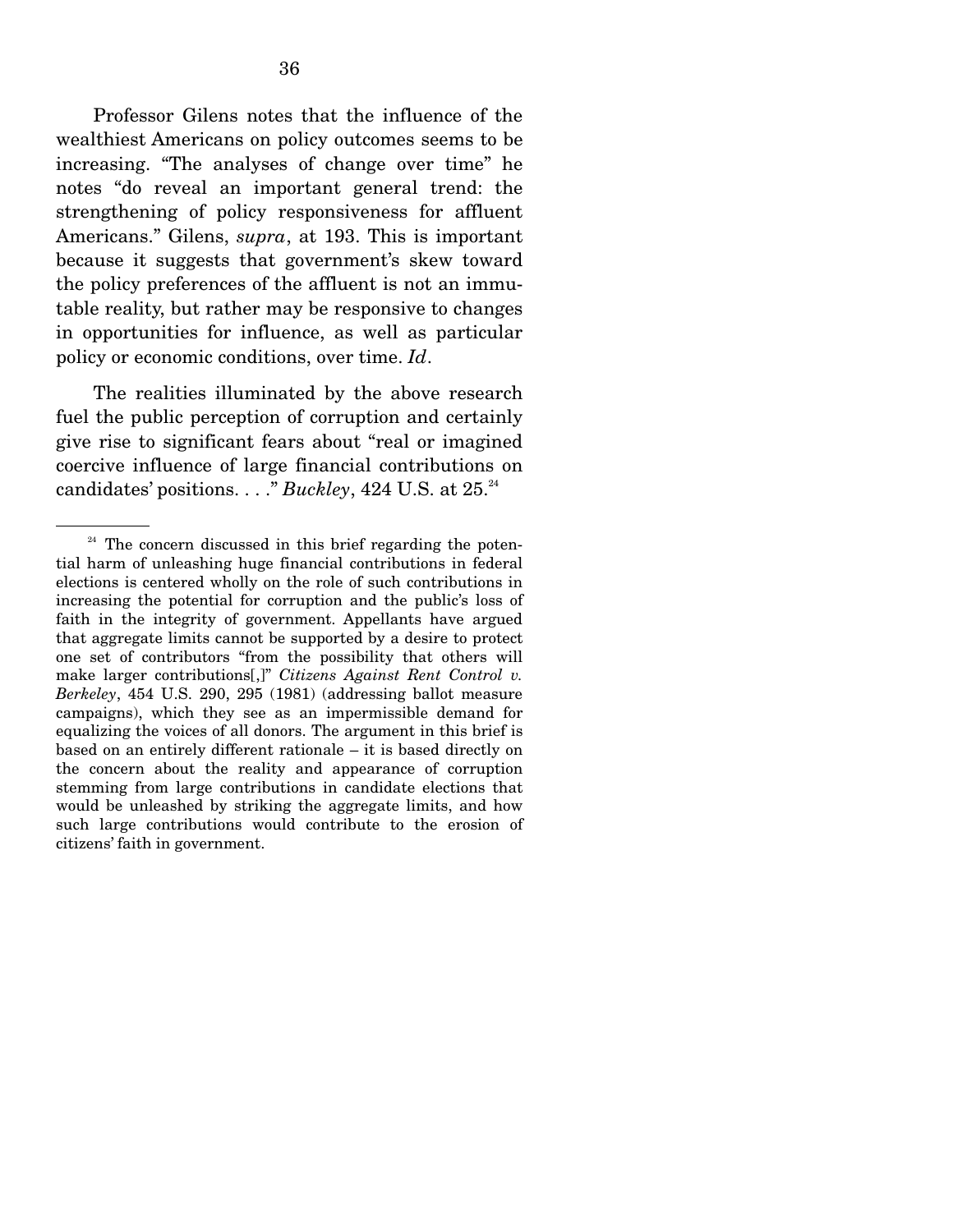Professor Gilens notes that the influence of the wealthiest Americans on policy outcomes seems to be increasing. "The analyses of change over time" he notes "do reveal an important general trend: the strengthening of policy responsiveness for affluent Americans." Gilens, *supra*, at 193. This is important because it suggests that government's skew toward the policy preferences of the affluent is not an immutable reality, but rather may be responsive to changes in opportunities for influence, as well as particular policy or economic conditions, over time. *Id*.

The realities illuminated by the above research fuel the public perception of corruption and certainly give rise to significant fears about "real or imagined coercive influence of large financial contributions on candidates' positions. . . ." *Buckley*, 424 U.S. at 25.[24]

---

[24] The concern discussed in this brief regarding the potential harm of unleashing huge financial contributions in federal elections is centered wholly on the role of such contributions in increasing the potential for corruption and the public's loss of faith in the integrity of government. Appellants have argued that aggregate limits cannot be supported by a desire to protect one set of contributors "from the possibility that others will make larger contributions[,]" *Citizens Against Rent Control v. Berkeley*, 454 U.S. 290, 295 (1981) (addressing ballot measure campaigns), which they see as an impermissible demand for equalizing the voices of all donors. The argument in this brief is based on an entirely different rationale – it is based directly on the concern about the reality and appearance of corruption stemming from large contributions in candidate elections that would be unleashed by striking the aggregate limits, and how such large contributions would contribute to the erosion of citizens' faith in government.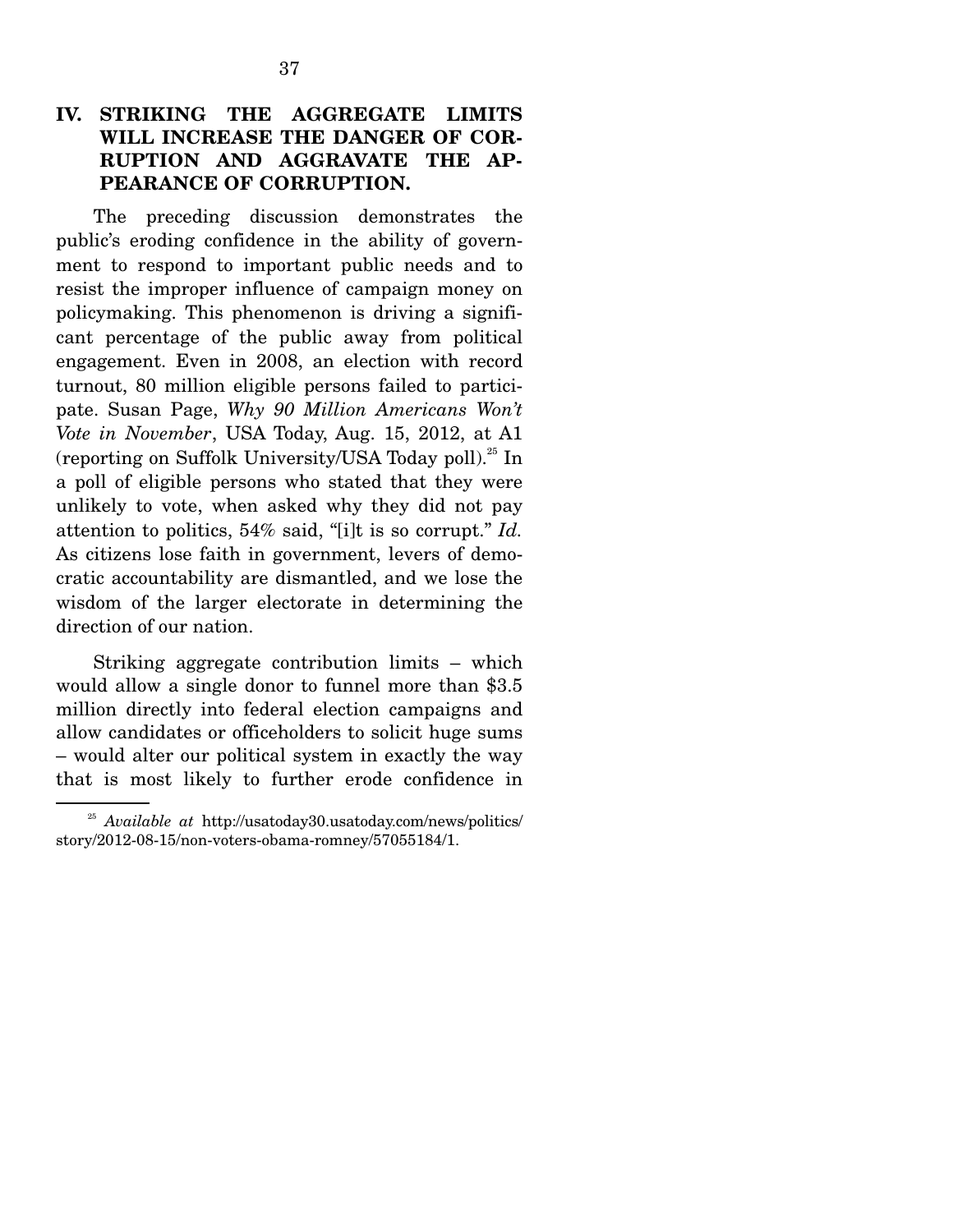## IV. STRIKING THE AGGREGATE LIMITS WILL INCREASE THE DANGER OF CORRUPTION AND AGGRAVATE THE APPEARANCE OF CORRUPTION.

The preceding discussion demonstrates the public's eroding confidence in the ability of government to respond to important public needs and to resist the improper influence of campaign money on policymaking. This phenomenon is driving a significant percentage of the public away from political engagement. Even in 2008, an election with record turnout, 80 million eligible persons failed to participate. Susan Page, *Why 90 Million Americans Won't Vote in November*, USA Today, Aug. 15, 2012, at A1 (reporting on Suffolk University/USA Today poll).[25] In a poll of eligible persons who stated that they were unlikely to vote, when asked why they did not pay attention to politics, 54% said, "[i]t is so corrupt." *Id.* As citizens lose faith in government, levers of democratic accountability are dismantled, and we lose the wisdom of the larger electorate in determining the direction of our nation.

Striking aggregate contribution limits – which would allow a single donor to funnel more than $3.5 million directly into federal election campaigns and allow candidates or officeholders to solicit huge sums – would alter our political system in exactly the way that is most likely to further erode confidence in

---

[25] *Available at* http://usatoday30.usatoday.com/news/politics/story/2012-08-15/non-voters-obama-romney/57055184/1.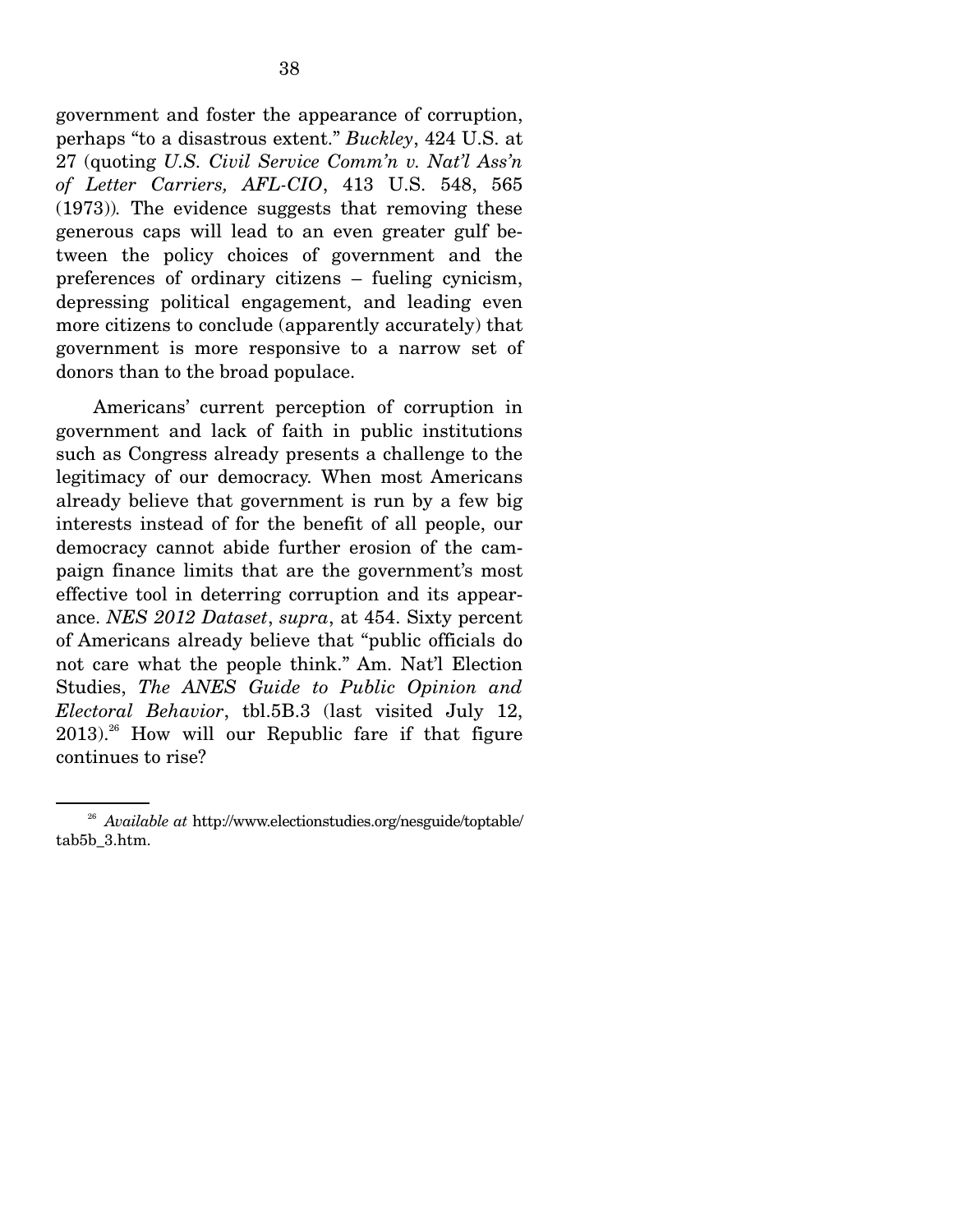government and foster the appearance of corruption, perhaps "to a disastrous extent." *Buckley*, 424 U.S. at 27 (quoting *U.S. Civil Service Comm'n v. Nat'l Ass'n of Letter Carriers, AFL-CIO*, 413 U.S. 548, 565 (1973)). The evidence suggests that removing these generous caps will lead to an even greater gulf between the policy choices of government and the preferences of ordinary citizens – fueling cynicism, depressing political engagement, and leading even more citizens to conclude (apparently accurately) that government is more responsive to a narrow set of donors than to the broad populace.

Americans' current perception of corruption in government and lack of faith in public institutions such as Congress already presents a challenge to the legitimacy of our democracy. When most Americans already believe that government is run by a few big interests instead of for the benefit of all people, our democracy cannot abide further erosion of the campaign finance limits that are the government's most effective tool in deterring corruption and its appearance. *NES 2012 Dataset*, *supra*, at 454. Sixty percent of Americans already believe that "public officials do not care what the people think." Am. Nat'l Election Studies, *The ANES Guide to Public Opinion and Electoral Behavior*, tbl.5B.3 (last visited July 12, 2013).[26] How will our Republic fare if that figure continues to rise?

---

[26] *Available at* http://www.electionstudies.org/nesguide/toptable/tab5b_3.htm.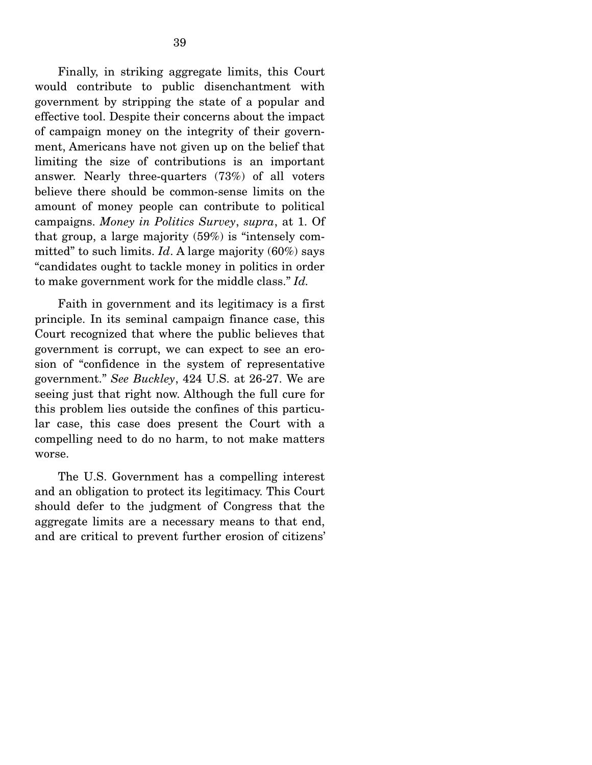Finally, in striking aggregate limits, this Court would contribute to public disenchantment with government by stripping the state of a popular and effective tool. Despite their concerns about the impact of campaign money on the integrity of their government, Americans have not given up on the belief that limiting the size of contributions is an important answer. Nearly three-quarters (73%) of all voters believe there should be common-sense limits on the amount of money people can contribute to political campaigns. *Money in Politics Survey*, *supra*, at 1. Of that group, a large majority (59%) is "intensely committed" to such limits. *Id*. A large majority (60%) says "candidates ought to tackle money in politics in order to make government work for the middle class." *Id.*

Faith in government and its legitimacy is a first principle. In its seminal campaign finance case, this Court recognized that where the public believes that government is corrupt, we can expect to see an erosion of "confidence in the system of representative government." *See Buckley*, 424 U.S. at 26-27. We are seeing just that right now. Although the full cure for this problem lies outside the confines of this particular case, this case does present the Court with a compelling need to do no harm, to not make matters worse.

The U.S. Government has a compelling interest and an obligation to protect its legitimacy. This Court should defer to the judgment of Congress that the aggregate limits are a necessary means to that end, and are critical to prevent further erosion of citizens'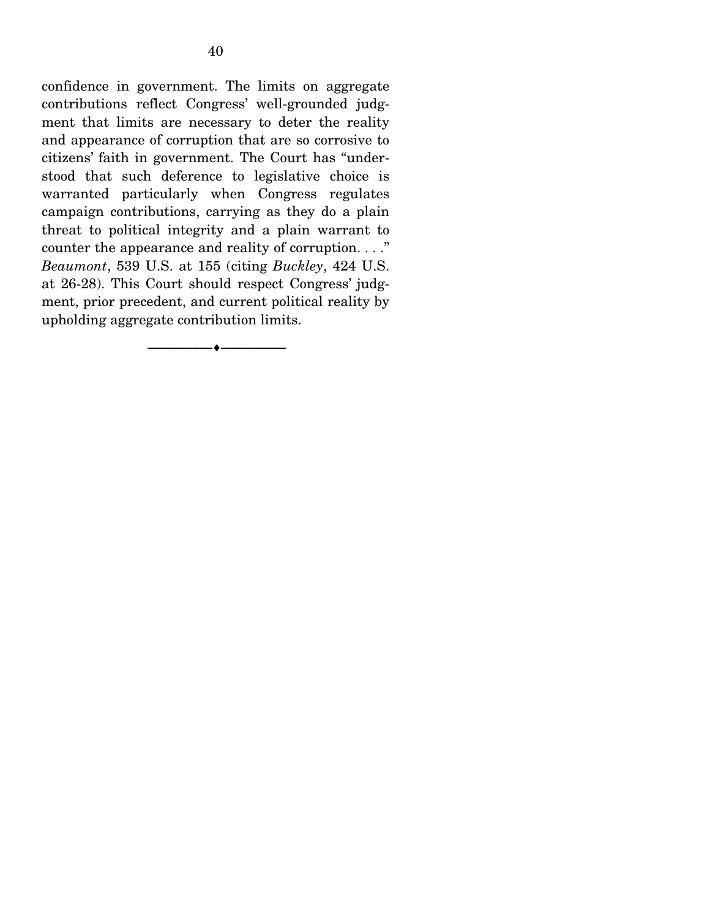confidence in government. The limits on aggregate contributions reflect Congress' well-grounded judgment that limits are necessary to deter the reality and appearance of corruption that are so corrosive to citizens' faith in government. The Court has "understood that such deference to legislative choice is warranted particularly when Congress regulates campaign contributions, carrying as they do a plain threat to political integrity and a plain warrant to counter the appearance and reality of corruption. . . ." *Beaumont*, 539 U.S. at 155 (citing *Buckley*, 424 U.S. at 26-28). This Court should respect Congress' judgment, prior precedent, and current political reality by upholding aggregate contribution limits.

---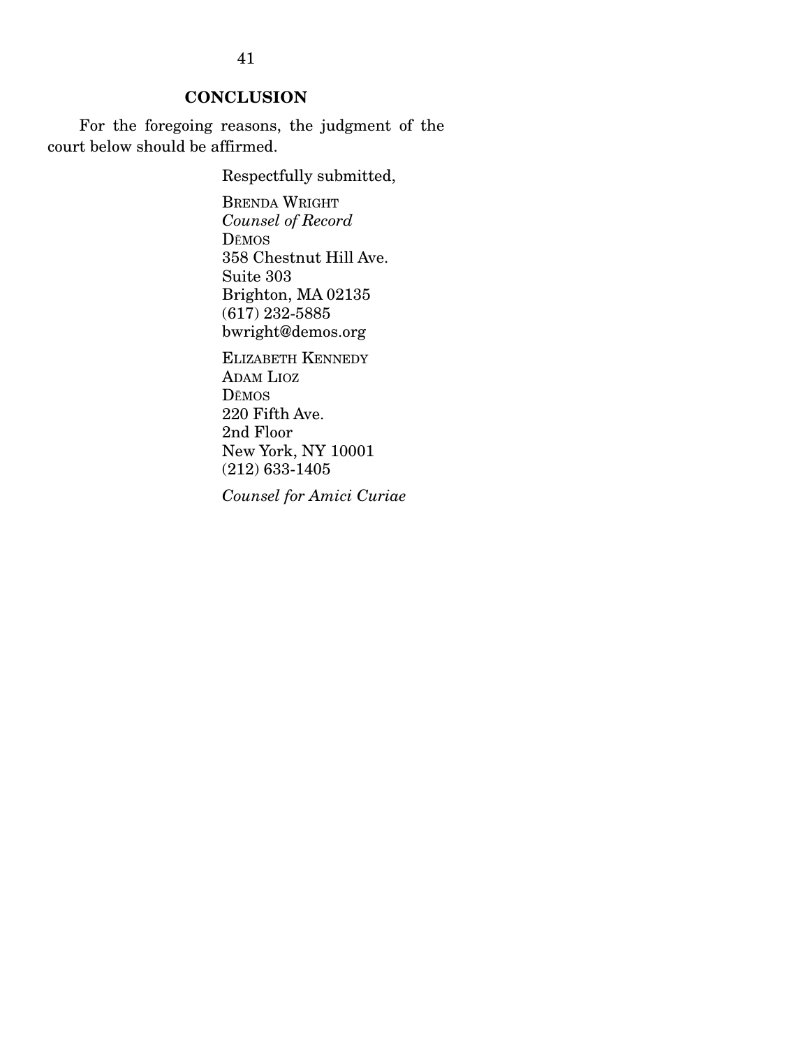## CONCLUSION

For the foregoing reasons, the judgment of the court below should be affirmed.

Respectfully submitted,

BRENDA WRIGHT
*Counsel of Record*
DĒMOS
358 Chestnut Hill Ave.
Suite 303
Brighton, MA 02135
(617) 232-5885
bwright@demos.org

ELIZABETH KENNEDY
ADAM LIOZ
DĒMOS
220 Fifth Ave.
2nd Floor
New York, NY 10001
(212) 633-1405

*Counsel for Amici Curiae*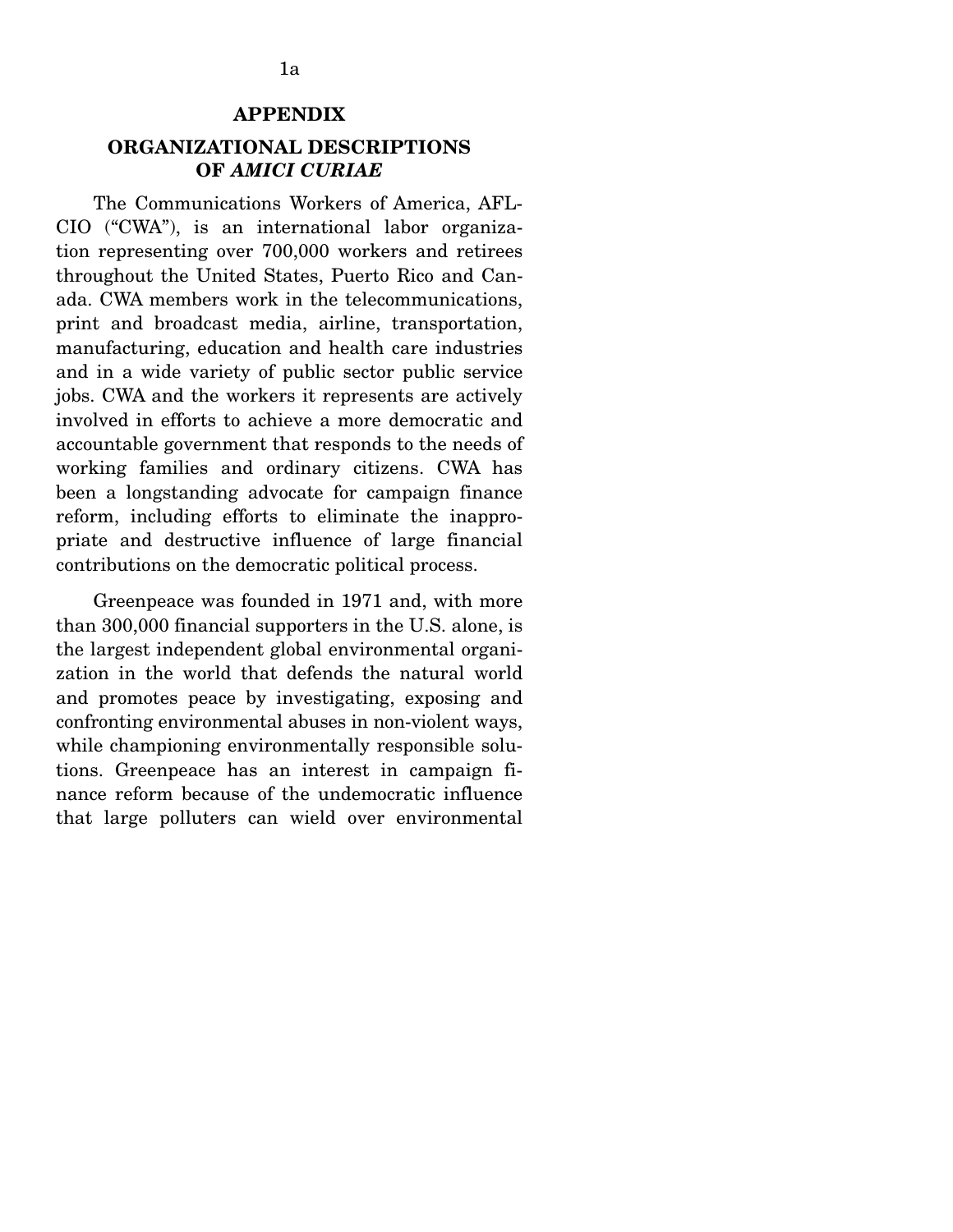## APPENDIX

## ORGANIZATIONAL DESCRIPTIONS OF *AMICI CURIAE*

The Communications Workers of America, AFL-CIO ("CWA"), is an international labor organization representing over 700,000 workers and retirees throughout the United States, Puerto Rico and Canada. CWA members work in the telecommunications, print and broadcast media, airline, transportation, manufacturing, education and health care industries and in a wide variety of public sector public service jobs. CWA and the workers it represents are actively involved in efforts to achieve a more democratic and accountable government that responds to the needs of working families and ordinary citizens. CWA has been a longstanding advocate for campaign finance reform, including efforts to eliminate the inappropriate and destructive influence of large financial contributions on the democratic political process.

Greenpeace was founded in 1971 and, with more than 300,000 financial supporters in the U.S. alone, is the largest independent global environmental organization in the world that defends the natural world and promotes peace by investigating, exposing and confronting environmental abuses in non-violent ways, while championing environmentally responsible solutions. Greenpeace has an interest in campaign finance reform because of the undemocratic influence that large polluters can wield over environmental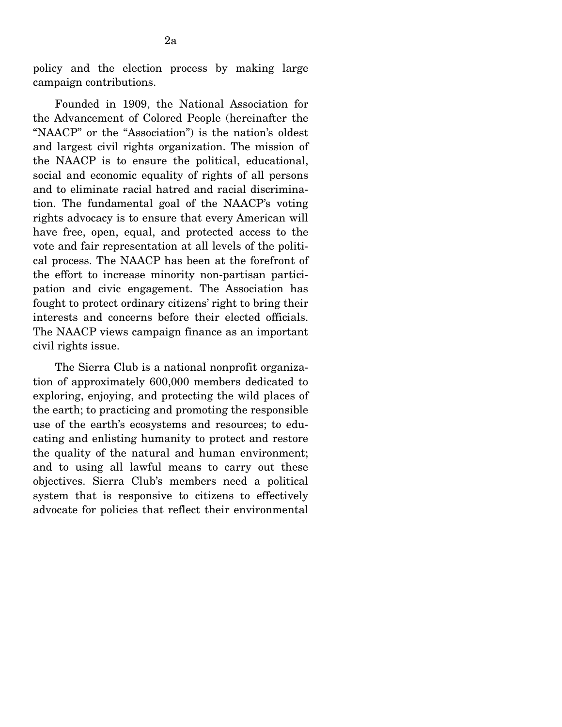policy and the election process by making large campaign contributions.

Founded in 1909, the National Association for the Advancement of Colored People (hereinafter the "NAACP" or the "Association") is the nation's oldest and largest civil rights organization. The mission of the NAACP is to ensure the political, educational, social and economic equality of rights of all persons and to eliminate racial hatred and racial discrimination. The fundamental goal of the NAACP's voting rights advocacy is to ensure that every American will have free, open, equal, and protected access to the vote and fair representation at all levels of the political process. The NAACP has been at the forefront of the effort to increase minority non-partisan participation and civic engagement. The Association has fought to protect ordinary citizens' right to bring their interests and concerns before their elected officials. The NAACP views campaign finance as an important civil rights issue.

The Sierra Club is a national nonprofit organization of approximately 600,000 members dedicated to exploring, enjoying, and protecting the wild places of the earth; to practicing and promoting the responsible use of the earth's ecosystems and resources; to educating and enlisting humanity to protect and restore the quality of the natural and human environment; and to using all lawful means to carry out these objectives. Sierra Club's members need a political system that is responsive to citizens to effectively advocate for policies that reflect their environmental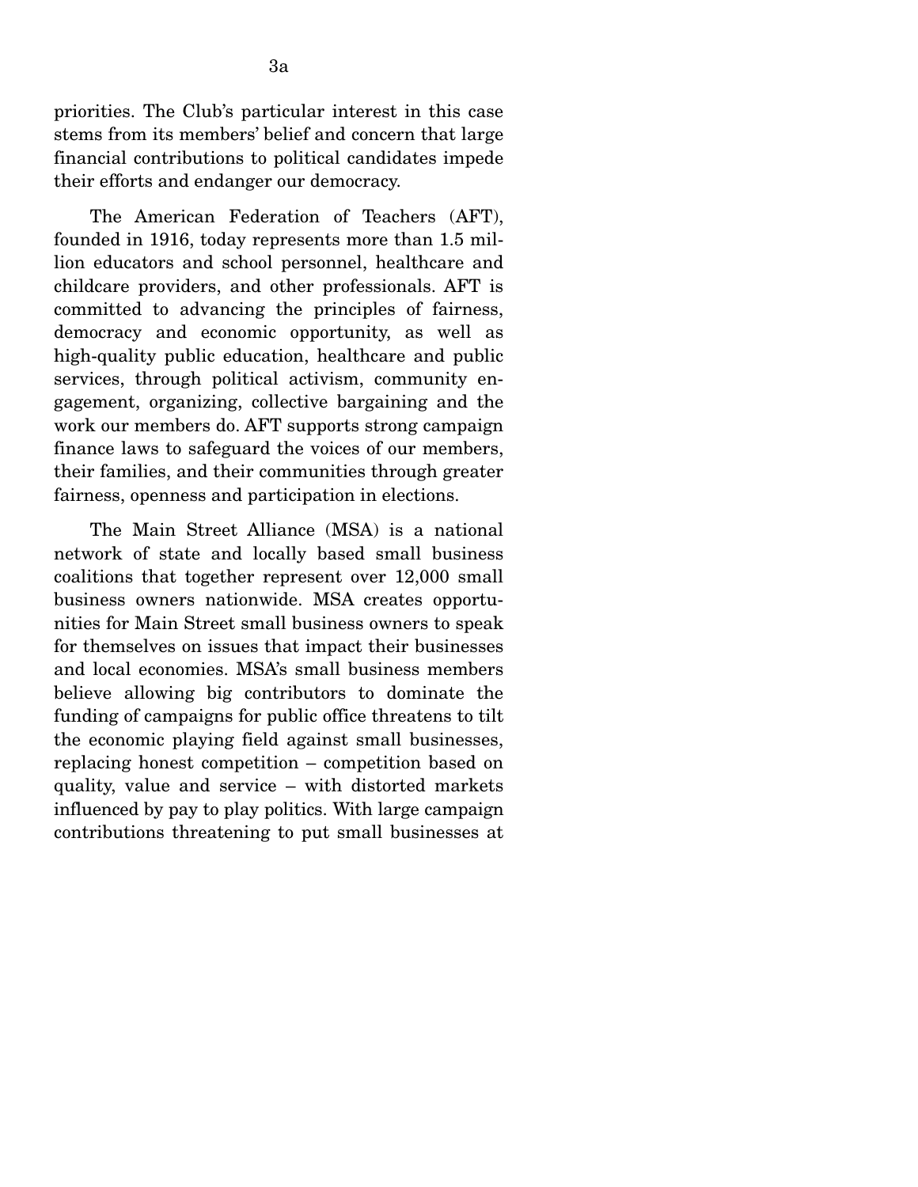priorities. The Club's particular interest in this case stems from its members' belief and concern that large financial contributions to political candidates impede their efforts and endanger our democracy.

The American Federation of Teachers (AFT), founded in 1916, today represents more than 1.5 million educators and school personnel, healthcare and childcare providers, and other professionals. AFT is committed to advancing the principles of fairness, democracy and economic opportunity, as well as high-quality public education, healthcare and public services, through political activism, community engagement, organizing, collective bargaining and the work our members do. AFT supports strong campaign finance laws to safeguard the voices of our members, their families, and their communities through greater fairness, openness and participation in elections.

The Main Street Alliance (MSA) is a national network of state and locally based small business coalitions that together represent over 12,000 small business owners nationwide. MSA creates opportunities for Main Street small business owners to speak for themselves on issues that impact their businesses and local economies. MSA's small business members believe allowing big contributors to dominate the funding of campaigns for public office threatens to tilt the economic playing field against small businesses, replacing honest competition – competition based on quality, value and service – with distorted markets influenced by pay to play politics. With large campaign contributions threatening to put small businesses at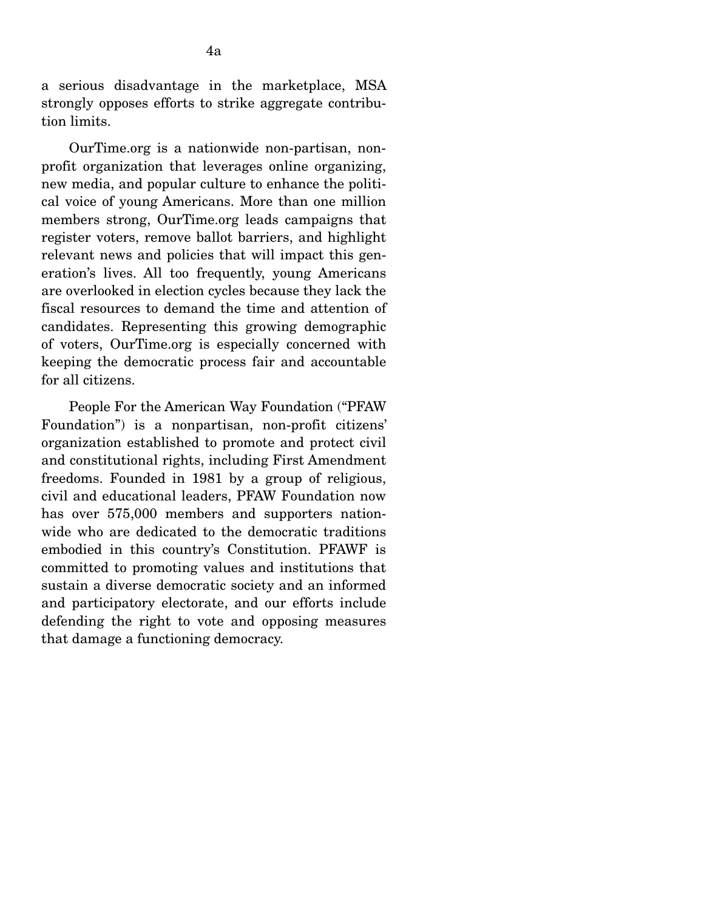a serious disadvantage in the marketplace, MSA strongly opposes efforts to strike aggregate contribution limits.

OurTime.org is a nationwide non-partisan, non-profit organization that leverages online organizing, new media, and popular culture to enhance the political voice of young Americans. More than one million members strong, OurTime.org leads campaigns that register voters, remove ballot barriers, and highlight relevant news and policies that will impact this generation's lives. All too frequently, young Americans are overlooked in election cycles because they lack the fiscal resources to demand the time and attention of candidates. Representing this growing demographic of voters, OurTime.org is especially concerned with keeping the democratic process fair and accountable for all citizens.

People For the American Way Foundation ("PFAW Foundation") is a nonpartisan, non-profit citizens' organization established to promote and protect civil and constitutional rights, including First Amendment freedoms. Founded in 1981 by a group of religious, civil and educational leaders, PFAW Foundation now has over 575,000 members and supporters nationwide who are dedicated to the democratic traditions embodied in this country's Constitution. PFAWF is committed to promoting values and institutions that sustain a diverse democratic society and an informed and participatory electorate, and our efforts include defending the right to vote and opposing measures that damage a functioning democracy.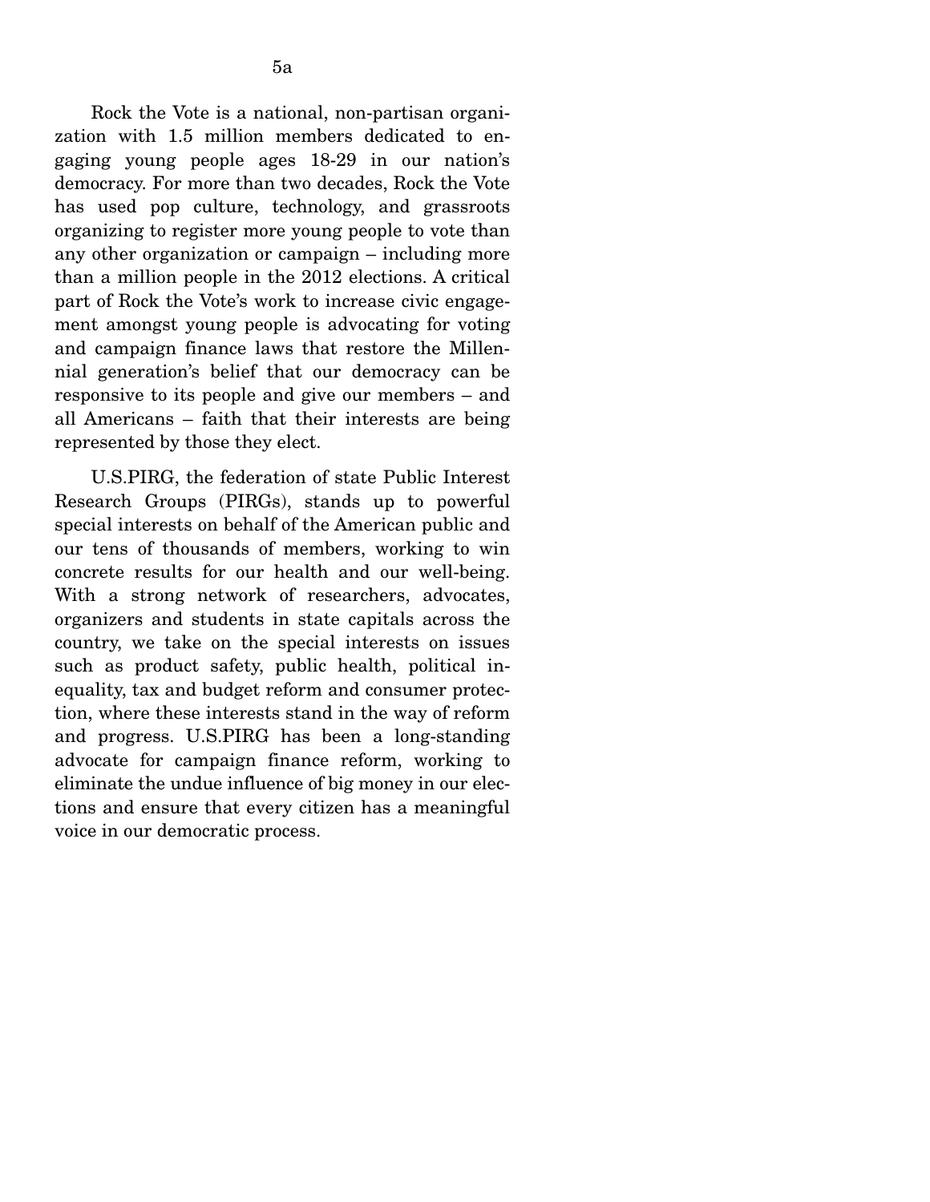Rock the Vote is a national, non-partisan organization with 1.5 million members dedicated to engaging young people ages 18-29 in our nation's democracy. For more than two decades, Rock the Vote has used pop culture, technology, and grassroots organizing to register more young people to vote than any other organization or campaign – including more than a million people in the 2012 elections. A critical part of Rock the Vote's work to increase civic engagement amongst young people is advocating for voting and campaign finance laws that restore the Millennial generation's belief that our democracy can be responsive to its people and give our members – and all Americans – faith that their interests are being represented by those they elect.

U.S.PIRG, the federation of state Public Interest Research Groups (PIRGs), stands up to powerful special interests on behalf of the American public and our tens of thousands of members, working to win concrete results for our health and our well-being. With a strong network of researchers, advocates, organizers and students in state capitals across the country, we take on the special interests on issues such as product safety, public health, political inequality, tax and budget reform and consumer protection, where these interests stand in the way of reform and progress. U.S.PIRG has been a long-standing advocate for campaign finance reform, working to eliminate the undue influence of big money in our elections and ensure that every citizen has a meaningful voice in our democratic process.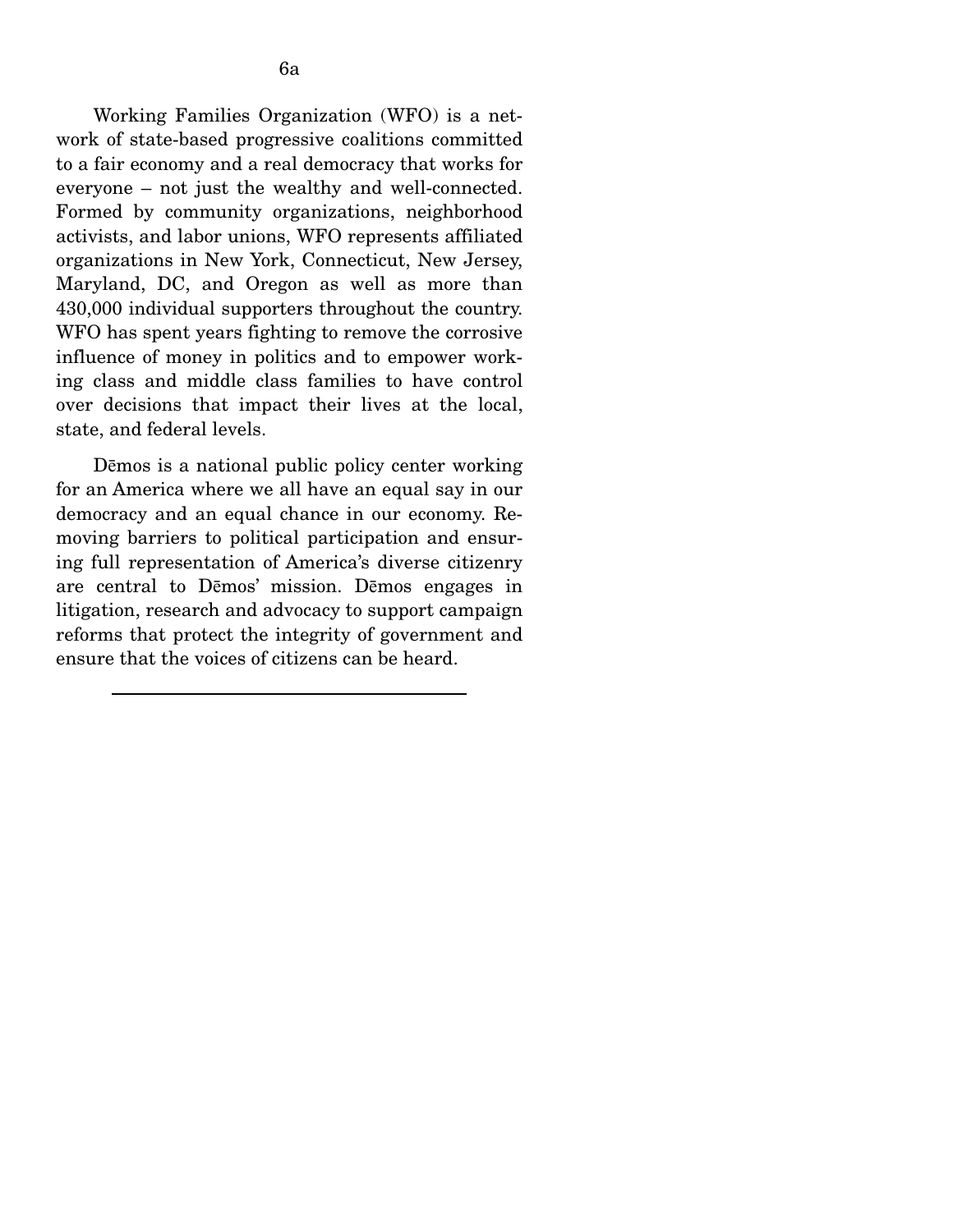Working Families Organization (WFO) is a network of state-based progressive coalitions committed to a fair economy and a real democracy that works for everyone – not just the wealthy and well-connected. Formed by community organizations, neighborhood activists, and labor unions, WFO represents affiliated organizations in New York, Connecticut, New Jersey, Maryland, DC, and Oregon as well as more than 430,000 individual supporters throughout the country. WFO has spent years fighting to remove the corrosive influence of money in politics and to empower working class and middle class families to have control over decisions that impact their lives at the local, state, and federal levels.

Dēmos is a national public policy center working for an America where we all have an equal say in our democracy and an equal chance in our economy. Removing barriers to political participation and ensuring full representation of America's diverse citizenry are central to Dēmos' mission. Dēmos engages in litigation, research and advocacy to support campaign reforms that protect the integrity of government and ensure that the voices of citizens can be heard.

---